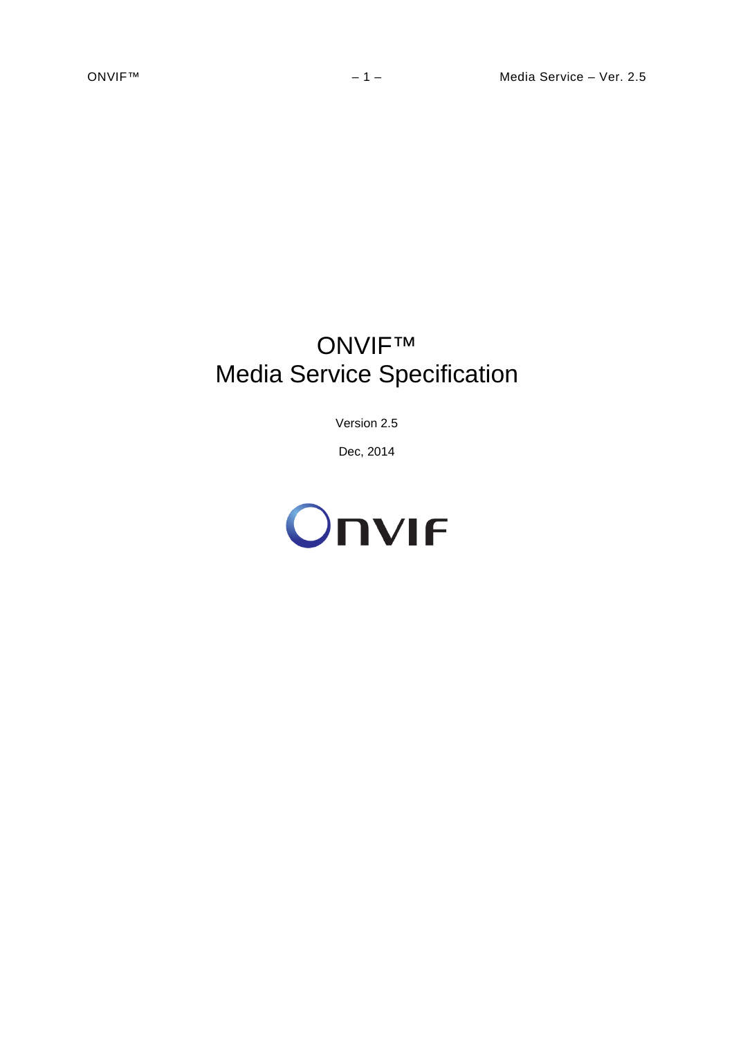# ONVIF™
# Media Service Specification

Version 2.5

Dec, 2014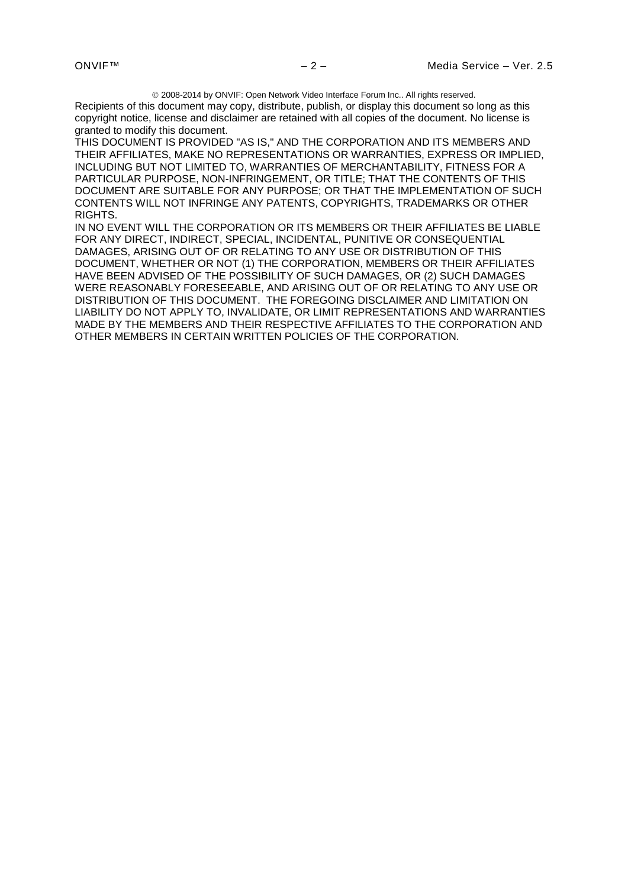© 2008-2014 by ONVIF: Open Network Video Interface Forum Inc.. All rights reserved.

Recipients of this document may copy, distribute, publish, or display this document so long as this copyright notice, license and disclaimer are retained with all copies of the document. No license is granted to modify this document.

THIS DOCUMENT IS PROVIDED "AS IS," AND THE CORPORATION AND ITS MEMBERS AND THEIR AFFILIATES, MAKE NO REPRESENTATIONS OR WARRANTIES, EXPRESS OR IMPLIED, INCLUDING BUT NOT LIMITED TO, WARRANTIES OF MERCHANTABILITY, FITNESS FOR A PARTICULAR PURPOSE, NON-INFRINGEMENT, OR TITLE; THAT THE CONTENTS OF THIS DOCUMENT ARE SUITABLE FOR ANY PURPOSE; OR THAT THE IMPLEMENTATION OF SUCH CONTENTS WILL NOT INFRINGE ANY PATENTS, COPYRIGHTS, TRADEMARKS OR OTHER RIGHTS.

IN NO EVENT WILL THE CORPORATION OR ITS MEMBERS OR THEIR AFFILIATES BE LIABLE FOR ANY DIRECT, INDIRECT, SPECIAL, INCIDENTAL, PUNITIVE OR CONSEQUENTIAL DAMAGES, ARISING OUT OF OR RELATING TO ANY USE OR DISTRIBUTION OF THIS DOCUMENT, WHETHER OR NOT (1) THE CORPORATION, MEMBERS OR THEIR AFFILIATES HAVE BEEN ADVISED OF THE POSSIBILITY OF SUCH DAMAGES, OR (2) SUCH DAMAGES WERE REASONABLY FORESEEABLE, AND ARISING OUT OF OR RELATING TO ANY USE OR DISTRIBUTION OF THIS DOCUMENT. THE FOREGOING DISCLAIMER AND LIMITATION ON LIABILITY DO NOT APPLY TO, INVALIDATE, OR LIMIT REPRESENTATIONS AND WARRANTIES MADE BY THE MEMBERS AND THEIR RESPECTIVE AFFILIATES TO THE CORPORATION AND OTHER MEMBERS IN CERTAIN WRITTEN POLICIES OF THE CORPORATION.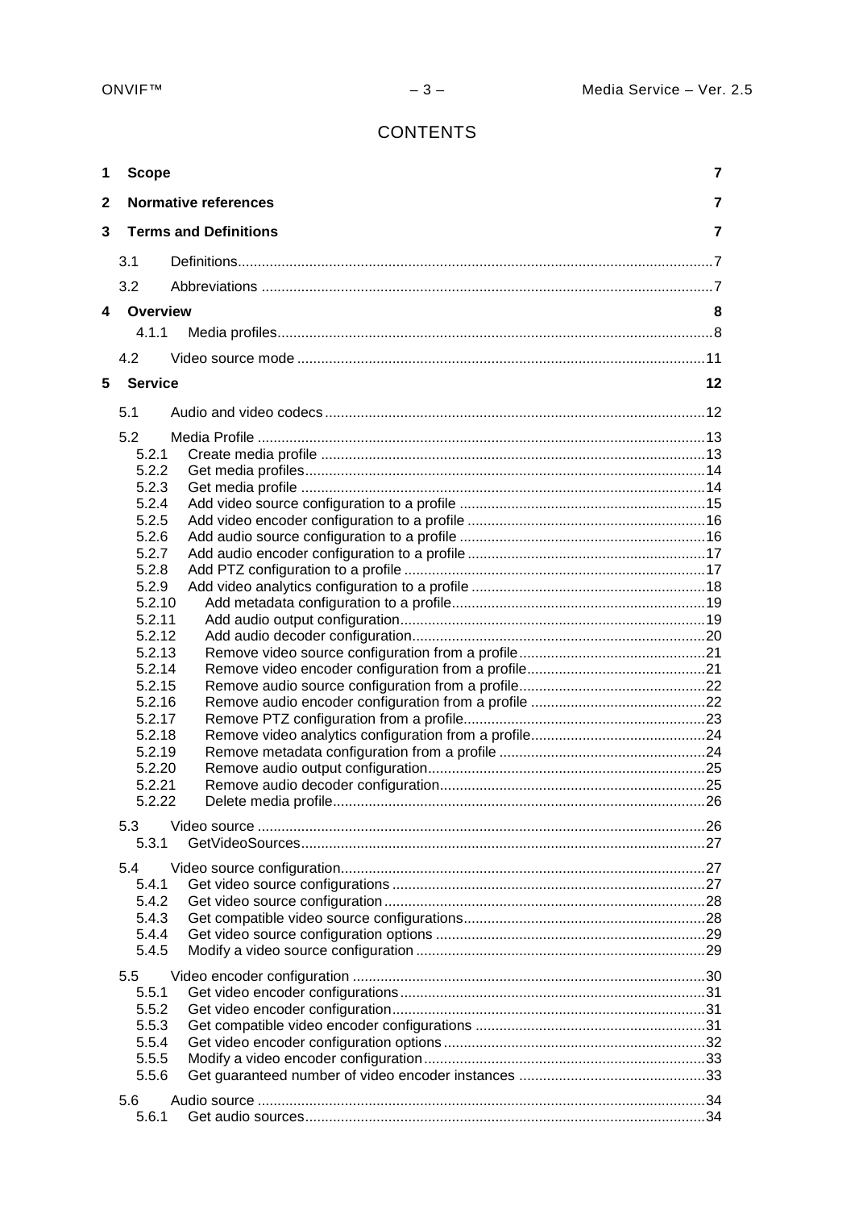# CONTENTS

1 Scope 7

2 Normative references 7

3 Terms and Definitions 7

3.1 Definitions 7

3.2 Abbreviations 7

4 Overview 8

4.1.1 Media profiles 8

4.2 Video source mode 11

5 Service 12

5.1 Audio and video codecs 12

5.2 Media Profile 13

5.2.1 Create media profile 13

5.2.2 Get media profiles 14

5.2.3 Get media profile 14

5.2.4 Add video source configuration to a profile 15

5.2.5 Add video encoder configuration to a profile 16

5.2.6 Add audio source configuration to a profile 16

5.2.7 Add audio encoder configuration to a profile 17

5.2.8 Add PTZ configuration to a profile 17

5.2.9 Add video analytics configuration to a profile 18

5.2.10 Add metadata configuration to a profile 19

5.2.11 Add audio output configuration 19

5.2.12 Add audio decoder configuration 20

5.2.13 Remove video source configuration from a profile 21

5.2.14 Remove video encoder configuration from a profile 21

5.2.15 Remove audio source configuration from a profile 22

5.2.16 Remove audio encoder configuration from a profile 22

5.2.17 Remove PTZ configuration from a profile 23

5.2.18 Remove video analytics configuration from a profile 24

5.2.19 Remove metadata configuration from a profile 24

5.2.20 Remove audio output configuration 25

5.2.21 Remove audio decoder configuration 25

5.2.22 Delete media profile 26

5.3 Video source 26

5.3.1 GetVideoSources 27

5.4 Video source configuration 27

5.4.1 Get video source configurations 27

5.4.2 Get video source configuration 28

5.4.3 Get compatible video source configurations 28

5.4.4 Get video source configuration options 29

5.4.5 Modify a video source configuration 29

5.5 Video encoder configuration 30

5.5.1 Get video encoder configurations 31

5.5.2 Get video encoder configuration 31

5.5.3 Get compatible video encoder configurations 31

5.5.4 Get video encoder configuration options 32

5.5.5 Modify a video encoder configuration 33

5.5.6 Get guaranteed number of video encoder instances 33

5.6 Audio source 34

5.6.1 Get audio sources 34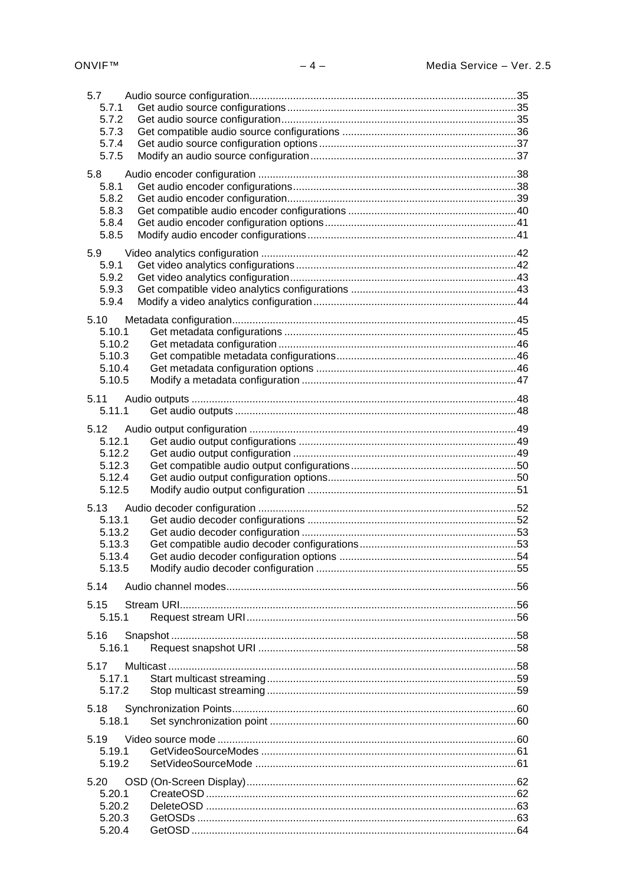5.7 Audio source configuration ..... 35
  5.7.1 Get audio source configurations ..... 35
  5.7.2 Get audio source configuration ..... 35
  5.7.3 Get compatible audio source configurations ..... 36
  5.7.4 Get audio source configuration options ..... 37
  5.7.5 Modify an audio source configuration ..... 37

5.8 Audio encoder configuration ..... 38
  5.8.1 Get audio encoder configurations ..... 38
  5.8.2 Get audio encoder configuration ..... 39
  5.8.3 Get compatible audio encoder configurations ..... 40
  5.8.4 Get audio encoder configuration options ..... 41
  5.8.5 Modify audio encoder configurations ..... 41

5.9 Video analytics configuration ..... 42
  5.9.1 Get video analytics configurations ..... 42
  5.9.2 Get video analytics configuration ..... 43
  5.9.3 Get compatible video analytics configurations ..... 43
  5.9.4 Modify a video analytics configuration ..... 44

5.10 Metadata configuration ..... 45
  5.10.1 Get metadata configurations ..... 45
  5.10.2 Get metadata configuration ..... 46
  5.10.3 Get compatible metadata configurations ..... 46
  5.10.4 Get metadata configuration options ..... 46
  5.10.5 Modify a metadata configuration ..... 47

5.11 Audio outputs ..... 48
  5.11.1 Get audio outputs ..... 48

5.12 Audio output configuration ..... 49
  5.12.1 Get audio output configurations ..... 49
  5.12.2 Get audio output configuration ..... 49
  5.12.3 Get compatible audio output configurations ..... 50
  5.12.4 Get audio output configuration options ..... 50
  5.12.5 Modify audio output configuration ..... 51

5.13 Audio decoder configuration ..... 52
  5.13.1 Get audio decoder configurations ..... 52
  5.13.2 Get audio decoder configuration ..... 53
  5.13.3 Get compatible audio decoder configurations ..... 53
  5.13.4 Get audio decoder configuration options ..... 54
  5.13.5 Modify audio decoder configuration ..... 55

5.14 Audio channel modes ..... 56

5.15 Stream URI ..... 56
  5.15.1 Request stream URI ..... 56

5.16 Snapshot ..... 58
  5.16.1 Request snapshot URI ..... 58

5.17 Multicast ..... 58
  5.17.1 Start multicast streaming ..... 59
  5.17.2 Stop multicast streaming ..... 59

5.18 Synchronization Points ..... 60
  5.18.1 Set synchronization point ..... 60

5.19 Video source mode ..... 60
  5.19.1 GetVideoSourceModes ..... 61
  5.19.2 SetVideoSourceMode ..... 61

5.20 OSD (On-Screen Display) ..... 62
  5.20.1 CreateOSD ..... 62
  5.20.2 DeleteOSD ..... 63
  5.20.3 GetOSDs ..... 63
  5.20.4 GetOSD ..... 64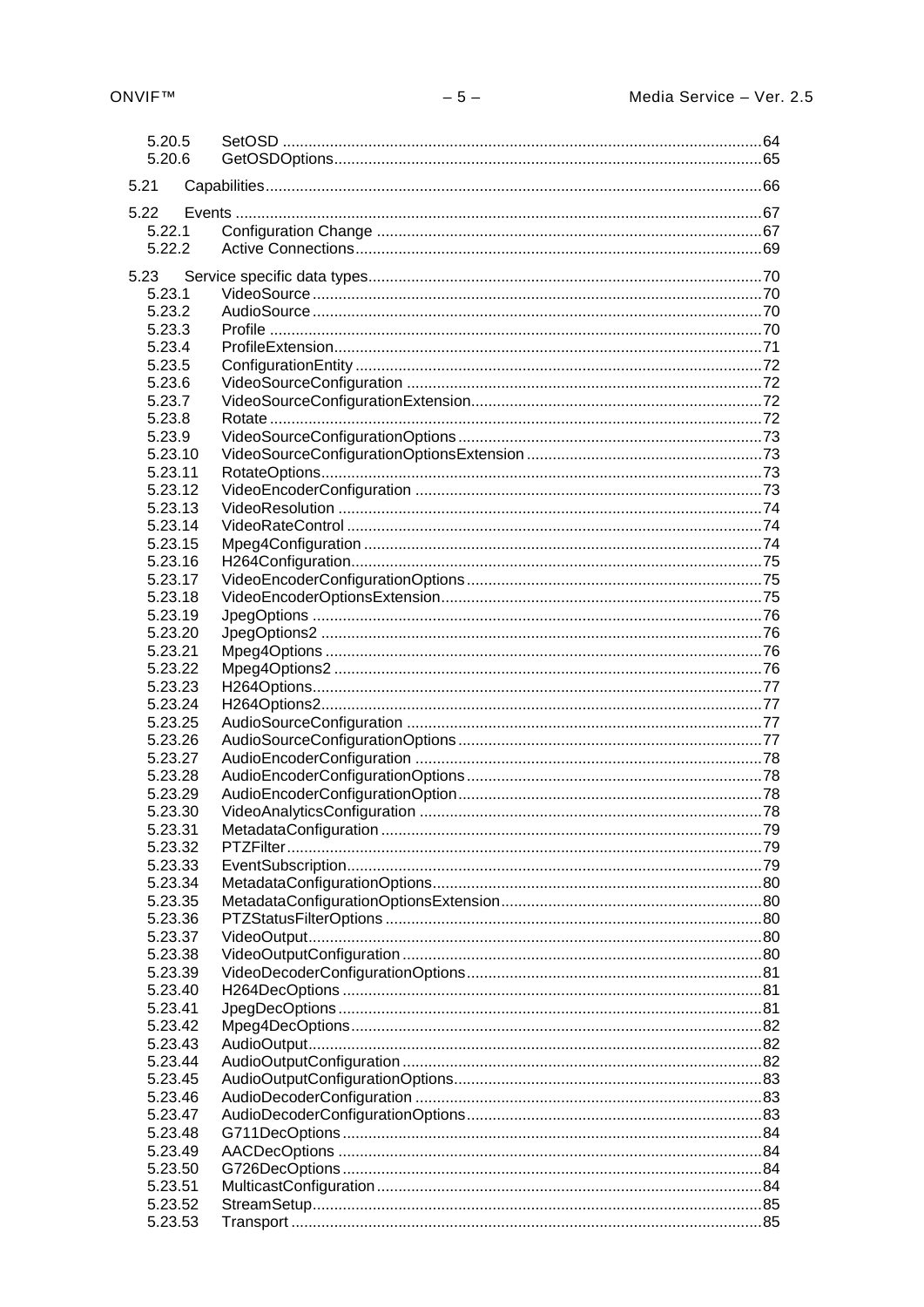5.20.5 SetOSD ....................................................................................................................64
5.20.6 GetOSDOptions...........................................................................................................65

5.21 Capabilities...........................................................................................................................66

5.22 Events ..................................................................................................................................67
5.22.1 Configuration Change ..................................................................................................67
5.22.2 Active Connections.......................................................................................................69

5.23 Service specific data types.................................................................................................70
5.23.1 VideoSource .................................................................................................................70
5.23.2 AudioSource .................................................................................................................70
5.23.3 Profile ...........................................................................................................................70
5.23.4 ProfileExtension............................................................................................................71
5.23.5 ConfigurationEntity .......................................................................................................72
5.23.6 VideoSourceConfiguration ...........................................................................................72
5.23.7 VideoSourceConfigurationExtension............................................................................72
5.23.8 Rotate ...........................................................................................................................72
5.23.9 VideoSourceConfigurationOptions...............................................................................73
5.23.10 VideoSourceConfigurationOptionsExtension ...............................................................73
5.23.11 RotateOptions...............................................................................................................73
5.23.12 VideoEncoderConfiguration .........................................................................................73
5.23.13 VideoResolution ...........................................................................................................74
5.23.14 VideoRateControl .........................................................................................................74
5.23.15 Mpeg4Configuration .....................................................................................................74
5.23.16 H264Configuration........................................................................................................75
5.23.17 VideoEncoderConfigurationOptions.............................................................................75
5.23.18 VideoEncoderOptionsExtension...................................................................................75
5.23.19 JpegOptions .................................................................................................................76
5.23.20 JpegOptions2 ...............................................................................................................76
5.23.21 Mpeg4Options ..............................................................................................................76
5.23.22 Mpeg4Options2 ............................................................................................................76
5.23.23 H264Options.................................................................................................................77
5.23.24 H264Options2...............................................................................................................77
5.23.25 AudioSourceConfiguration ...........................................................................................77
5.23.26 AudioSourceConfigurationOptions...............................................................................77
5.23.27 AudioEncoderConfiguration .........................................................................................78
5.23.28 AudioEncoderConfigurationOptions.............................................................................78
5.23.29 AudioEncoderConfigurationOption...............................................................................78
5.23.30 VideoAnalyticsConfiguration ........................................................................................78
5.23.31 MetadataConfiguration .................................................................................................79
5.23.32 PTZFilter.......................................................................................................................79
5.23.33 EventSubscription.........................................................................................................79
5.23.34 MetadataConfigurationOptions.....................................................................................80
5.23.35 MetadataConfigurationOptionsExtension.....................................................................80
5.23.36 PTZStatusFilterOptions ................................................................................................80
5.23.37 VideoOutput..................................................................................................................80
5.23.38 VideoOutputConfiguration ............................................................................................80
5.23.39 VideoDecoderConfigurationOptions.............................................................................81
5.23.40 H264DecOptions ..........................................................................................................81
5.23.41 JpegDecOptions ...........................................................................................................81
5.23.42 Mpeg4DecOptions........................................................................................................82
5.23.43 AudioOutput..................................................................................................................82
5.23.44 AudioOutputConfiguration ............................................................................................82
5.23.45 AudioOutputConfigurationOptions................................................................................83
5.23.46 AudioDecoderConfiguration .........................................................................................83
5.23.47 AudioDecoderConfigurationOptions.............................................................................83
5.23.48 G711DecOptions ..........................................................................................................84
5.23.49 AACDecOptions ...........................................................................................................84
5.23.50 G726DecOptions ..........................................................................................................84
5.23.51 MulticastConfiguration..................................................................................................84
5.23.52 StreamSetup.................................................................................................................85
5.23.53 Transport ......................................................................................................................85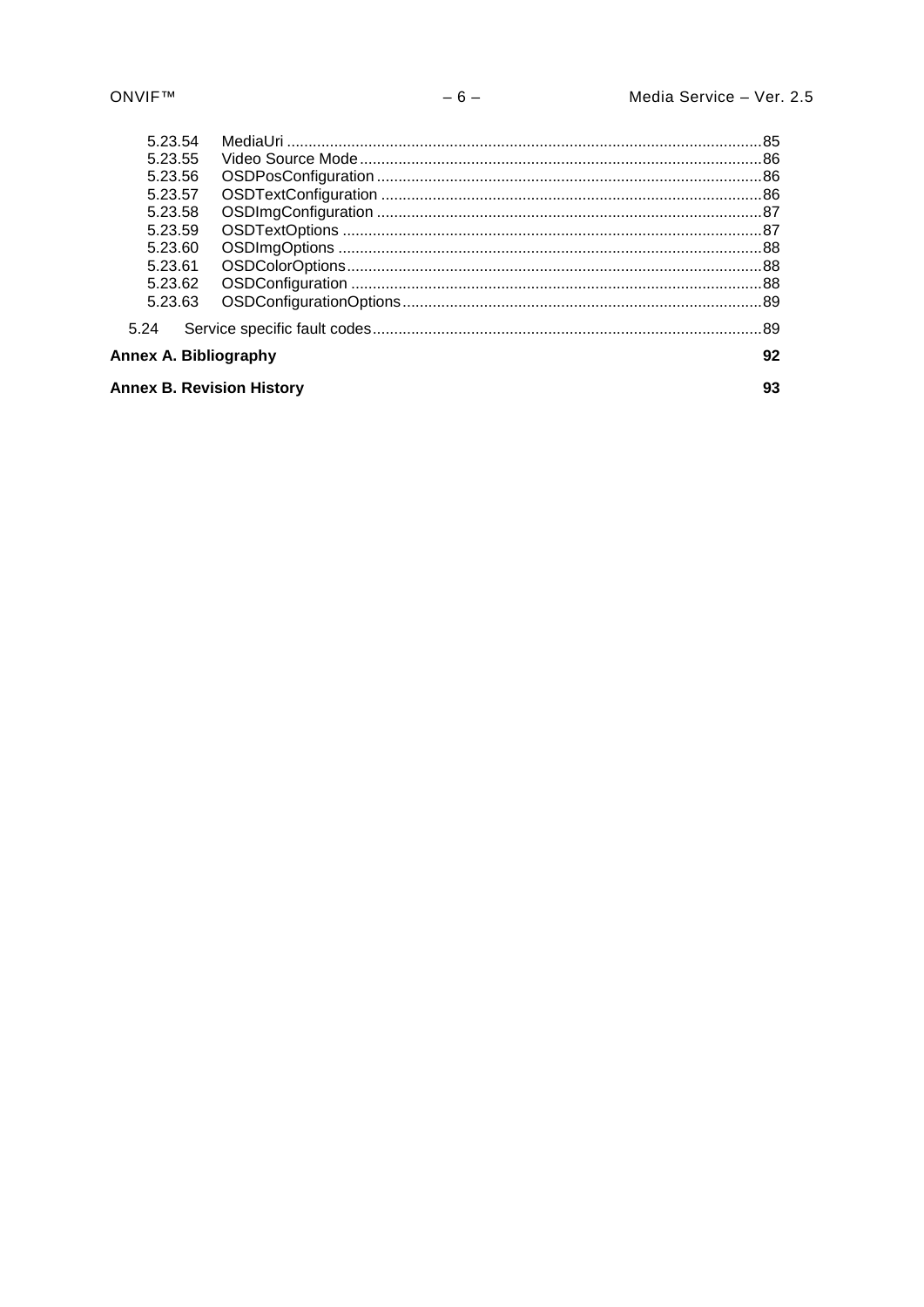5.23.54 MediaUri ..... 85
5.23.55 Video Source Mode ..... 86
5.23.56 OSDPosConfiguration ..... 86
5.23.57 OSDTextConfiguration ..... 86
5.23.58 OSDImgConfiguration ..... 87
5.23.59 OSDTextOptions ..... 87
5.23.60 OSDImgOptions ..... 88
5.23.61 OSDColorOptions ..... 88
5.23.62 OSDConfiguration ..... 88
5.23.63 OSDConfigurationOptions ..... 89

5.24 Service specific fault codes ..... 89

**Annex A. Bibliography** **92**

**Annex B. Revision History** **93**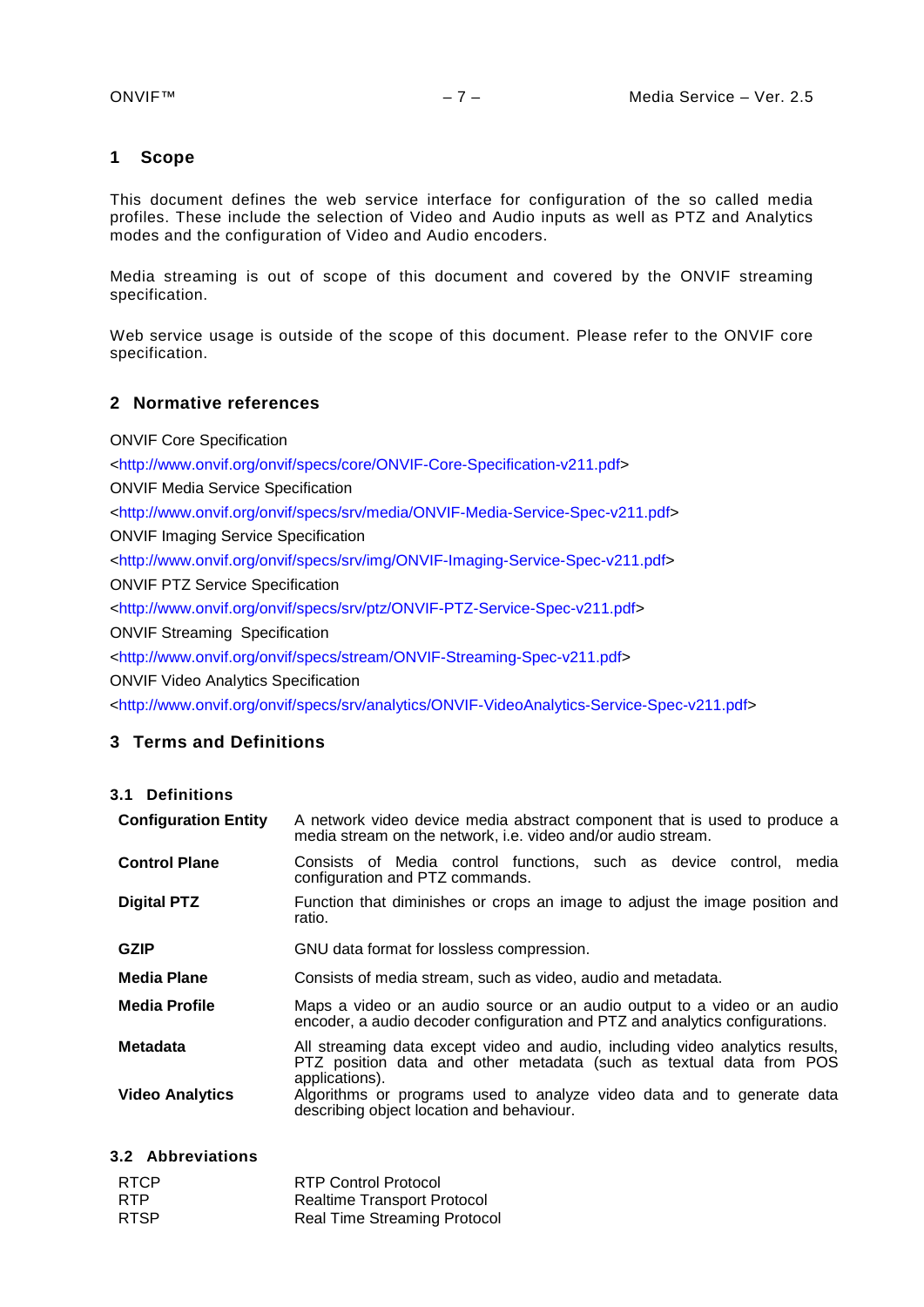# 1 Scope

This document defines the web service interface for configuration of the so called media profiles. These include the selection of Video and Audio inputs as well as PTZ and Analytics modes and the configuration of Video and Audio encoders.

Media streaming is out of scope of this document and covered by the ONVIF streaming specification.

Web service usage is outside of the scope of this document. Please refer to the ONVIF core specification.

# 2 Normative references

ONVIF Core Specification

<http://www.onvif.org/onvif/specs/core/ONVIF-Core-Specification-v211.pdf>

ONVIF Media Service Specification

<http://www.onvif.org/onvif/specs/srv/media/ONVIF-Media-Service-Spec-v211.pdf>

ONVIF Imaging Service Specification

<http://www.onvif.org/onvif/specs/srv/img/ONVIF-Imaging-Service-Spec-v211.pdf>

ONVIF PTZ Service Specification

<http://www.onvif.org/onvif/specs/srv/ptz/ONVIF-PTZ-Service-Spec-v211.pdf>

ONVIF Streaming Specification

<http://www.onvif.org/onvif/specs/stream/ONVIF-Streaming-Spec-v211.pdf>

ONVIF Video Analytics Specification

<http://www.onvif.org/onvif/specs/srv/analytics/ONVIF-VideoAnalytics-Service-Spec-v211.pdf>

# 3 Terms and Definitions

## 3.1 Definitions

| | |
|---|---|
| **Configuration Entity** | A network video device media abstract component that is used to produce a media stream on the network, i.e. video and/or audio stream. |
| **Control Plane** | Consists of Media control functions, such as device control, media configuration and PTZ commands. |
| **Digital PTZ** | Function that diminishes or crops an image to adjust the image position and ratio. |
| **GZIP** | GNU data format for lossless compression. |
| **Media Plane** | Consists of media stream, such as video, audio and metadata. |
| **Media Profile** | Maps a video or an audio source or an audio output to a video or an audio encoder, a audio decoder configuration and PTZ and analytics configurations. |
| **Metadata** | All streaming data except video and audio, including video analytics results, PTZ position data and other metadata (such as textual data from POS applications). |
| **Video Analytics** | Algorithms or programs used to analyze video data and to generate data describing object location and behaviour. |

## 3.2 Abbreviations

| | |
|---|---|
| RTCP | RTP Control Protocol |
| RTP | Realtime Transport Protocol |
| RTSP | Real Time Streaming Protocol |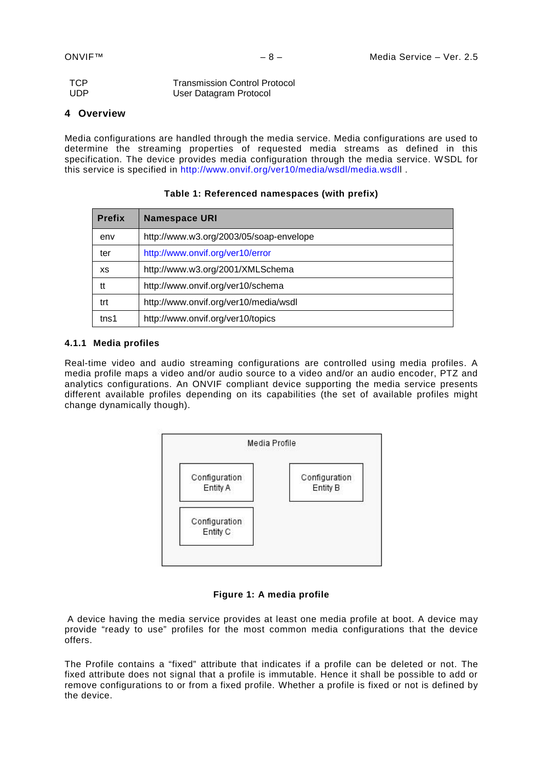| | |
|---|---|
| TCP | Transmission Control Protocol |
| UDP | User Datagram Protocol |

# 4 Overview

Media configurations are handled through the media service. Media configurations are used to determine the streaming properties of requested media streams as defined in this specification. The device provides media configuration through the media service. WSDL for this service is specified in http://www.onvif.org/ver10/media/wsdl/media.wsdl .

**Table 1: Referenced namespaces (with prefix)**

| Prefix | Namespace URI |
|---|---|
| env | http://www.w3.org/2003/05/soap-envelope |
| ter | http://www.onvif.org/ver10/error |
| xs | http://www.w3.org/2001/XMLSchema |
| tt | http://www.onvif.org/ver10/schema |
| trt | http://www.onvif.org/ver10/media/wsdl |
| tns1 | http://www.onvif.org/ver10/topics |

### 4.1.1 Media profiles

Real-time video and audio streaming configurations are controlled using media profiles. A media profile maps a video and/or audio source to a video and/or an audio encoder, PTZ and analytics configurations. An ONVIF compliant device supporting the media service presents different available profiles depending on its capabilities (the set of available profiles might change dynamically though).

Media Profile

Configuration Entity A

Configuration Entity B

Configuration Entity C

**Figure 1: A media profile**

A device having the media service provides at least one media profile at boot. A device may provide "ready to use" profiles for the most common media configurations that the device offers.

The Profile contains a "fixed" attribute that indicates if a profile can be deleted or not. The fixed attribute does not signal that a profile is immutable. Hence it shall be possible to add or remove configurations to or from a fixed profile. Whether a profile is fixed or not is defined by the device.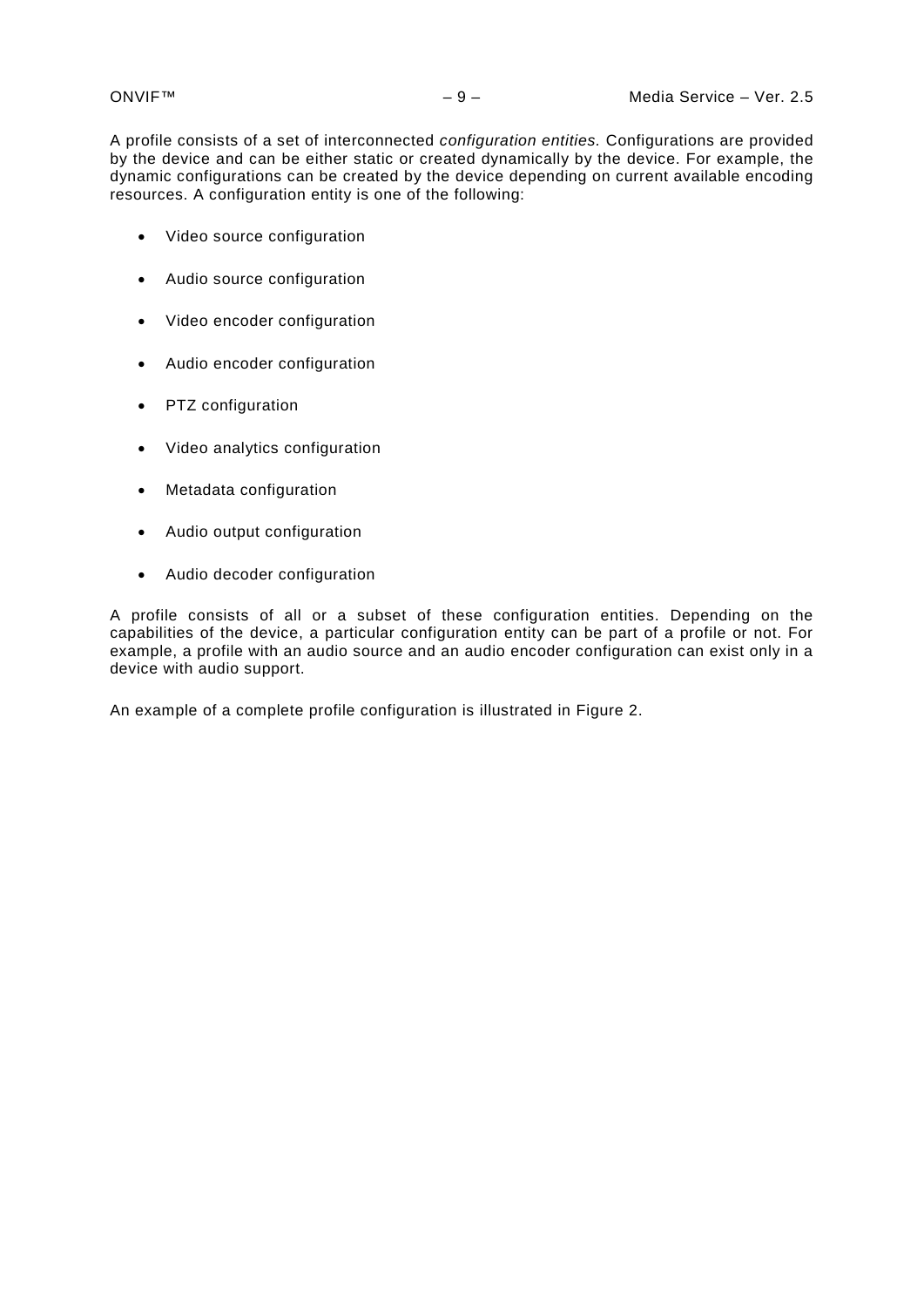A profile consists of a set of interconnected *configuration entities.* Configurations are provided by the device and can be either static or created dynamically by the device. For example, the dynamic configurations can be created by the device depending on current available encoding resources. A configuration entity is one of the following:

- Video source configuration
- Audio source configuration
- Video encoder configuration
- Audio encoder configuration
- PTZ configuration
- Video analytics configuration
- Metadata configuration
- Audio output configuration
- Audio decoder configuration

A profile consists of all or a subset of these configuration entities. Depending on the capabilities of the device, a particular configuration entity can be part of a profile or not. For example, a profile with an audio source and an audio encoder configuration can exist only in a device with audio support.

An example of a complete profile configuration is illustrated in Figure 2.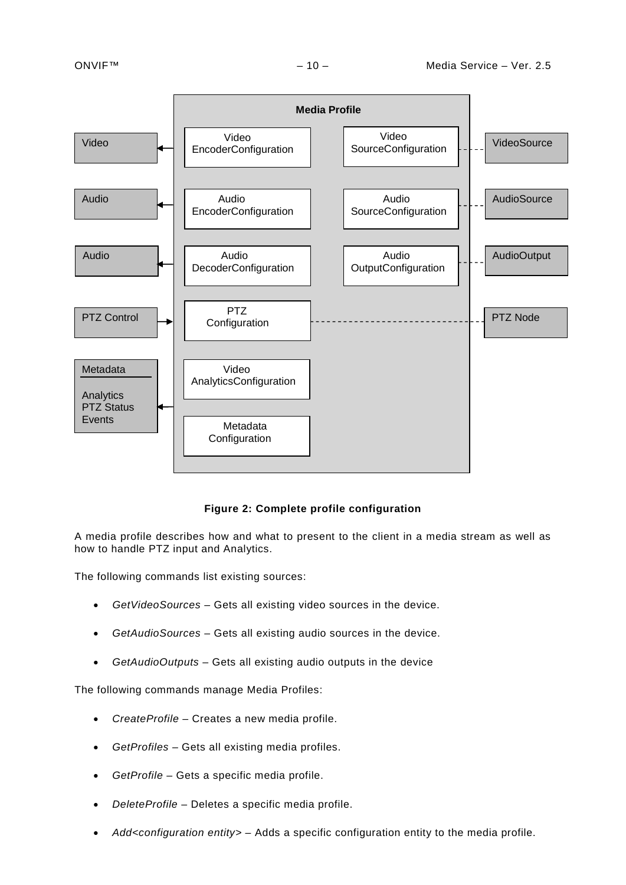Media Profile

Video

Video EncoderConfiguration

Video SourceConfiguration

VideoSource

Audio

Audio EncoderConfiguration

Audio SourceConfiguration

AudioSource

Audio

Audio DecoderConfiguration

Audio OutputConfiguration

AudioOutput

PTZ Control

PTZ Configuration

PTZ Node

Metadata

Analytics
PTZ Status
Events

Video AnalyticsConfiguration

Metadata Configuration

**Figure 2: Complete profile configuration**

A media profile describes how and what to present to the client in a media stream as well as how to handle PTZ input and Analytics.

The following commands list existing sources:

- *GetVideoSources* – Gets all existing video sources in the device.
- *GetAudioSources* – Gets all existing audio sources in the device.
- *GetAudioOutputs* – Gets all existing audio outputs in the device

The following commands manage Media Profiles:

- *CreateProfile* – Creates a new media profile.
- *GetProfiles* – Gets all existing media profiles.
- *GetProfile* – Gets a specific media profile.
- *DeleteProfile* – Deletes a specific media profile.
- *Add<configuration entity>* – Adds a specific configuration entity to the media profile.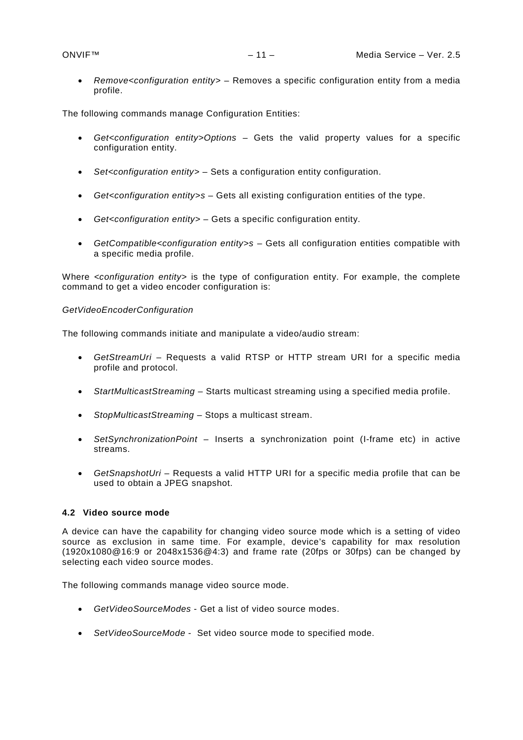- *Remove<configuration entity>* – Removes a specific configuration entity from a media profile.

The following commands manage Configuration Entities:

- *Get<configuration entity>Options* – Gets the valid property values for a specific configuration entity.
- *Set<configuration entity>* – Sets a configuration entity configuration.
- *Get<configuration entity>s* – Gets all existing configuration entities of the type.
- *Get<configuration entity>* – Gets a specific configuration entity.
- *GetCompatible<configuration entity>s* – Gets all configuration entities compatible with a specific media profile.

Where *<configuration entity>* is the type of configuration entity. For example, the complete command to get a video encoder configuration is:

*GetVideoEncoderConfiguration*

The following commands initiate and manipulate a video/audio stream:

- *GetStreamUri* – Requests a valid RTSP or HTTP stream URI for a specific media profile and protocol.
- *StartMulticastStreaming* – Starts multicast streaming using a specified media profile.
- *StopMulticastStreaming* – Stops a multicast stream.
- *SetSynchronizationPoint* – Inserts a synchronization point (I-frame etc) in active streams.
- *GetSnapshotUri* – Requests a valid HTTP URI for a specific media profile that can be used to obtain a JPEG snapshot.

### 4.2 Video source mode

A device can have the capability for changing video source mode which is a setting of video source as exclusion in same time. For example, device's capability for max resolution (1920x1080@16:9 or 2048x1536@4:3) and frame rate (20fps or 30fps) can be changed by selecting each video source modes.

The following commands manage video source mode.

- *GetVideoSourceModes* - Get a list of video source modes.
- *SetVideoSourceMode* - Set video source mode to specified mode.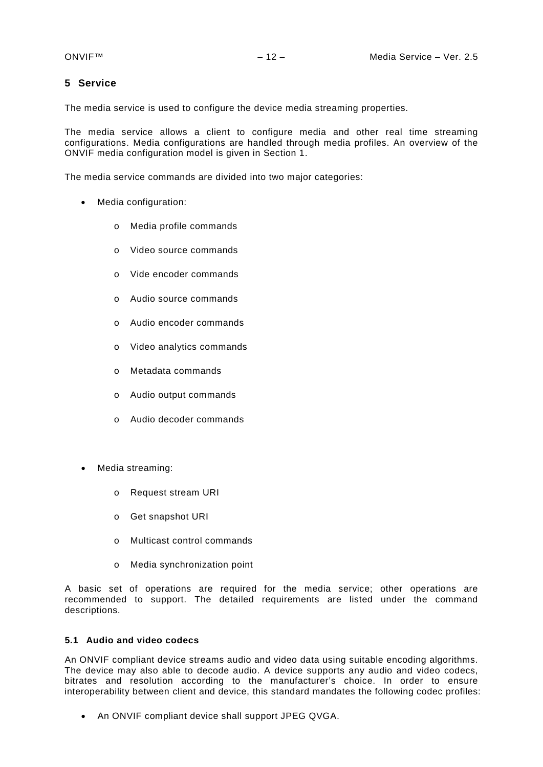# 5 Service

The media service is used to configure the device media streaming properties.

The media service allows a client to configure media and other real time streaming configurations. Media configurations are handled through media profiles. An overview of the ONVIF media configuration model is given in Section 1.

The media service commands are divided into two major categories:

- Media configuration:
  - Media profile commands
  - Video source commands
  - Vide encoder commands
  - Audio source commands
  - Audio encoder commands
  - Video analytics commands
  - Metadata commands
  - Audio output commands
  - Audio decoder commands

- Media streaming:
  - Request stream URI
  - Get snapshot URI
  - Multicast control commands
  - Media synchronization point

A basic set of operations are required for the media service; other operations are recommended to support. The detailed requirements are listed under the command descriptions.

## 5.1 Audio and video codecs

An ONVIF compliant device streams audio and video data using suitable encoding algorithms. The device may also able to decode audio. A device supports any audio and video codecs, bitrates and resolution according to the manufacturer's choice. In order to ensure interoperability between client and device, this standard mandates the following codec profiles:

- An ONVIF compliant device shall support JPEG QVGA.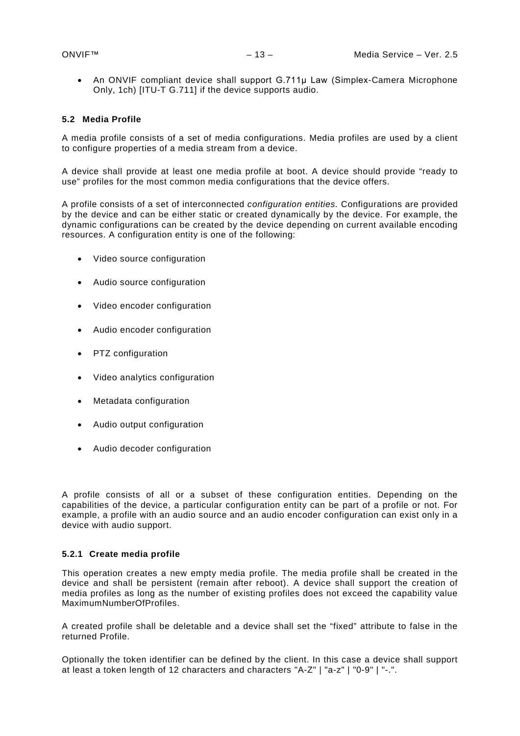- An ONVIF compliant device shall support G.711μ Law (Simplex-Camera Microphone Only, 1ch) [ITU-T G.711] if the device supports audio.

### 5.2 Media Profile

A media profile consists of a set of media configurations. Media profiles are used by a client to configure properties of a media stream from a device.

A device shall provide at least one media profile at boot. A device should provide "ready to use" profiles for the most common media configurations that the device offers.

A profile consists of a set of interconnected *configuration entities.* Configurations are provided by the device and can be either static or created dynamically by the device. For example, the dynamic configurations can be created by the device depending on current available encoding resources. A configuration entity is one of the following:

- Video source configuration
- Audio source configuration
- Video encoder configuration
- Audio encoder configuration
- PTZ configuration
- Video analytics configuration
- Metadata configuration
- Audio output configuration
- Audio decoder configuration

A profile consists of all or a subset of these configuration entities. Depending on the capabilities of the device, a particular configuration entity can be part of a profile or not. For example, a profile with an audio source and an audio encoder configuration can exist only in a device with audio support.

#### 5.2.1 Create media profile

This operation creates a new empty media profile. The media profile shall be created in the device and shall be persistent (remain after reboot). A device shall support the creation of media profiles as long as the number of existing profiles does not exceed the capability value MaximumNumberOfProfiles.

A created profile shall be deletable and a device shall set the "fixed" attribute to false in the returned Profile.

Optionally the token identifier can be defined by the client. In this case a device shall support at least a token length of 12 characters and characters "A-Z" | "a-z" | "0-9" | "-.".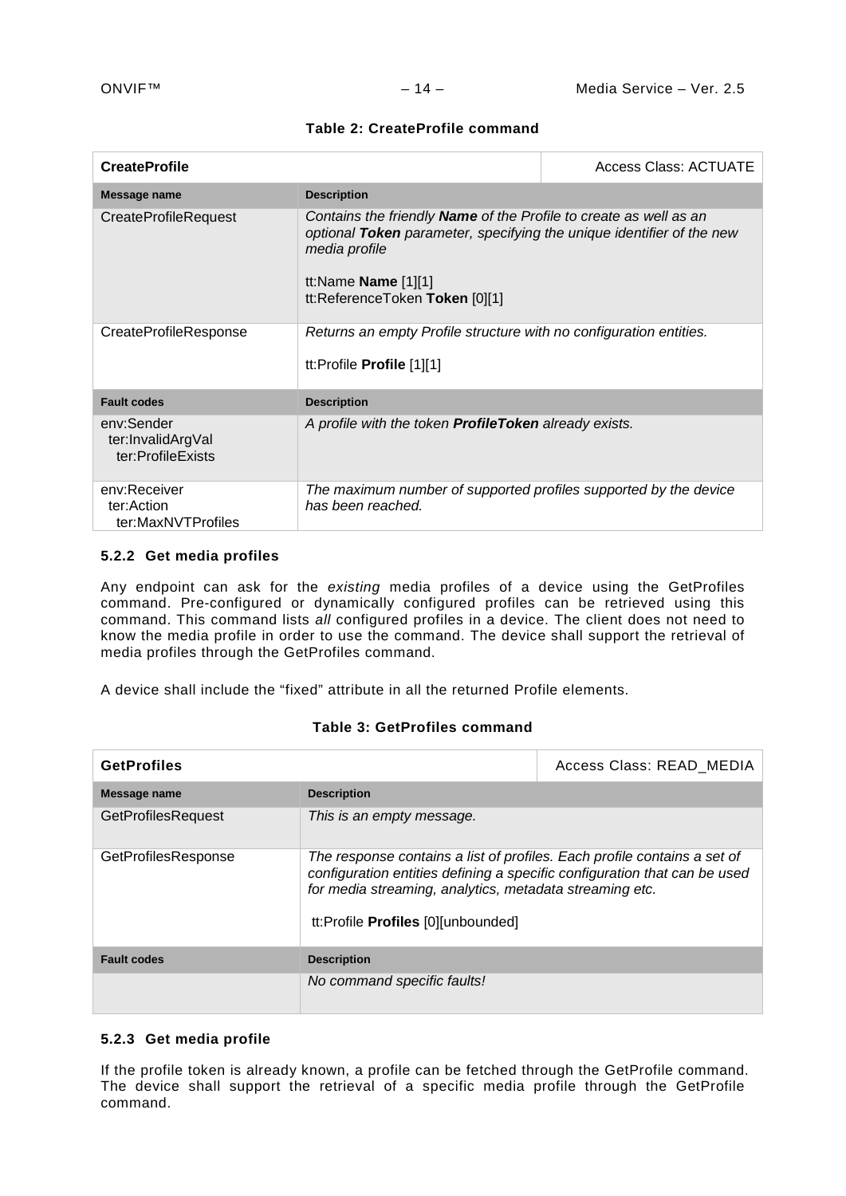**Table 2: CreateProfile command**

| **CreateProfile** | | Access Class: ACTUATE |
|---|---|---|
| **Message name** | **Description** | |
| CreateProfileRequest | *Contains the friendly **Name** of the Profile to create as well as an optional **Token** parameter, specifying the unique identifier of the new media profile*<br><br>tt:Name **Name** [1][1]<br>tt:ReferenceToken **Token** [0][1] | |
| CreateProfileResponse | *Returns an empty Profile structure with no configuration entities.*<br><br>tt:Profile **Profile** [1][1] | |
| **Fault codes** | **Description** | |
| env:Sender<br>ter:InvalidArgVal<br>ter:ProfileExists | *A profile with the token **ProfileToken** already exists.* | |
| env:Receiver<br>ter:Action<br>ter:MaxNVTProfiles | *The maximum number of supported profiles supported by the device has been reached.* | |

### 5.2.2 Get media profiles

Any endpoint can ask for the *existing* media profiles of a device using the GetProfiles command. Pre-configured or dynamically configured profiles can be retrieved using this command. This command lists *all* configured profiles in a device. The client does not need to know the media profile in order to use the command. The device shall support the retrieval of media profiles through the GetProfiles command.

A device shall include the "fixed" attribute in all the returned Profile elements.

**Table 3: GetProfiles command**

| **GetProfiles** | | Access Class: READ_MEDIA |
|---|---|---|
| **Message name** | **Description** | |
| GetProfilesRequest | *This is an empty message.* | |
| GetProfilesResponse | *The response contains a list of profiles. Each profile contains a set of configuration entities defining a specific configuration that can be used for media streaming, analytics, metadata streaming etc.*<br><br>tt:Profile **Profiles** [0][unbounded] | |
| **Fault codes** | **Description** | |
| | *No command specific faults!* | |

### 5.2.3 Get media profile

If the profile token is already known, a profile can be fetched through the GetProfile command. The device shall support the retrieval of a specific media profile through the GetProfile command.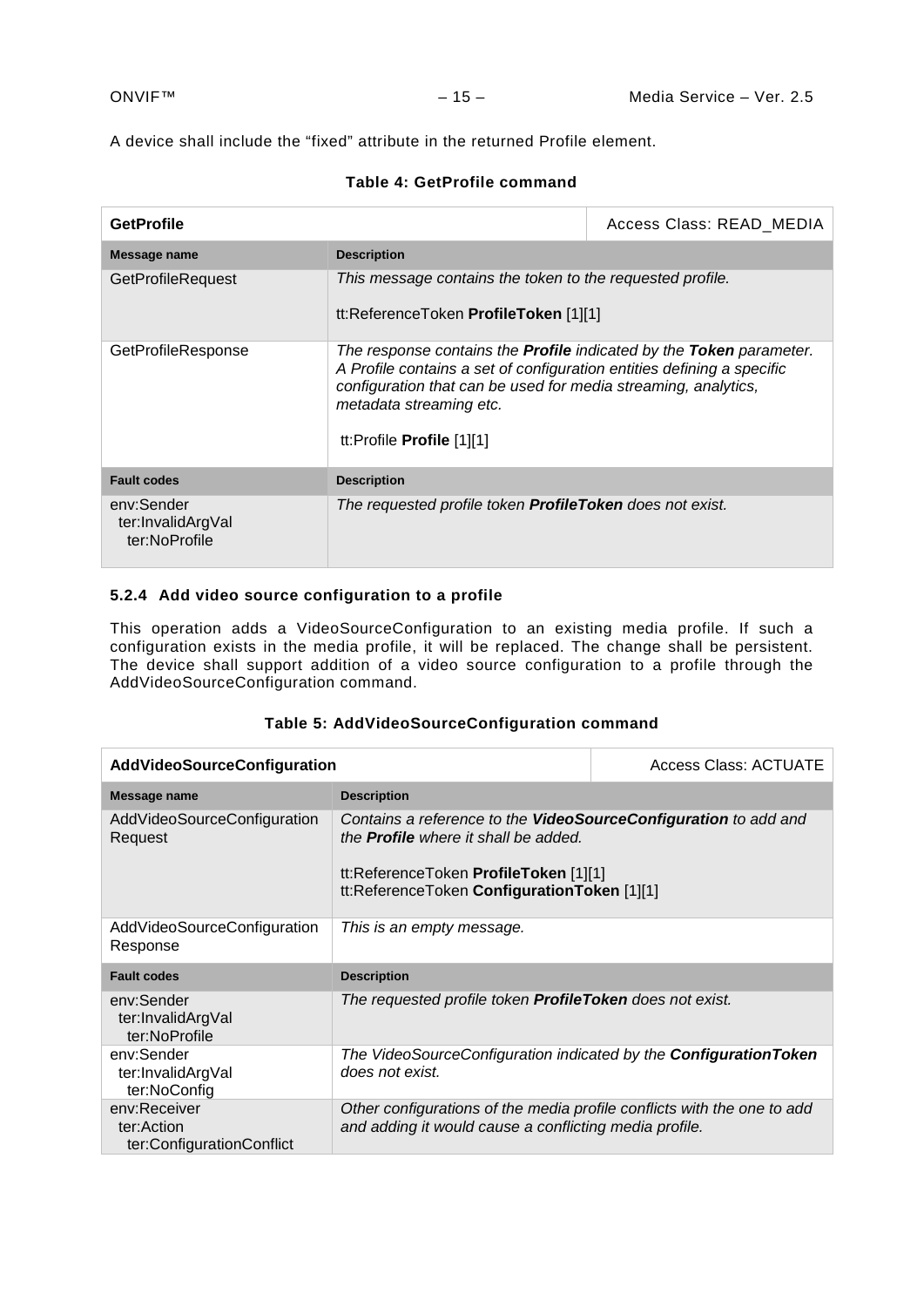A device shall include the “fixed” attribute in the returned Profile element.

**Table 4: GetProfile command**

| **GetProfile** | | Access Class: READ_MEDIA |
|---|---|---|
| **Message name** | **Description** | |
| GetProfileRequest | *This message contains the token to the requested profile.*<br><br>tt:ReferenceToken **ProfileToken** [1][1] | |
| GetProfileResponse | *The response contains the **Profile** indicated by the **Token** parameter. A Profile contains a set of configuration entities defining a specific configuration that can be used for media streaming, analytics, metadata streaming etc.*<br><br>tt:Profile **Profile** [1][1] | |
| **Fault codes** | **Description** | |
| env:Sender<br>ter:InvalidArgVal<br>ter:NoProfile | *The requested profile token **ProfileToken** does not exist.* | |

### 5.2.4 Add video source configuration to a profile

This operation adds a VideoSourceConfiguration to an existing media profile. If such a configuration exists in the media profile, it will be replaced. The change shall be persistent. The device shall support addition of a video source configuration to a profile through the AddVideoSourceConfiguration command.

**Table 5: AddVideoSourceConfiguration command**

| **AddVideoSourceConfiguration** | | Access Class: ACTUATE |
|---|---|---|
| **Message name** | **Description** | |
| AddVideoSourceConfiguration Request | *Contains a reference to the **VideoSourceConfiguration** to add and the **Profile** where it shall be added.*<br><br>tt:ReferenceToken **ProfileToken** [1][1]<br>tt:ReferenceToken **ConfigurationToken** [1][1] | |
| AddVideoSourceConfiguration Response | *This is an empty message.* | |
| **Fault codes** | **Description** | |
| env:Sender<br>ter:InvalidArgVal<br>ter:NoProfile | *The requested profile token **ProfileToken** does not exist.* | |
| env:Sender<br>ter:InvalidArgVal<br>ter:NoConfig | *The VideoSourceConfiguration indicated by the **ConfigurationToken** does not exist.* | |
| env:Receiver<br>ter:Action<br>ter:ConfigurationConflict | *Other configurations of the media profile conflicts with the one to add and adding it would cause a conflicting media profile.* | |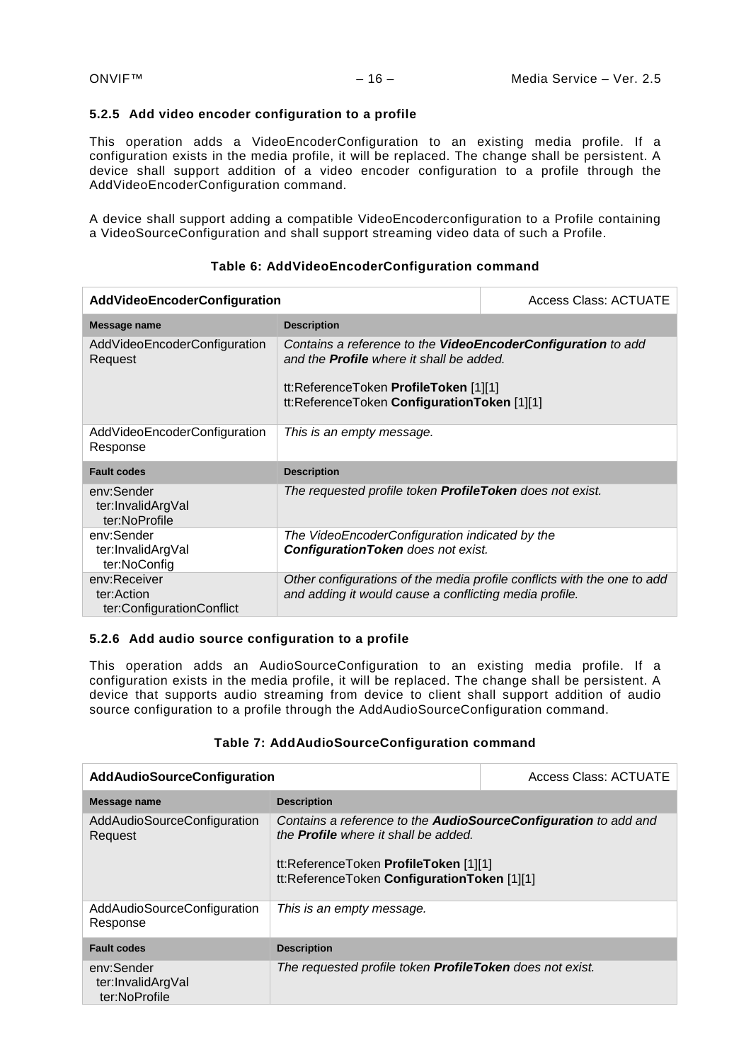### 5.2.5 Add video encoder configuration to a profile

This operation adds a VideoEncoderConfiguration to an existing media profile. If a configuration exists in the media profile, it will be replaced. The change shall be persistent. A device shall support addition of a video encoder configuration to a profile through the AddVideoEncoderConfiguration command.

A device shall support adding a compatible VideoEncoderconfiguration to a Profile containing a VideoSourceConfiguration and shall support streaming video data of such a Profile.

**Table 6: AddVideoEncoderConfiguration command**

| **AddVideoEncoderConfiguration** | Access Class: ACTUATE |
|---|---|
| **Message name** | **Description** |
| AddVideoEncoderConfiguration Request | *Contains a reference to the **VideoEncoderConfiguration** to add and the **Profile** where it shall be added.*<br><br>tt:ReferenceToken **ProfileToken** [1][1]<br>tt:ReferenceToken **ConfigurationToken** [1][1] |
| AddVideoEncoderConfiguration Response | *This is an empty message.* |
| **Fault codes** | **Description** |
| env:Sender<br>ter:InvalidArgVal<br>ter:NoProfile | *The requested profile token **ProfileToken** does not exist.* |
| env:Sender<br>ter:InvalidArgVal<br>ter:NoConfig | *The VideoEncoderConfiguration indicated by the **ConfigurationToken** does not exist.* |
| env:Receiver<br>ter:Action<br>ter:ConfigurationConflict | *Other configurations of the media profile conflicts with the one to add and adding it would cause a conflicting media profile.* |

### 5.2.6 Add audio source configuration to a profile

This operation adds an AudioSourceConfiguration to an existing media profile. If a configuration exists in the media profile, it will be replaced. The change shall be persistent. A device that supports audio streaming from device to client shall support addition of audio source configuration to a profile through the AddAudioSourceConfiguration command.

**Table 7: AddAudioSourceConfiguration command**

| **AddAudioSourceConfiguration** | Access Class: ACTUATE |
|---|---|
| **Message name** | **Description** |
| AddAudioSourceConfiguration Request | *Contains a reference to the **AudioSourceConfiguration** to add and the **Profile** where it shall be added.*<br><br>tt:ReferenceToken **ProfileToken** [1][1]<br>tt:ReferenceToken **ConfigurationToken** [1][1] |
| AddAudioSourceConfiguration Response | *This is an empty message.* |
| **Fault codes** | **Description** |
| env:Sender<br>ter:InvalidArgVal<br>ter:NoProfile | *The requested profile token **ProfileToken** does not exist.* |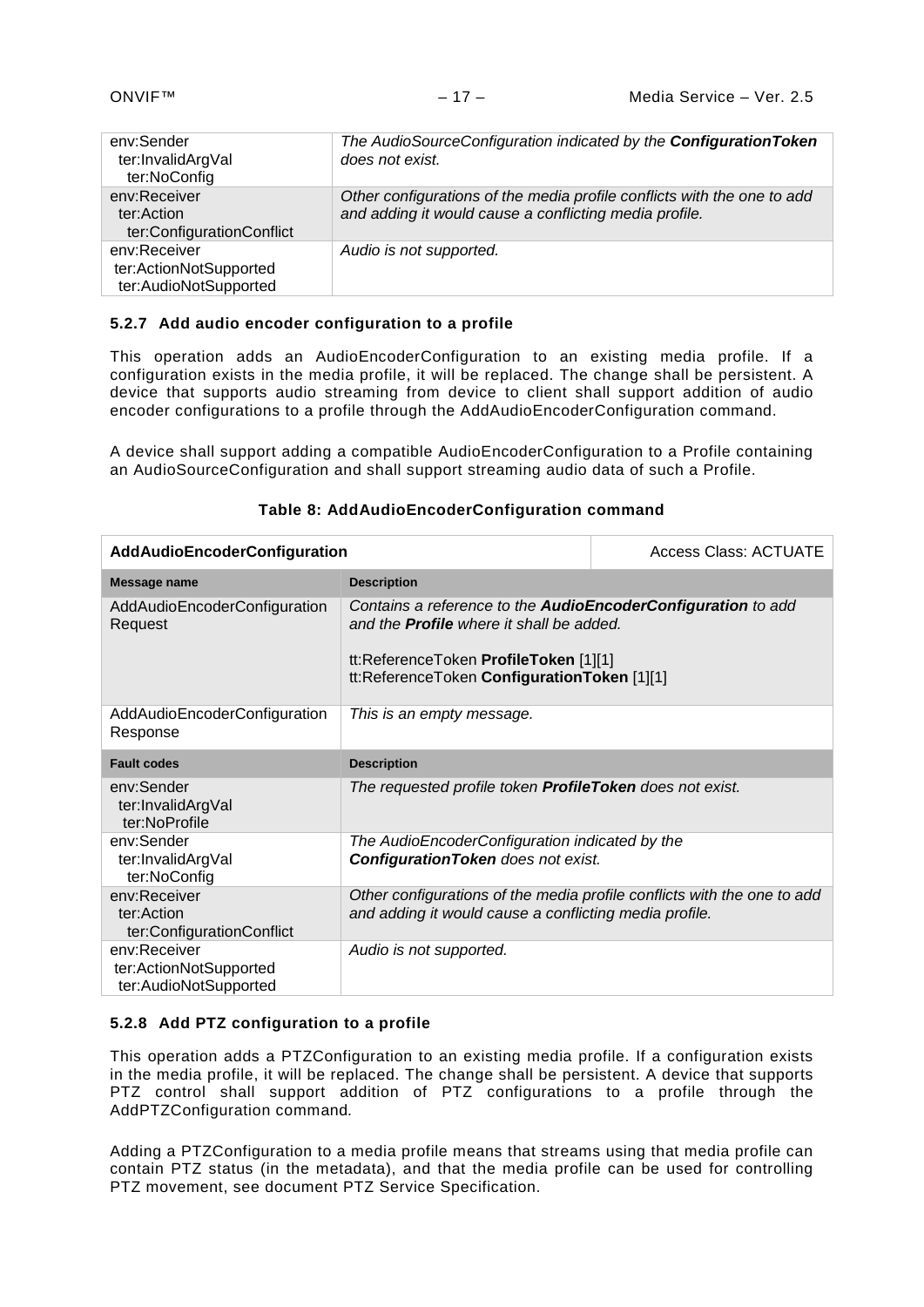| | |
|---|---|
| env:Sender ter:InvalidArgVal ter:NoConfig | *The AudioSourceConfiguration indicated by the **ConfigurationToken** does not exist.* |
| env:Receiver ter:Action ter:ConfigurationConflict | *Other configurations of the media profile conflicts with the one to add and adding it would cause a conflicting media profile.* |
| env:Receiver ter:ActionNotSupported ter:AudioNotSupported | *Audio is not supported.* |

### 5.2.7 Add audio encoder configuration to a profile

This operation adds an AudioEncoderConfiguration to an existing media profile. If a configuration exists in the media profile, it will be replaced. The change shall be persistent. A device that supports audio streaming from device to client shall support addition of audio encoder configurations to a profile through the AddAudioEncoderConfiguration command.

A device shall support adding a compatible AudioEncoderConfiguration to a Profile containing an AudioSourceConfiguration and shall support streaming audio data of such a Profile.

**Table 8: AddAudioEncoderConfiguration command**

| **AddAudioEncoderConfiguration** | Access Class: ACTUATE |
|---|---|
| **Message name** | **Description** |
| AddAudioEncoderConfiguration Request | *Contains a reference to the **AudioEncoderConfiguration** to add and the **Profile** where it shall be added.*<br><br>tt:ReferenceToken **ProfileToken** [1][1]<br>tt:ReferenceToken **ConfigurationToken** [1][1] |
| AddAudioEncoderConfiguration Response | *This is an empty message.* |
| **Fault codes** | **Description** |
| env:Sender ter:InvalidArgVal ter:NoProfile | *The requested profile token **ProfileToken** does not exist.* |
| env:Sender ter:InvalidArgVal ter:NoConfig | *The AudioEncoderConfiguration indicated by the **ConfigurationToken** does not exist.* |
| env:Receiver ter:Action ter:ConfigurationConflict | *Other configurations of the media profile conflicts with the one to add and adding it would cause a conflicting media profile.* |
| env:Receiver ter:ActionNotSupported ter:AudioNotSupported | *Audio is not supported.* |

### 5.2.8 Add PTZ configuration to a profile

This operation adds a PTZConfiguration to an existing media profile. If a configuration exists in the media profile, it will be replaced. The change shall be persistent. A device that supports PTZ control shall support addition of PTZ configurations to a profile through the AddPTZConfiguration command.

Adding a PTZConfiguration to a media profile means that streams using that media profile can contain PTZ status (in the metadata), and that the media profile can be used for controlling PTZ movement, see document PTZ Service Specification.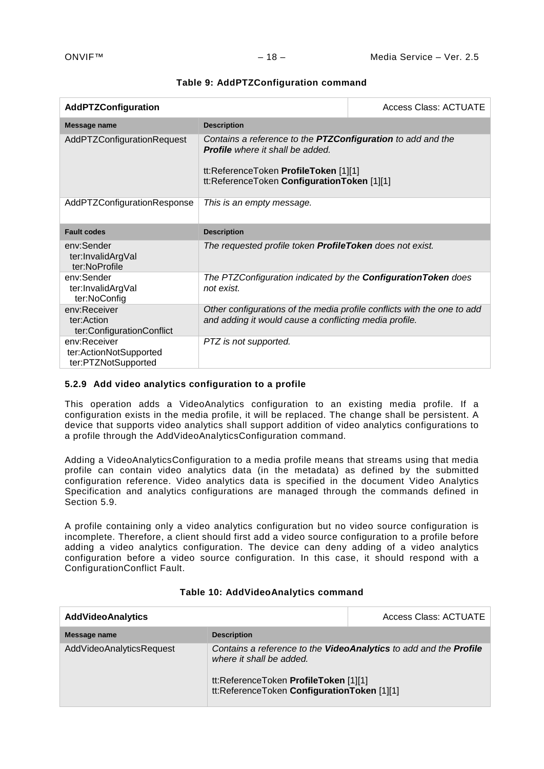**Table 9: AddPTZConfiguration command**

| **AddPTZConfiguration** | | Access Class: ACTUATE |
|---|---|---|
| **Message name** | **Description** | |
| AddPTZConfigurationRequest | *Contains a reference to the **PTZConfiguration** to add and the **Profile** where it shall be added.*<br><br>tt:ReferenceToken **ProfileToken** [1][1]<br>tt:ReferenceToken **ConfigurationToken** [1][1] | |
| AddPTZConfigurationResponse | *This is an empty message.* | |
| **Fault codes** | **Description** | |
| env:Sender<br>ter:InvalidArgVal<br>ter:NoProfile | *The requested profile token **ProfileToken** does not exist.* | |
| env:Sender<br>ter:InvalidArgVal<br>ter:NoConfig | *The PTZConfiguration indicated by the **ConfigurationToken** does not exist.* | |
| env:Receiver<br>ter:Action<br>ter:ConfigurationConflict | *Other configurations of the media profile conflicts with the one to add and adding it would cause a conflicting media profile.* | |
| env:Receiver<br>ter:ActionNotSupported<br>ter:PTZNotSupported | *PTZ is not supported.* | |

### 5.2.9 Add video analytics configuration to a profile

This operation adds a VideoAnalytics configuration to an existing media profile. If a configuration exists in the media profile, it will be replaced. The change shall be persistent. A device that supports video analytics shall support addition of video analytics configurations to a profile through the AddVideoAnalyticsConfiguration command.

Adding a VideoAnalyticsConfiguration to a media profile means that streams using that media profile can contain video analytics data (in the metadata) as defined by the submitted configuration reference. Video analytics data is specified in the document Video Analytics Specification and analytics configurations are managed through the commands defined in Section 5.9.

A profile containing only a video analytics configuration but no video source configuration is incomplete. Therefore, a client should first add a video source configuration to a profile before adding a video analytics configuration. The device can deny adding of a video analytics configuration before a video source configuration. In this case, it should respond with a ConfigurationConflict Fault.

**Table 10: AddVideoAnalytics command**

| **AddVideoAnalytics** | | Access Class: ACTUATE |
|---|---|---|
| **Message name** | **Description** | |
| AddVideoAnalyticsRequest | *Contains a reference to the **VideoAnalytics** to add and the **Profile** where it shall be added.*<br><br>tt:ReferenceToken **ProfileToken** [1][1]<br>tt:ReferenceToken **ConfigurationToken** [1][1] | |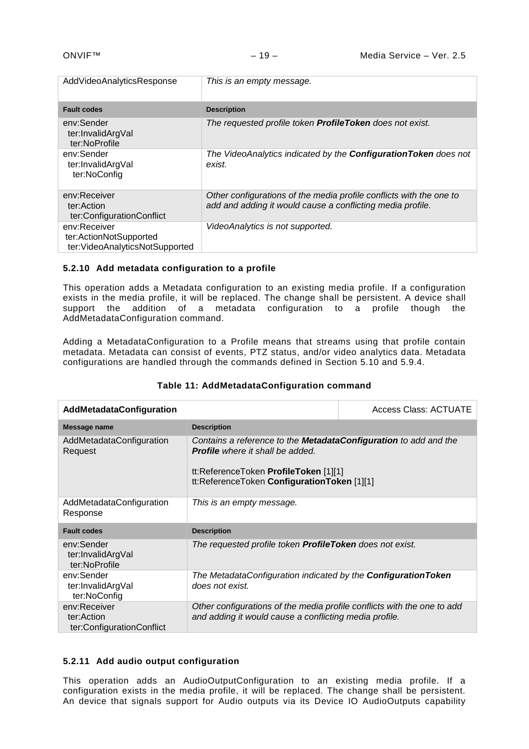| | |
|---|---|
| AddVideoAnalyticsResponse | *This is an empty message.* |
| **Fault codes** | **Description** |
| env:Sender ter:InvalidArgVal ter:NoProfile | *The requested profile token* ***ProfileToken*** *does not exist.* |
| env:Sender ter:InvalidArgVal ter:NoConfig | *The VideoAnalytics indicated by the* ***ConfigurationToken*** *does not exist.* |
| env:Receiver ter:Action ter:ConfigurationConflict | *Other configurations of the media profile conflicts with the one to add and adding it would cause a conflicting media profile.* |
| env:Receiver ter:ActionNotSupported ter:VideoAnalyticsNotSupported | *VideoAnalytics is not supported.* |

### 5.2.10 Add metadata configuration to a profile

This operation adds a Metadata configuration to an existing media profile. If a configuration exists in the media profile, it will be replaced. The change shall be persistent. A device shall support the addition of a metadata configuration to a profile though the AddMetadataConfiguration command.

Adding a MetadataConfiguration to a Profile means that streams using that profile contain metadata. Metadata can consist of events, PTZ status, and/or video analytics data. Metadata configurations are handled through the commands defined in Section 5.10 and 5.9.4.

**Table 11: AddMetadataConfiguration command**

| **AddMetadataConfiguration** | Access Class: ACTUATE |
|---|---|
| **Message name** | **Description** |
| AddMetadataConfiguration Request | *Contains a reference to the* ***MetadataConfiguration*** *to add and the* ***Profile*** *where it shall be added.*<br><br>tt:ReferenceToken **ProfileToken** [1][1]<br>tt:ReferenceToken **ConfigurationToken** [1][1] |
| AddMetadataConfiguration Response | *This is an empty message.* |
| **Fault codes** | **Description** |
| env:Sender ter:InvalidArgVal ter:NoProfile | *The requested profile token* ***ProfileToken*** *does not exist.* |
| env:Sender ter:InvalidArgVal ter:NoConfig | *The MetadataConfiguration indicated by the* ***ConfigurationToken*** *does not exist.* |
| env:Receiver ter:Action ter:ConfigurationConflict | *Other configurations of the media profile conflicts with the one to add and adding it would cause a conflicting media profile.* |

### 5.2.11 Add audio output configuration

This operation adds an AudioOutputConfiguration to an existing media profile. If a configuration exists in the media profile, it will be replaced. The change shall be persistent. An device that signals support for Audio outputs via its Device IO AudioOutputs capability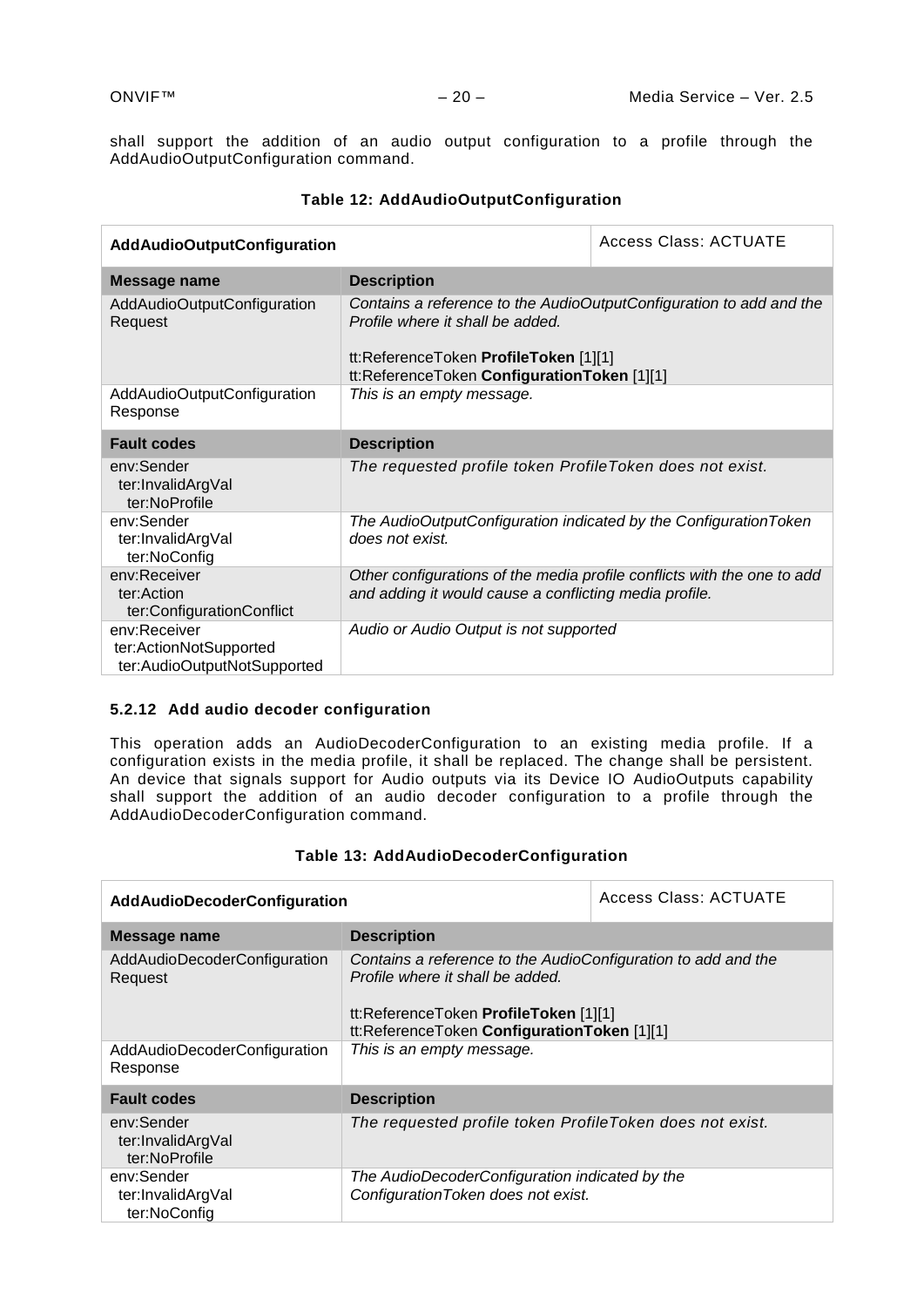shall support the addition of an audio output configuration to a profile through the AddAudioOutputConfiguration command.

**Table 12: AddAudioOutputConfiguration**

| **AddAudioOutputConfiguration** | | Access Class: ACTUATE |
|---|---|---|
| **Message name** | **Description** | |
| AddAudioOutputConfiguration Request | *Contains a reference to the AudioOutputConfiguration to add and the Profile where it shall be added.*<br><br>tt:ReferenceToken **ProfileToken** [1][1]<br>tt:ReferenceToken **ConfigurationToken** [1][1] | |
| AddAudioOutputConfiguration Response | *This is an empty message.* | |
| **Fault codes** | **Description** | |
| env:Sender<br>ter:InvalidArgVal<br>ter:NoProfile | *The requested profile token ProfileToken does not exist.* | |
| env:Sender<br>ter:InvalidArgVal<br>ter:NoConfig | *The AudioOutputConfiguration indicated by the ConfigurationToken does not exist.* | |
| env:Receiver<br>ter:Action<br>ter:ConfigurationConflict | *Other configurations of the media profile conflicts with the one to add and adding it would cause a conflicting media profile.* | |
| env:Receiver<br>ter:ActionNotSupported<br>ter:AudioOutputNotSupported | *Audio or Audio Output is not supported* | |

### 5.2.12 Add audio decoder configuration

This operation adds an AudioDecoderConfiguration to an existing media profile. If a configuration exists in the media profile, it shall be replaced. The change shall be persistent. An device that signals support for Audio outputs via its Device IO AudioOutputs capability shall support the addition of an audio decoder configuration to a profile through the AddAudioDecoderConfiguration command.

**Table 13: AddAudioDecoderConfiguration**

| **AddAudioDecoderConfiguration** | | Access Class: ACTUATE |
|---|---|---|
| **Message name** | **Description** | |
| AddAudioDecoderConfiguration Request | *Contains a reference to the AudioConfiguration to add and the Profile where it shall be added.*<br><br>tt:ReferenceToken **ProfileToken** [1][1]<br>tt:ReferenceToken **ConfigurationToken** [1][1] | |
| AddAudioDecoderConfiguration Response | *This is an empty message.* | |
| **Fault codes** | **Description** | |
| env:Sender<br>ter:InvalidArgVal<br>ter:NoProfile | *The requested profile token ProfileToken does not exist.* | |
| env:Sender<br>ter:InvalidArgVal<br>ter:NoConfig | *The AudioDecoderConfiguration indicated by the ConfigurationToken does not exist.* | |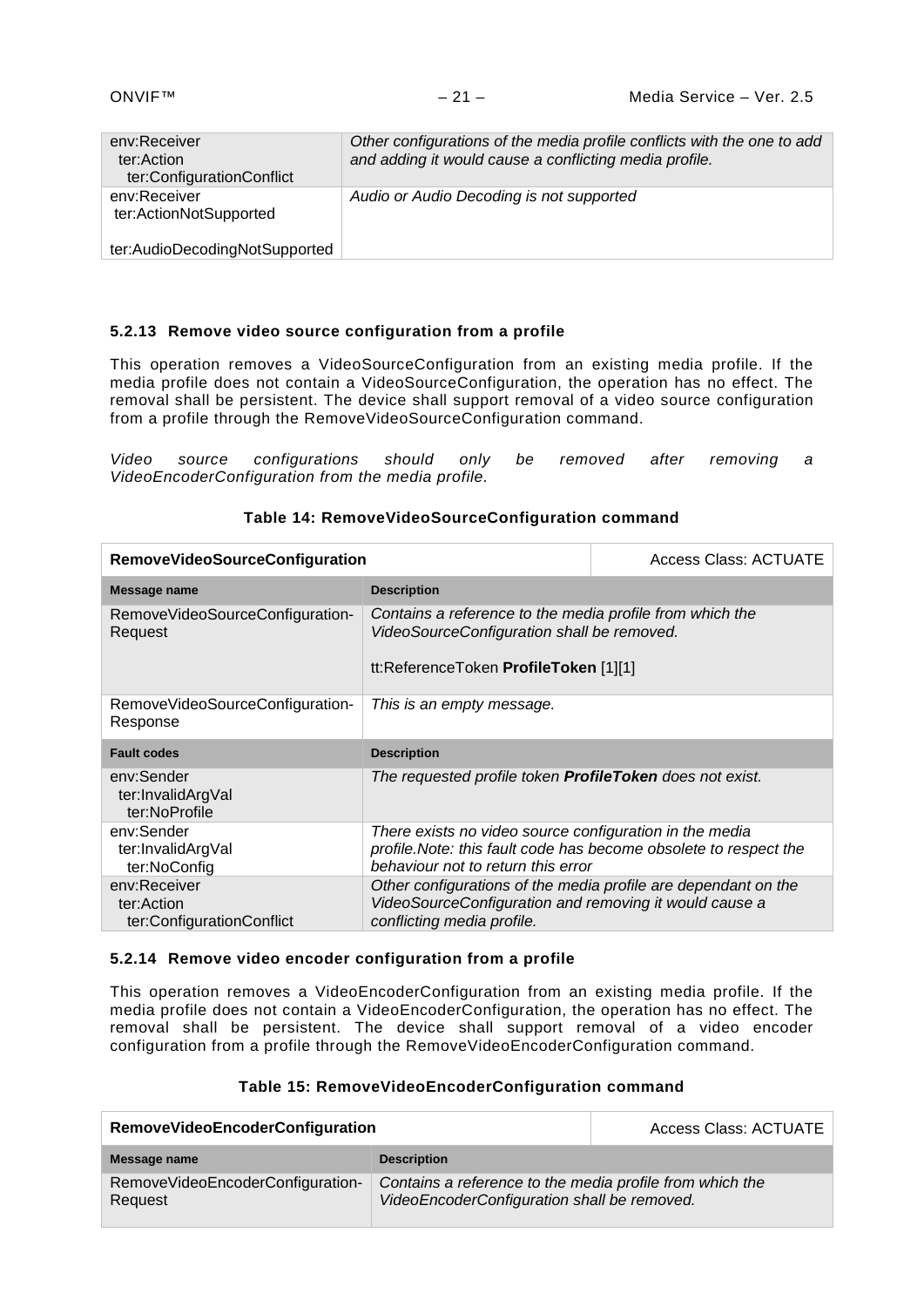| | |
|---|---|
| env:Receiver<br>ter:Action<br>ter:ConfigurationConflict | *Other configurations of the media profile conflicts with the one to add and adding it would cause a conflicting media profile.* |
| env:Receiver<br>ter:ActionNotSupported<br><br>ter:AudioDecodingNotSupported | *Audio or Audio Decoding is not supported* |

### 5.2.13 Remove video source configuration from a profile

This operation removes a VideoSourceConfiguration from an existing media profile. If the media profile does not contain a VideoSourceConfiguration, the operation has no effect. The removal shall be persistent. The device shall support removal of a video source configuration from a profile through the RemoveVideoSourceConfiguration command.

*Video source configurations should only be removed after removing a VideoEncoderConfiguration from the media profile.*

**Table 14: RemoveVideoSourceConfiguration command**

| **RemoveVideoSourceConfiguration** | | Access Class: ACTUATE |
|---|---|---|
| **Message name** | **Description** | |
| RemoveVideoSourceConfiguration-Request | *Contains a reference to the media profile from which the VideoSourceConfiguration shall be removed.*<br><br>tt:ReferenceToken **ProfileToken** [1][1] | |
| RemoveVideoSourceConfiguration-Response | *This is an empty message.* | |
| **Fault codes** | **Description** | |
| env:Sender<br>ter:InvalidArgVal<br>ter:NoProfile | *The requested profile token **ProfileToken** does not exist.* | |
| env:Sender<br>ter:InvalidArgVal<br>ter:NoConfig | *There exists no video source configuration in the media profile.Note: this fault code has become obsolete to respect the behaviour not to return this error* | |
| env:Receiver<br>ter:Action<br>ter:ConfigurationConflict | *Other configurations of the media profile are dependant on the VideoSourceConfiguration and removing it would cause a conflicting media profile.* | |

### 5.2.14 Remove video encoder configuration from a profile

This operation removes a VideoEncoderConfiguration from an existing media profile. If the media profile does not contain a VideoEncoderConfiguration, the operation has no effect. The removal shall be persistent. The device shall support removal of a video encoder configuration from a profile through the RemoveVideoEncoderConfiguration command.

**Table 15: RemoveVideoEncoderConfiguration command**

| **RemoveVideoEncoderConfiguration** | | Access Class: ACTUATE |
|---|---|---|
| **Message name** | **Description** | |
| RemoveVideoEncoderConfiguration-Request | *Contains a reference to the media profile from which the VideoEncoderConfiguration shall be removed.* | |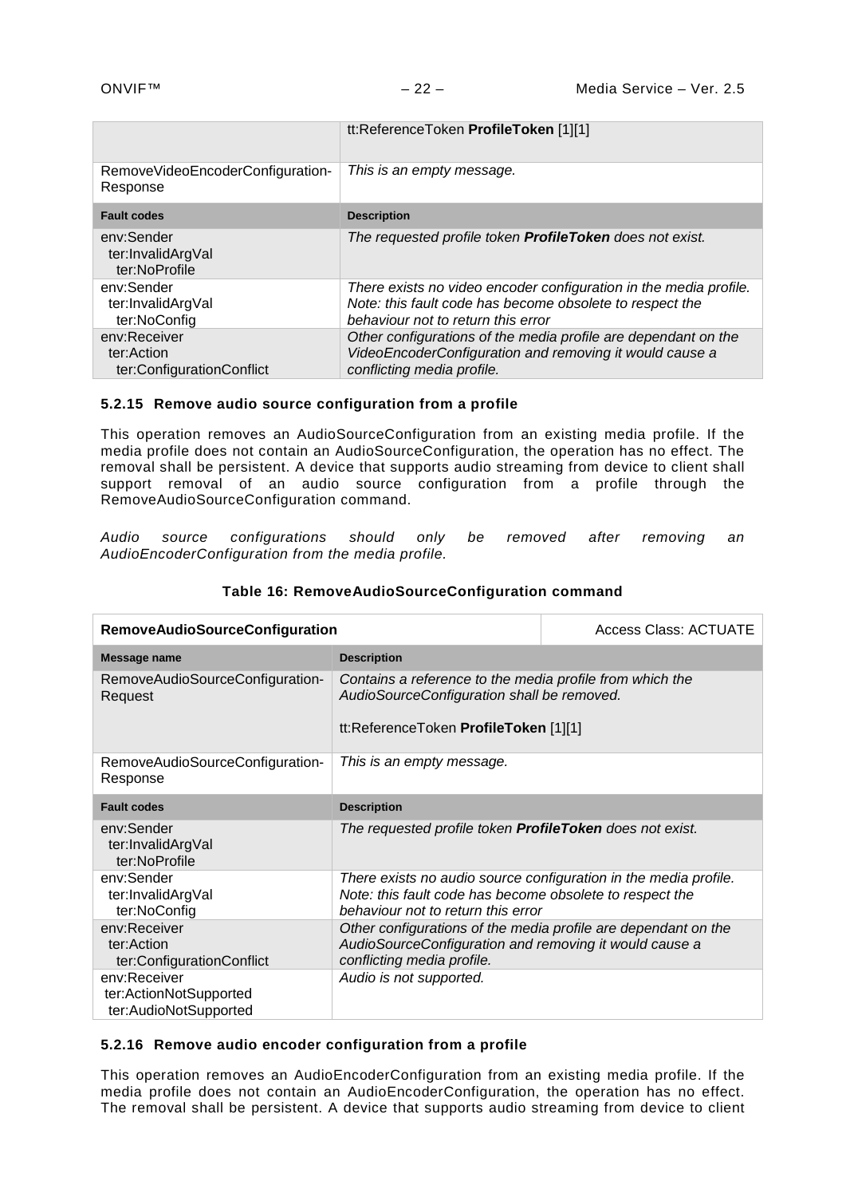| | |
|---|---|
| | tt:ReferenceToken **ProfileToken** [1][1] |
| RemoveVideoEncoderConfiguration-Response | *This is an empty message.* |
| **Fault codes** | **Description** |
| env:Sender<br>ter:InvalidArgVal<br>ter:NoProfile | *The requested profile token **ProfileToken** does not exist.* |
| env:Sender<br>ter:InvalidArgVal<br>ter:NoConfig | *There exists no video encoder configuration in the media profile. Note: this fault code has become obsolete to respect the behaviour not to return this error* |
| env:Receiver<br>ter:Action<br>ter:ConfigurationConflict | *Other configurations of the media profile are dependant on the VideoEncoderConfiguration and removing it would cause a conflicting media profile.* |

### 5.2.15 Remove audio source configuration from a profile

This operation removes an AudioSourceConfiguration from an existing media profile. If the media profile does not contain an AudioSourceConfiguration, the operation has no effect. The removal shall be persistent. A device that supports audio streaming from device to client shall support removal of an audio source configuration from a profile through the RemoveAudioSourceConfiguration command.

*Audio source configurations should only be removed after removing an AudioEncoderConfiguration from the media profile.*

**Table 16: RemoveAudioSourceConfiguration command**

| **RemoveAudioSourceConfiguration** | | Access Class: ACTUATE |
|---|---|---|
| **Message name** | **Description** | |
| RemoveAudioSourceConfiguration-Request | *Contains a reference to the media profile from which the AudioSourceConfiguration shall be removed.*<br><br>tt:ReferenceToken **ProfileToken** [1][1] | |
| RemoveAudioSourceConfiguration-Response | *This is an empty message.* | |
| **Fault codes** | **Description** | |
| env:Sender<br>ter:InvalidArgVal<br>ter:NoProfile | *The requested profile token **ProfileToken** does not exist.* | |
| env:Sender<br>ter:InvalidArgVal<br>ter:NoConfig | *There exists no audio source configuration in the media profile. Note: this fault code has become obsolete to respect the behaviour not to return this error* | |
| env:Receiver<br>ter:Action<br>ter:ConfigurationConflict | *Other configurations of the media profile are dependant on the AudioSourceConfiguration and removing it would cause a conflicting media profile.* | |
| env:Receiver<br>ter:ActionNotSupported<br>ter:AudioNotSupported | *Audio is not supported.* | |

### 5.2.16 Remove audio encoder configuration from a profile

This operation removes an AudioEncoderConfiguration from an existing media profile. If the media profile does not contain an AudioEncoderConfiguration, the operation has no effect. The removal shall be persistent. A device that supports audio streaming from device to client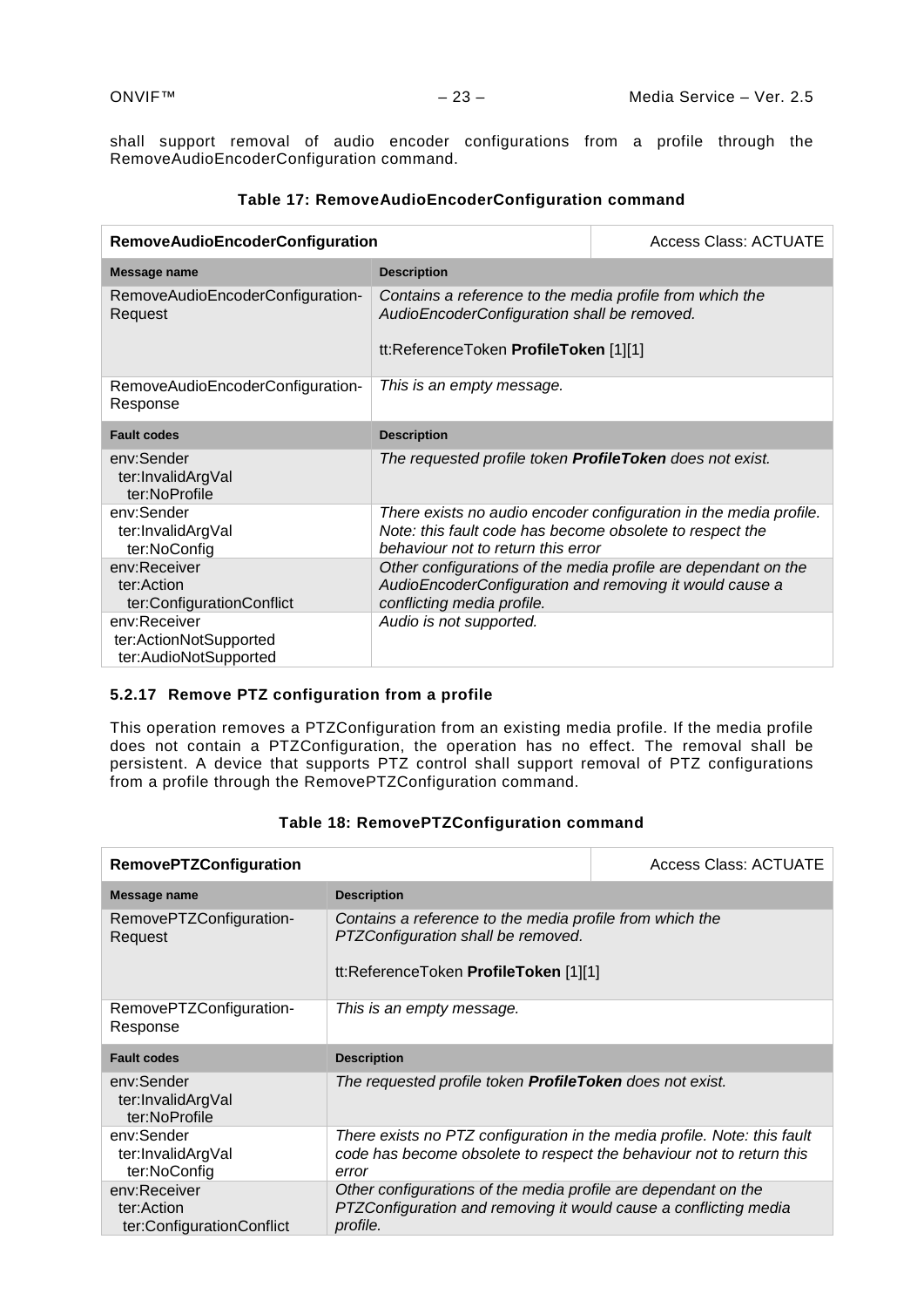shall support removal of audio encoder configurations from a profile through the RemoveAudioEncoderConfiguration command.

**Table 17: RemoveAudioEncoderConfiguration command**

| **RemoveAudioEncoderConfiguration** | Access Class: ACTUATE |
|---|---|
| **Message name** | **Description** |
| RemoveAudioEncoderConfiguration-Request | *Contains a reference to the media profile from which the AudioEncoderConfiguration shall be removed.*<br><br>tt:ReferenceToken **ProfileToken** [1][1] |
| RemoveAudioEncoderConfiguration-Response | *This is an empty message.* |
| **Fault codes** | **Description** |
| env:Sender<br>ter:InvalidArgVal<br>ter:NoProfile | *The requested profile token **ProfileToken** does not exist.* |
| env:Sender<br>ter:InvalidArgVal<br>ter:NoConfig | *There exists no audio encoder configuration in the media profile. Note: this fault code has become obsolete to respect the behaviour not to return this error* |
| env:Receiver<br>ter:Action<br>ter:ConfigurationConflict | *Other configurations of the media profile are dependant on the AudioEncoderConfiguration and removing it would cause a conflicting media profile.* |
| env:Receiver<br>ter:ActionNotSupported<br>ter:AudioNotSupported | *Audio is not supported.* |

### 5.2.17 Remove PTZ configuration from a profile

This operation removes a PTZConfiguration from an existing media profile. If the media profile does not contain a PTZConfiguration, the operation has no effect. The removal shall be persistent. A device that supports PTZ control shall support removal of PTZ configurations from a profile through the RemovePTZConfiguration command.

**Table 18: RemovePTZConfiguration command**

| **RemovePTZConfiguration** | Access Class: ACTUATE |
|---|---|
| **Message name** | **Description** |
| RemovePTZConfiguration-Request | *Contains a reference to the media profile from which the PTZConfiguration shall be removed.*<br><br>tt:ReferenceToken **ProfileToken** [1][1] |
| RemovePTZConfiguration-Response | *This is an empty message.* |
| **Fault codes** | **Description** |
| env:Sender<br>ter:InvalidArgVal<br>ter:NoProfile | *The requested profile token **ProfileToken** does not exist.* |
| env:Sender<br>ter:InvalidArgVal<br>ter:NoConfig | *There exists no PTZ configuration in the media profile. Note: this fault code has become obsolete to respect the behaviour not to return this error* |
| env:Receiver<br>ter:Action<br>ter:ConfigurationConflict | *Other configurations of the media profile are dependant on the PTZConfiguration and removing it would cause a conflicting media profile.* |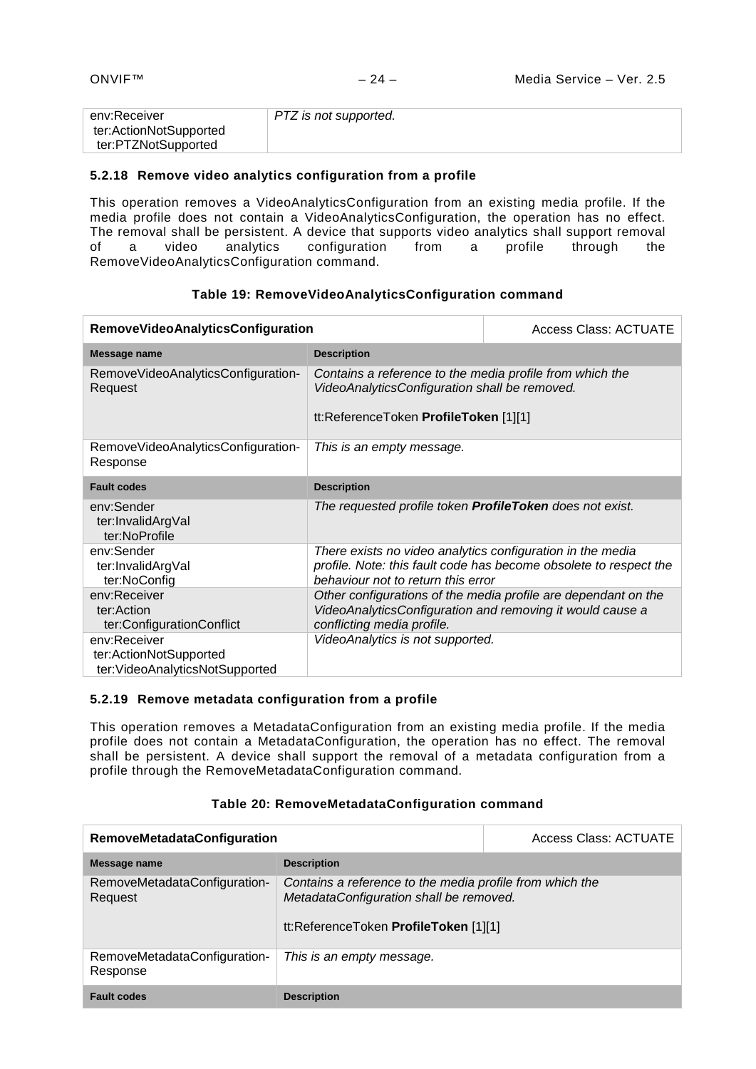| | |
|---|---|
| env:Receiver<br>ter:ActionNotSupported<br>ter:PTZNotSupported | *PTZ is not supported.* |

#### 5.2.18 Remove video analytics configuration from a profile

This operation removes a VideoAnalyticsConfiguration from an existing media profile. If the media profile does not contain a VideoAnalyticsConfiguration, the operation has no effect. The removal shall be persistent. A device that supports video analytics shall support removal of a video analytics configuration from a profile through the RemoveVideoAnalyticsConfiguration command.

**Table 19: RemoveVideoAnalyticsConfiguration command**

| **RemoveVideoAnalyticsConfiguration** | Access Class: ACTUATE |
|---|---|
| **Message name** | **Description** |
| RemoveVideoAnalyticsConfiguration-Request | *Contains a reference to the media profile from which the VideoAnalyticsConfiguration shall be removed.*<br><br>tt:ReferenceToken **ProfileToken** [1][1] |
| RemoveVideoAnalyticsConfiguration-Response | *This is an empty message.* |
| **Fault codes** | **Description** |
| env:Sender<br>ter:InvalidArgVal<br>ter:NoProfile | *The requested profile token **ProfileToken** does not exist.* |
| env:Sender<br>ter:InvalidArgVal<br>ter:NoConfig | *There exists no video analytics configuration in the media profile. Note: this fault code has become obsolete to respect the behaviour not to return this error* |
| env:Receiver<br>ter:Action<br>ter:ConfigurationConflict | *Other configurations of the media profile are dependant on the VideoAnalyticsConfiguration and removing it would cause a conflicting media profile.* |
| env:Receiver<br>ter:ActionNotSupported<br>ter:VideoAnalyticsNotSupported | *VideoAnalytics is not supported.* |

#### 5.2.19 Remove metadata configuration from a profile

This operation removes a MetadataConfiguration from an existing media profile. If the media profile does not contain a MetadataConfiguration, the operation has no effect. The removal shall be persistent. A device shall support the removal of a metadata configuration from a profile through the RemoveMetadataConfiguration command.

**Table 20: RemoveMetadataConfiguration command**

| **RemoveMetadataConfiguration** | Access Class: ACTUATE |
|---|---|
| **Message name** | **Description** |
| RemoveMetadataConfiguration-Request | *Contains a reference to the media profile from which the MetadataConfiguration shall be removed.*<br><br>tt:ReferenceToken **ProfileToken** [1][1] |
| RemoveMetadataConfiguration-Response | *This is an empty message.* |
| **Fault codes** | **Description** |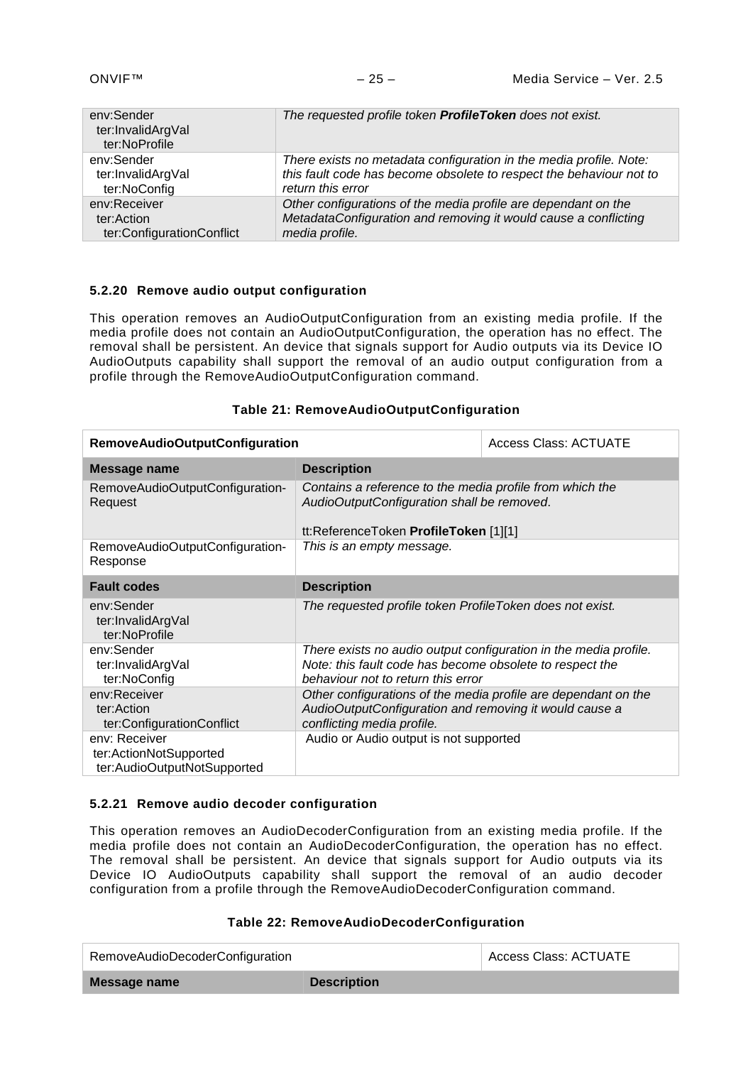| | |
|---|---|
| env:Sender<br>ter:InvalidArgVal<br>ter:NoProfile | *The requested profile token **ProfileToken** does not exist.* |
| env:Sender<br>ter:InvalidArgVal<br>ter:NoConfig | *There exists no metadata configuration in the media profile. Note: this fault code has become obsolete to respect the behaviour not to return this error* |
| env:Receiver<br>ter:Action<br>ter:ConfigurationConflict | *Other configurations of the media profile are dependant on the MetadataConfiguration and removing it would cause a conflicting media profile.* |

### 5.2.20 Remove audio output configuration

This operation removes an AudioOutputConfiguration from an existing media profile. If the media profile does not contain an AudioOutputConfiguration, the operation has no effect. The removal shall be persistent. An device that signals support for Audio outputs via its Device IO AudioOutputs capability shall support the removal of an audio output configuration from a profile through the RemoveAudioOutputConfiguration command.

**Table 21: RemoveAudioOutputConfiguration**

| **RemoveAudioOutputConfiguration** | Access Class: ACTUATE |
|---|---|
| **Message name** | **Description** |
| RemoveAudioOutputConfiguration-Request | *Contains a reference to the media profile from which the AudioOutputConfiguration shall be removed.*<br><br>tt:ReferenceToken **ProfileToken** [1][1] |
| RemoveAudioOutputConfiguration-Response | *This is an empty message.* |
| **Fault codes** | **Description** |
| env:Sender<br>ter:InvalidArgVal<br>ter:NoProfile | *The requested profile token ProfileToken does not exist.* |
| env:Sender<br>ter:InvalidArgVal<br>ter:NoConfig | *There exists no audio output configuration in the media profile. Note: this fault code has become obsolete to respect the behaviour not to return this error* |
| env:Receiver<br>ter:Action<br>ter:ConfigurationConflict | *Other configurations of the media profile are dependant on the AudioOutputConfiguration and removing it would cause a conflicting media profile.* |
| env: Receiver<br>ter:ActionNotSupported<br>ter:AudioOutputNotSupported | Audio or Audio output is not supported |

### 5.2.21 Remove audio decoder configuration

This operation removes an AudioDecoderConfiguration from an existing media profile. If the media profile does not contain an AudioDecoderConfiguration, the operation has no effect. The removal shall be persistent. A device that signals support for Audio outputs via its Device IO AudioOutputs capability shall support the removal of an audio decoder configuration from a profile through the RemoveAudioDecoderConfiguration command.

**Table 22: RemoveAudioDecoderConfiguration**

| RemoveAudioDecoderConfiguration | Access Class: ACTUATE |
|---|---|
| **Message name** | **Description** |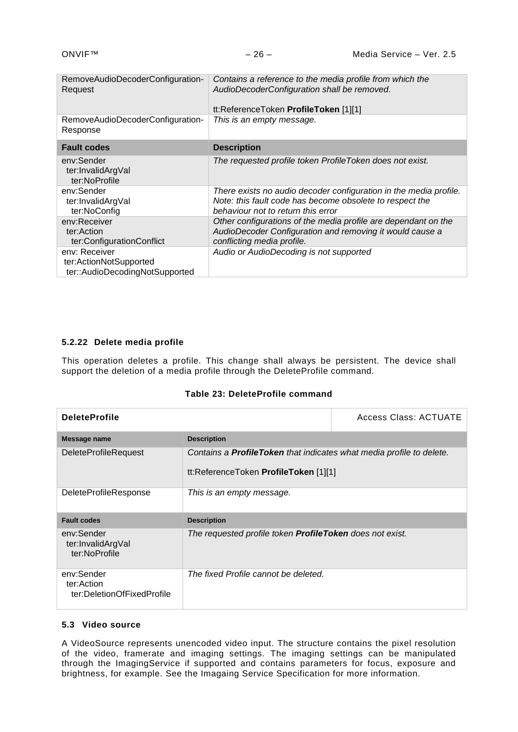| | |
|---|---|
| RemoveAudioDecoderConfiguration-Request | *Contains a reference to the media profile from which the AudioDecoderConfiguration shall be removed.*<br><br>tt:ReferenceToken **ProfileToken** [1][1] |
| RemoveAudioDecoderConfiguration-Response | *This is an empty message.* |
| **Fault codes** | **Description** |
| env:Sender<br>ter:InvalidArgVal<br>ter:NoProfile | *The requested profile token ProfileToken does not exist.* |
| env:Sender<br>ter:InvalidArgVal<br>ter:NoConfig | *There exists no audio decoder configuration in the media profile. Note: this fault code has become obsolete to respect the behaviour not to return this error* |
| env:Receiver<br>ter:Action<br>ter:ConfigurationConflict | *Other configurations of the media profile are dependant on the AudioDecoder Configuration and removing it would cause a conflicting media profile.* |
| env: Receiver<br>ter:ActionNotSupported<br>ter::AudioDecodingNotSupported | *Audio or AudioDecoding is not supported* |

### 5.2.22 Delete media profile

This operation deletes a profile. This change shall always be persistent. The device shall support the deletion of a media profile through the DeleteProfile command.

**Table 23: DeleteProfile command**

| **DeleteProfile** | Access Class: ACTUATE |
|---|---|
| **Message name** | **Description** |
| DeleteProfileRequest | *Contains a **ProfileToken** that indicates what media profile to delete.*<br><br>tt:ReferenceToken **ProfileToken** [1][1] |
| DeleteProfileResponse | *This is an empty message.* |
| **Fault codes** | **Description** |
| env:Sender<br>ter:InvalidArgVal<br>ter:NoProfile | *The requested profile token **ProfileToken** does not exist.* |
| env:Sender<br>ter:Action<br>ter:DeletionOfFixedProfile | *The fixed Profile cannot be deleted.* |

## 5.3 Video source

A VideoSource represents unencoded video input. The structure contains the pixel resolution of the video, framerate and imaging settings. The imaging settings can be manipulated through the ImagingService if supported and contains parameters for focus, exposure and brightness, for example. See the Imagaing Service Specification for more information.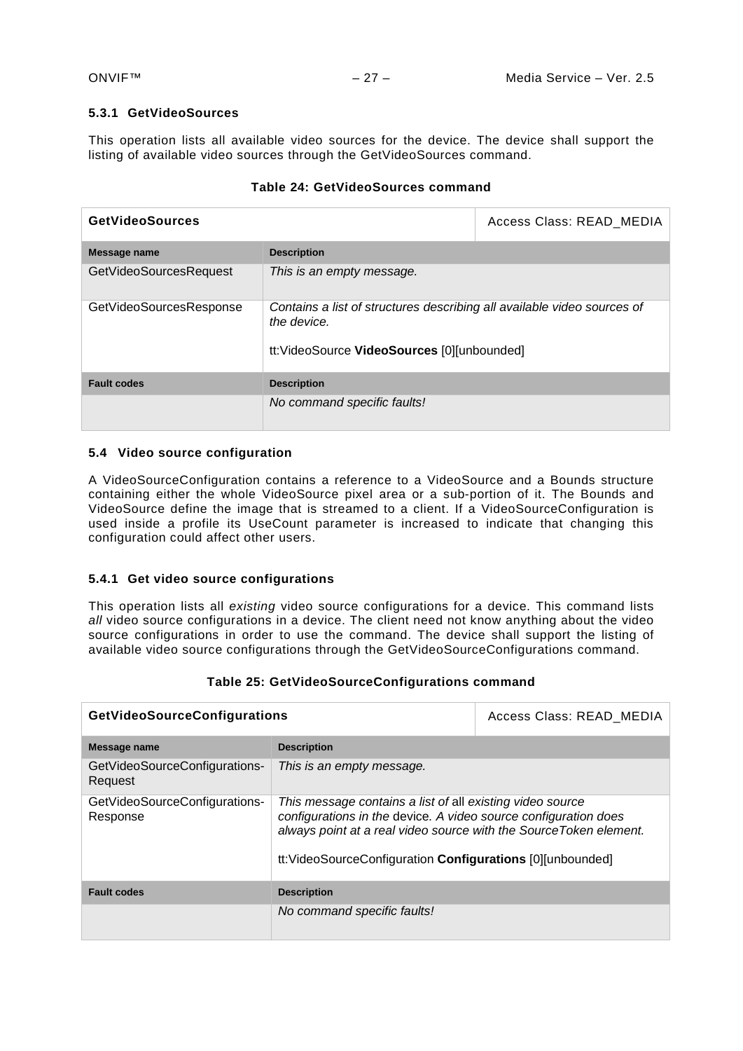### 5.3.1 GetVideoSources

This operation lists all available video sources for the device. The device shall support the listing of available video sources through the GetVideoSources command.

**Table 24: GetVideoSources command**

| **GetVideoSources** | | Access Class: READ_MEDIA |
|---|---|---|
| **Message name** | **Description** | |
| GetVideoSourcesRequest | *This is an empty message.* | |
| GetVideoSourcesResponse | *Contains a list of structures describing all available video sources of the device.*<br><br>tt:VideoSource **VideoSources** [0][unbounded] | |
| **Fault codes** | **Description** | |
| | *No command specific faults!* | |

## 5.4 Video source configuration

A VideoSourceConfiguration contains a reference to a VideoSource and a Bounds structure containing either the whole VideoSource pixel area or a sub-portion of it. The Bounds and VideoSource define the image that is streamed to a client. If a VideoSourceConfiguration is used inside a profile its UseCount parameter is increased to indicate that changing this configuration could affect other users.

### 5.4.1 Get video source configurations

This operation lists all *existing* video source configurations for a device. This command lists *all* video source configurations in a device. The client need not know anything about the video source configurations in order to use the command. The device shall support the listing of available video source configurations through the GetVideoSourceConfigurations command.

**Table 25: GetVideoSourceConfigurations command**

| **GetVideoSourceConfigurations** | | Access Class: READ_MEDIA |
|---|---|---|
| **Message name** | **Description** | |
| GetVideoSourceConfigurations-Request | *This is an empty message.* | |
| GetVideoSourceConfigurations-Response | *This message contains a list of* all *existing video source configurations in the* device*. A video source configuration does always point at a real video source with the SourceToken element.*<br><br>tt:VideoSourceConfiguration **Configurations** [0][unbounded] | |
| **Fault codes** | **Description** | |
| | *No command specific faults!* | |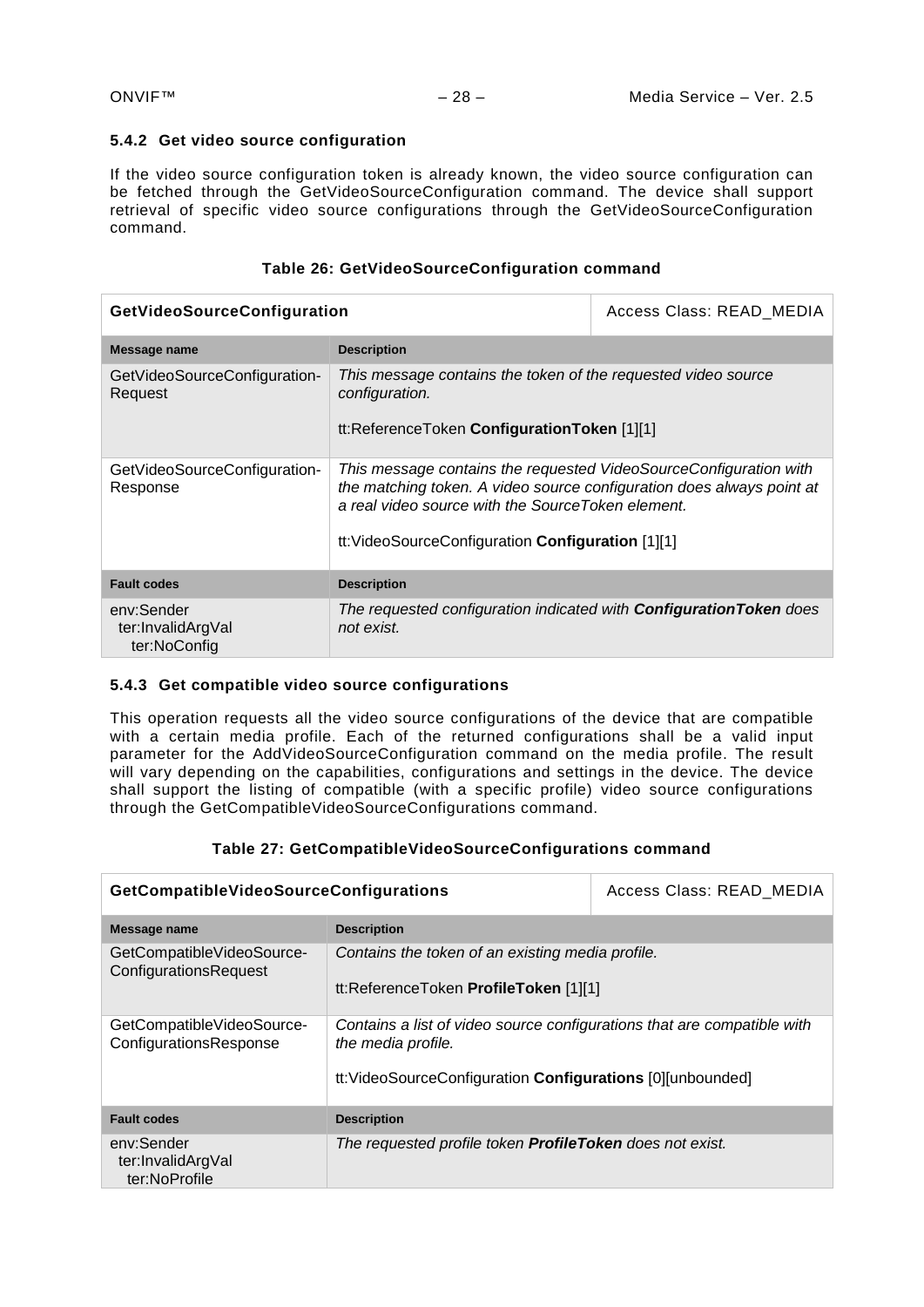### 5.4.2 Get video source configuration

If the video source configuration token is already known, the video source configuration can be fetched through the GetVideoSourceConfiguration command. The device shall support retrieval of specific video source configurations through the GetVideoSourceConfiguration command.

**Table 26: GetVideoSourceConfiguration command**

| **GetVideoSourceConfiguration** | | Access Class: READ_MEDIA |
|---|---|---|
| **Message name** | **Description** | |
| GetVideoSourceConfiguration-Request | *This message contains the token of the requested video source configuration.*<br><br>tt:ReferenceToken **ConfigurationToken** [1][1] | |
| GetVideoSourceConfiguration-Response | *This message contains the requested VideoSourceConfiguration with the matching token. A video source configuration does always point at a real video source with the SourceToken element.*<br><br>tt:VideoSourceConfiguration **Configuration** [1][1] | |
| **Fault codes** | **Description** | |
| env:Sender<br>ter:InvalidArgVal<br>ter:NoConfig | *The requested configuration indicated with **ConfigurationToken** does not exist.* | |

### 5.4.3 Get compatible video source configurations

This operation requests all the video source configurations of the device that are compatible with a certain media profile. Each of the returned configurations shall be a valid input parameter for the AddVideoSourceConfiguration command on the media profile. The result will vary depending on the capabilities, configurations and settings in the device. The device shall support the listing of compatible (with a specific profile) video source configurations through the GetCompatibleVideoSourceConfigurations command.

**Table 27: GetCompatibleVideoSourceConfigurations command**

| **GetCompatibleVideoSourceConfigurations** | | Access Class: READ_MEDIA |
|---|---|---|
| **Message name** | **Description** | |
| GetCompatibleVideoSource-ConfigurationsRequest | *Contains the token of an existing media profile.*<br><br>tt:ReferenceToken **ProfileToken** [1][1] | |
| GetCompatibleVideoSource-ConfigurationsResponse | *Contains a list of video source configurations that are compatible with the media profile.*<br><br>tt:VideoSourceConfiguration **Configurations** [0][unbounded] | |
| **Fault codes** | **Description** | |
| env:Sender<br>ter:InvalidArgVal<br>ter:NoProfile | *The requested profile token **ProfileToken** does not exist.* | |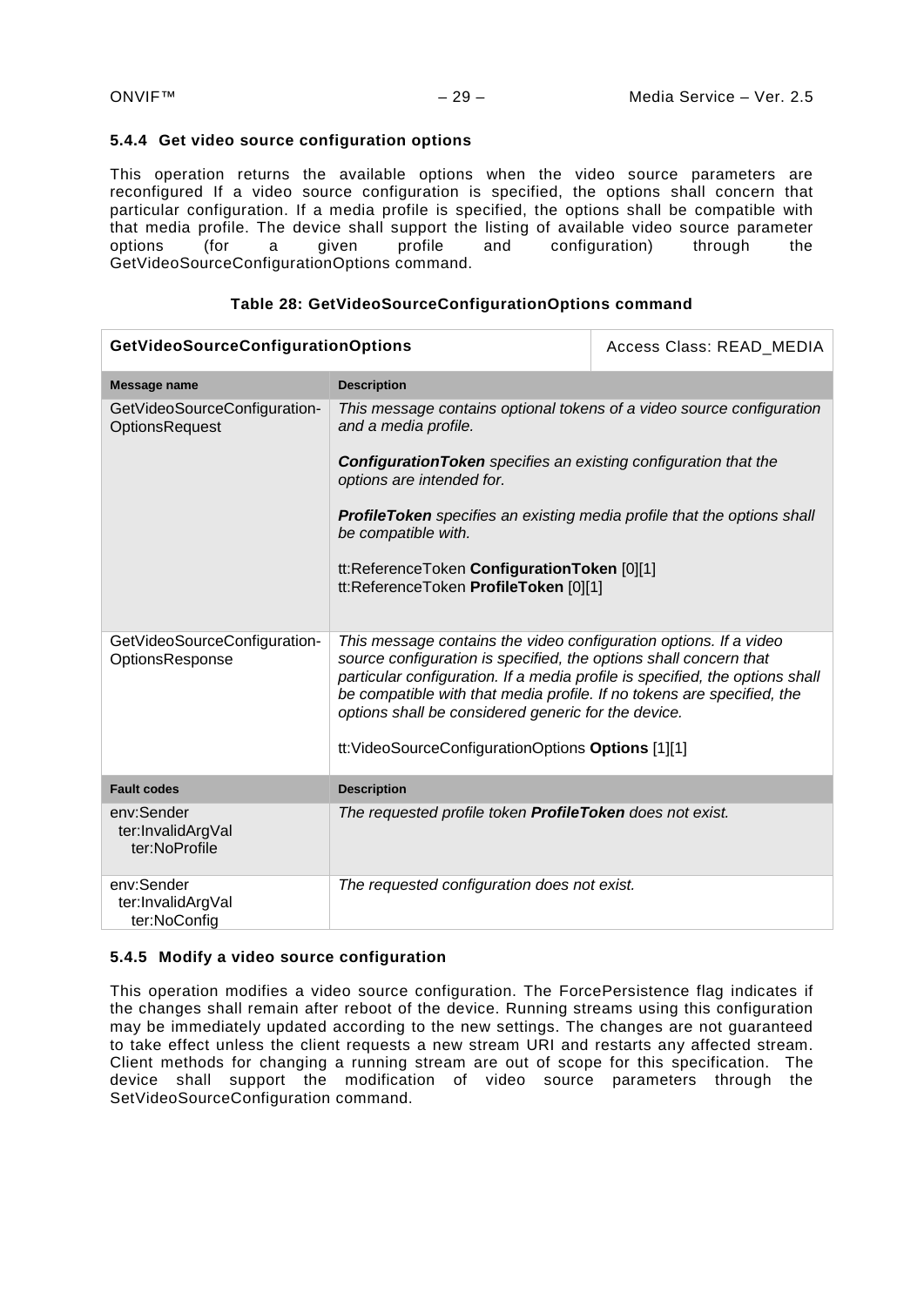### 5.4.4 Get video source configuration options

This operation returns the available options when the video source parameters are reconfigured If a video source configuration is specified, the options shall concern that particular configuration. If a media profile is specified, the options shall be compatible with that media profile. The device shall support the listing of available video source parameter options (for a given profile and configuration) through the GetVideoSourceConfigurationOptions command.

**Table 28: GetVideoSourceConfigurationOptions command**

| **GetVideoSourceConfigurationOptions** | Access Class: READ_MEDIA |
|---|---|
| **Message name** | **Description** |
| GetVideoSourceConfiguration-OptionsRequest | *This message contains optional tokens of a video source configuration and a media profile.*<br><br>***ConfigurationToken*** *specifies an existing configuration that the options are intended for.*<br><br>***ProfileToken*** *specifies an existing media profile that the options shall be compatible with.*<br><br>tt:ReferenceToken **ConfigurationToken** [0][1]<br>tt:ReferenceToken **ProfileToken** [0][1] |
| GetVideoSourceConfiguration-OptionsResponse | *This message contains the video configuration options. If a video source configuration is specified, the options shall concern that particular configuration. If a media profile is specified, the options shall be compatible with that media profile. If no tokens are specified, the options shall be considered generic for the device.*<br><br>tt:VideoSourceConfigurationOptions **Options** [1][1] |
| **Fault codes** | **Description** |
| env:Sender<br>ter:InvalidArgVal<br>ter:NoProfile | *The requested profile token **ProfileToken** does not exist.* |
| env:Sender<br>ter:InvalidArgVal<br>ter:NoConfig | *The requested configuration does not exist.* |

### 5.4.5 Modify a video source configuration

This operation modifies a video source configuration. The ForcePersistence flag indicates if the changes shall remain after reboot of the device. Running streams using this configuration may be immediately updated according to the new settings. The changes are not guaranteed to take effect unless the client requests a new stream URI and restarts any affected stream. Client methods for changing a running stream are out of scope for this specification. The device shall support the modification of video source parameters through the SetVideoSourceConfiguration command.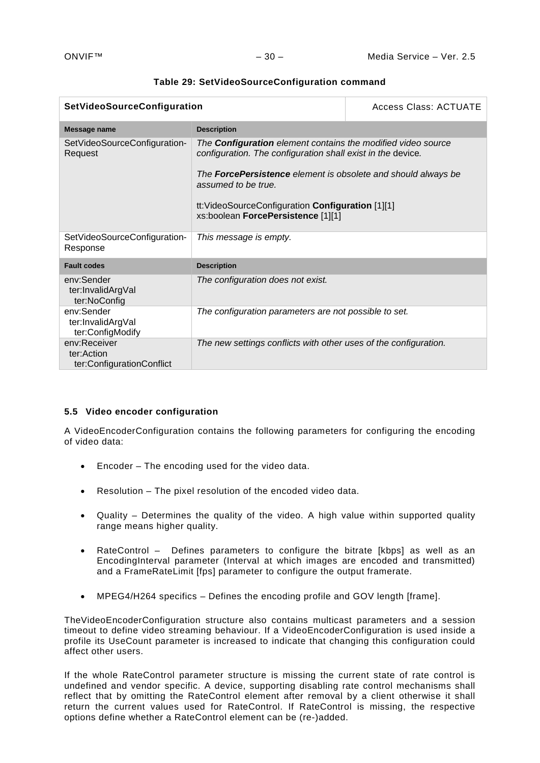**Table 29: SetVideoSourceConfiguration command**

| **SetVideoSourceConfiguration** | | Access Class: ACTUATE |
| --- | --- | --- |
| **Message name** | **Description** | |
| SetVideoSourceConfiguration-Request | *The **Configuration** element contains the modified video source configuration. The configuration shall exist in the* device*.*<br><br>*The **ForcePersistence** element is obsolete and should always be assumed to be true.*<br><br>tt:VideoSourceConfiguration **Configuration** [1][1]<br>xs:boolean **ForcePersistence** [1][1] | |
| SetVideoSourceConfiguration-Response | *This message is empty.* | |
| **Fault codes** | **Description** | |
| env:Sender<br>ter:InvalidArgVal<br>ter:NoConfig | *The configuration does not exist.* | |
| env:Sender<br>ter:InvalidArgVal<br>ter:ConfigModify | *The configuration parameters are not possible to set.* | |
| env:Receiver<br>ter:Action<br>ter:ConfigurationConflict | *The new settings conflicts with other uses of the configuration.* | |

### 5.5 Video encoder configuration

A VideoEncoderConfiguration contains the following parameters for configuring the encoding of video data:

- Encoder – The encoding used for the video data.
- Resolution – The pixel resolution of the encoded video data.
- Quality – Determines the quality of the video. A high value within supported quality range means higher quality.
- RateControl – Defines parameters to configure the bitrate [kbps] as well as an EncodingInterval parameter (Interval at which images are encoded and transmitted) and a FrameRateLimit [fps] parameter to configure the output framerate.
- MPEG4/H264 specifics – Defines the encoding profile and GOV length [frame].

TheVideoEncoderConfiguration structure also contains multicast parameters and a session timeout to define video streaming behaviour. If a VideoEncoderConfiguration is used inside a profile its UseCount parameter is increased to indicate that changing this configuration could affect other users.

If the whole RateControl parameter structure is missing the current state of rate control is undefined and vendor specific. A device, supporting disabling rate control mechanisms shall reflect that by omitting the RateControl element after removal by a client otherwise it shall return the current values used for RateControl. If RateControl is missing, the respective options define whether a RateControl element can be (re-)added.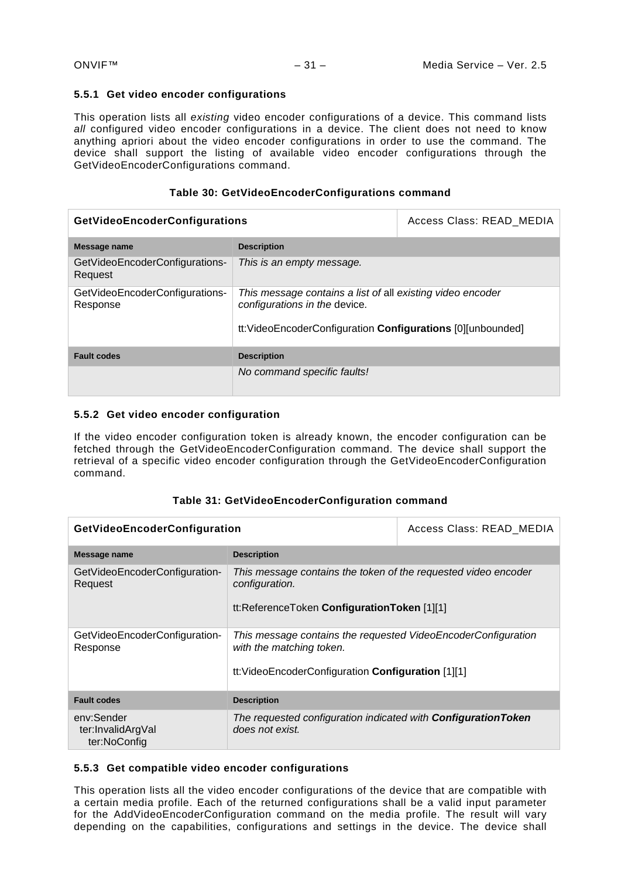### 5.5.1 Get video encoder configurations

This operation lists all *existing* video encoder configurations of a device. This command lists *all* configured video encoder configurations in a device. The client does not need to know anything apriori about the video encoder configurations in order to use the command. The device shall support the listing of available video encoder configurations through the GetVideoEncoderConfigurations command.

**Table 30: GetVideoEncoderConfigurations command**

| **GetVideoEncoderConfigurations** | | Access Class: READ_MEDIA |
|---|---|---|
| **Message name** | **Description** | |
| GetVideoEncoderConfigurations-Request | *This is an empty message.* | |
| GetVideoEncoderConfigurations-Response | *This message contains a list of* all *existing video encoder configurations in the* device.<br><br>tt:VideoEncoderConfiguration **Configurations** [0][unbounded] | |
| **Fault codes** | **Description** | |
| | *No command specific faults!* | |

### 5.5.2 Get video encoder configuration

If the video encoder configuration token is already known, the encoder configuration can be fetched through the GetVideoEncoderConfiguration command. The device shall support the retrieval of a specific video encoder configuration through the GetVideoEncoderConfiguration command.

**Table 31: GetVideoEncoderConfiguration command**

| **GetVideoEncoderConfiguration** | | Access Class: READ_MEDIA |
|---|---|---|
| **Message name** | **Description** | |
| GetVideoEncoderConfiguration-Request | *This message contains the token of the requested video encoder configuration.*<br><br>tt:ReferenceToken **ConfigurationToken** [1][1] | |
| GetVideoEncoderConfiguration-Response | *This message contains the requested VideoEncoderConfiguration with the matching token.*<br><br>tt:VideoEncoderConfiguration **Configuration** [1][1] | |
| **Fault codes** | **Description** | |
| env:Sender<br>ter:InvalidArgVal<br>ter:NoConfig | *The requested configuration indicated with **ConfigurationToken** does not exist.* | |

### 5.5.3 Get compatible video encoder configurations

This operation lists all the video encoder configurations of the device that are compatible with a certain media profile. Each of the returned configurations shall be a valid input parameter for the AddVideoEncoderConfiguration command on the media profile. The result will vary depending on the capabilities, configurations and settings in the device. The device shall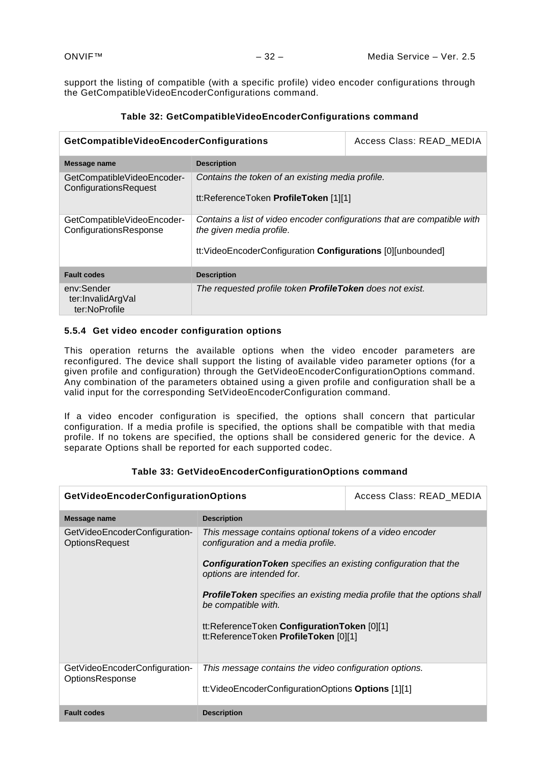support the listing of compatible (with a specific profile) video encoder configurations through the GetCompatibleVideoEncoderConfigurations command.

**Table 32: GetCompatibleVideoEncoderConfigurations command**

| **GetCompatibleVideoEncoderConfigurations** | | Access Class: READ_MEDIA |
|---|---|---|
| **Message name** | **Description** | |
| GetCompatibleVideoEncoder-ConfigurationsRequest | *Contains the token of an existing media profile.*<br><br>tt:ReferenceToken **ProfileToken** [1][1] | |
| GetCompatibleVideoEncoder-ConfigurationsResponse | *Contains a list of video encoder configurations that are compatible with the given media profile.*<br><br>tt:VideoEncoderConfiguration **Configurations** [0][unbounded] | |
| **Fault codes** | **Description** | |
| env:Sender<br>ter:InvalidArgVal<br>ter:NoProfile | *The requested profile token **ProfileToken** does not exist.* | |

### 5.5.4 Get video encoder configuration options

This operation returns the available options when the video encoder parameters are reconfigured. The device shall support the listing of available video parameter options (for a given profile and configuration) through the GetVideoEncoderConfigurationOptions command. Any combination of the parameters obtained using a given profile and configuration shall be a valid input for the corresponding SetVideoEncoderConfiguration command.

If a video encoder configuration is specified, the options shall concern that particular configuration. If a media profile is specified, the options shall be compatible with that media profile. If no tokens are specified, the options shall be considered generic for the device. A separate Options shall be reported for each supported codec.

**Table 33: GetVideoEncoderConfigurationOptions command**

| **GetVideoEncoderConfigurationOptions** | | Access Class: READ_MEDIA |
|---|---|---|
| **Message name** | **Description** | |
| GetVideoEncoderConfiguration-OptionsRequest | *This message contains optional tokens of a video encoder configuration and a media profile.*<br><br>***ConfigurationToken** specifies an existing configuration that the options are intended for.*<br><br>***ProfileToken** specifies an existing media profile that the options shall be compatible with.*<br><br>tt:ReferenceToken **ConfigurationToken** [0][1]<br>tt:ReferenceToken **ProfileToken** [0][1] | |
| GetVideoEncoderConfiguration-OptionsResponse | *This message contains the video configuration options.*<br><br>tt:VideoEncoderConfigurationOptions **Options** [1][1] | |
| **Fault codes** | **Description** | |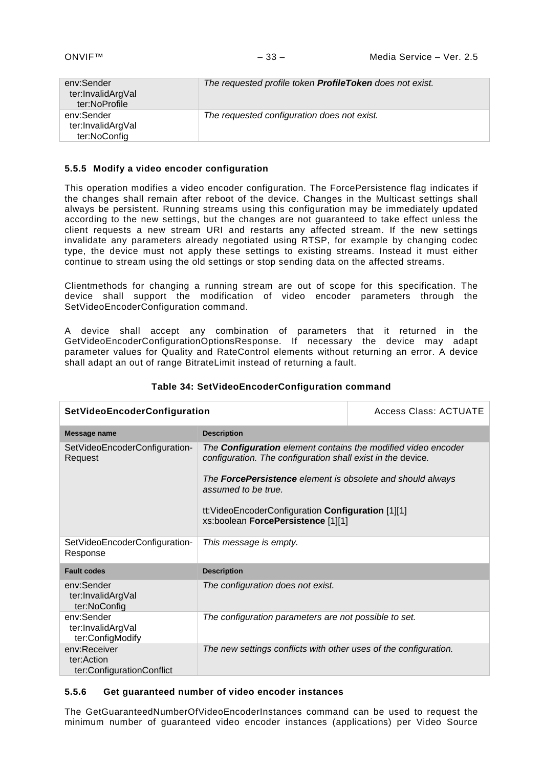| | |
|---|---|
| env:Sender<br>ter:InvalidArgVal<br>ter:NoProfile | *The requested profile token **ProfileToken** does not exist.* |
| env:Sender<br>ter:InvalidArgVal<br>ter:NoConfig | *The requested configuration does not exist.* |

### 5.5.5 Modify a video encoder configuration

This operation modifies a video encoder configuration. The ForcePersistence flag indicates if the changes shall remain after reboot of the device. Changes in the Multicast settings shall always be persistent. Running streams using this configuration may be immediately updated according to the new settings, but the changes are not guaranteed to take effect unless the client requests a new stream URI and restarts any affected stream. If the new settings invalidate any parameters already negotiated using RTSP, for example by changing codec type, the device must not apply these settings to existing streams. Instead it must either continue to stream using the old settings or stop sending data on the affected streams.

Clientmethods for changing a running stream are out of scope for this specification. The device shall support the modification of video encoder parameters through the SetVideoEncoderConfiguration command.

A device shall accept any combination of parameters that it returned in the GetVideoEncoderConfigurationOptionsResponse. If necessary the device may adapt parameter values for Quality and RateControl elements without returning an error. A device shall adapt an out of range BitrateLimit instead of returning a fault.

**Table 34: SetVideoEncoderConfiguration command**

| **SetVideoEncoderConfiguration** | Access Class: ACTUATE |
|---|---|
| **Message name** | **Description** |
| SetVideoEncoderConfiguration-Request | *The **Configuration** element contains the modified video encoder configuration. The configuration shall exist in the* device.<br><br>*The **ForcePersistence** element is obsolete and should always assumed to be true.*<br><br>tt:VideoEncoderConfiguration **Configuration** [1][1]<br>xs:boolean **ForcePersistence** [1][1] |
| SetVideoEncoderConfiguration-Response | *This message is empty.* |
| **Fault codes** | **Description** |
| env:Sender<br>ter:InvalidArgVal<br>ter:NoConfig | *The configuration does not exist.* |
| env:Sender<br>ter:InvalidArgVal<br>ter:ConfigModify | *The configuration parameters are not possible to set.* |
| env:Receiver<br>ter:Action<br>ter:ConfigurationConflict | *The new settings conflicts with other uses of the configuration.* |

### 5.5.6 Get guaranteed number of video encoder instances

The GetGuaranteedNumberOfVideoEncoderInstances command can be used to request the minimum number of guaranteed video encoder instances (applications) per Video Source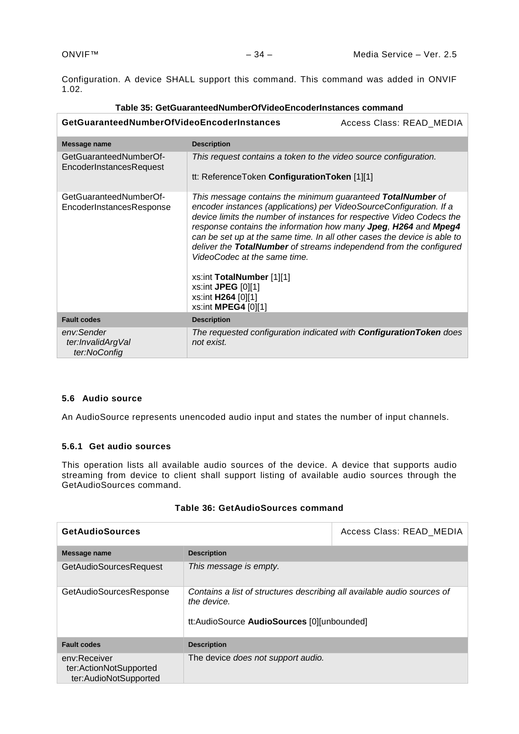Configuration. A device SHALL support this command. This command was added in ONVIF 1.02.

**Table 35: GetGuaranteedNumberOfVideoEncoderInstances command**

| **GetGuaranteedNumberOfVideoEncoderInstances** | Access Class: READ_MEDIA |
|---|---|
| **Message name** | **Description** |
| GetGuaranteedNumberOf-EncoderInstancesRequest | *This request contains a token to the video source configuration.*<br><br>tt: ReferenceToken **ConfigurationToken** [1][1] |
| GetGuaranteedNumberOf-EncoderInstancesResponse | *This message contains the minimum guaranteed* ***TotalNumber*** *of encoder instances (applications) per VideoSourceConfiguration. If a device limits the number of instances for respective Video Codecs the response contains the information how many* ***Jpeg****,* ***H264*** *and* ***Mpeg4*** *can be set up at the same time. In all other cases the device is able to deliver the* ***TotalNumber*** *of streams independend from the configured VideoCodec at the same time.*<br><br>xs:int **TotalNumber** [1][1]<br>xs:int **JPEG** [0][1]<br>xs:int **H264** [0][1]<br>xs:int **MPEG4** [0][1] |
| **Fault codes** | **Description** |
| *env:Sender*<br>*ter:InvalidArgVal*<br>*ter:NoConfig* | *The requested configuration indicated with* ***ConfigurationToken*** *does not exist.* |

### 5.6 Audio source

An AudioSource represents unencoded audio input and states the number of input channels.

#### 5.6.1 Get audio sources

This operation lists all available audio sources of the device. A device that supports audio streaming from device to client shall support listing of available audio sources through the GetAudioSources command.

**Table 36: GetAudioSources command**

| **GetAudioSources** | Access Class: READ_MEDIA |
|---|---|
| **Message name** | **Description** |
| GetAudioSourcesRequest | *This message is empty.* |
| GetAudioSourcesResponse | *Contains a list of structures describing all available audio sources of the device.*<br><br>tt:AudioSource **AudioSources** [0][unbounded] |
| **Fault codes** | **Description** |
| env:Receiver<br>ter:ActionNotSupported<br>ter:AudioNotSupported | The device *does not support audio.* |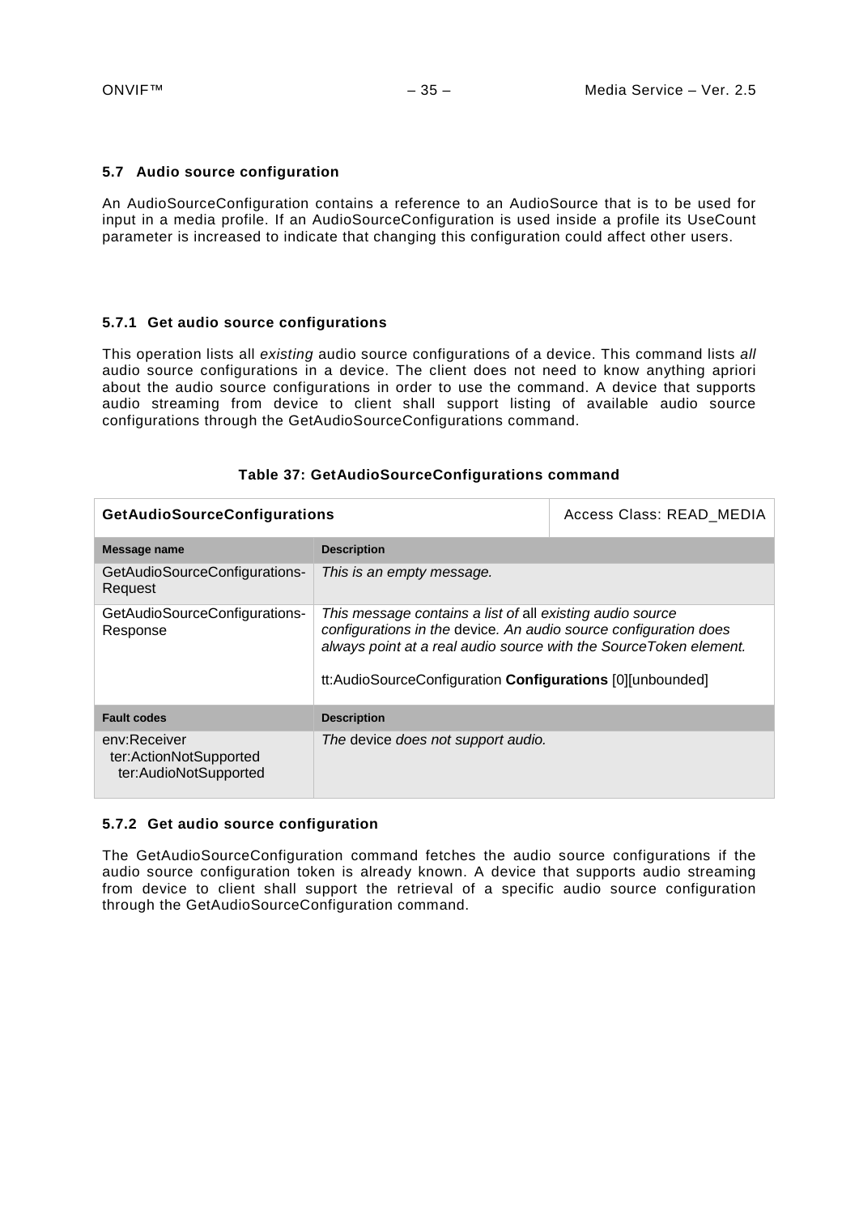### 5.7 Audio source configuration

An AudioSourceConfiguration contains a reference to an AudioSource that is to be used for input in a media profile. If an AudioSourceConfiguration is used inside a profile its UseCount parameter is increased to indicate that changing this configuration could affect other users.

#### 5.7.1 Get audio source configurations

This operation lists all *existing* audio source configurations of a device. This command lists *all* audio source configurations in a device. The client does not need to know anything apriori about the audio source configurations in order to use the command. A device that supports audio streaming from device to client shall support listing of available audio source configurations through the GetAudioSourceConfigurations command.

**Table 37: GetAudioSourceConfigurations command**

| **GetAudioSourceConfigurations** | | Access Class: READ_MEDIA |
|---|---|---|
| **Message name** | **Description** | |
| GetAudioSourceConfigurations-Request | *This is an empty message.* | |
| GetAudioSourceConfigurations-Response | *This message contains a list of* all *existing audio source configurations in the* device*. An audio source configuration does always point at a real audio source with the SourceToken element.*<br><br>tt:AudioSourceConfiguration **Configurations** [0][unbounded] | |
| **Fault codes** | **Description** | |
| env:Receiver<br>ter:ActionNotSupported<br>ter:AudioNotSupported | *The* device *does not support audio.* | |

#### 5.7.2 Get audio source configuration

The GetAudioSourceConfiguration command fetches the audio source configurations if the audio source configuration token is already known. A device that supports audio streaming from device to client shall support the retrieval of a specific audio source configuration through the GetAudioSourceConfiguration command.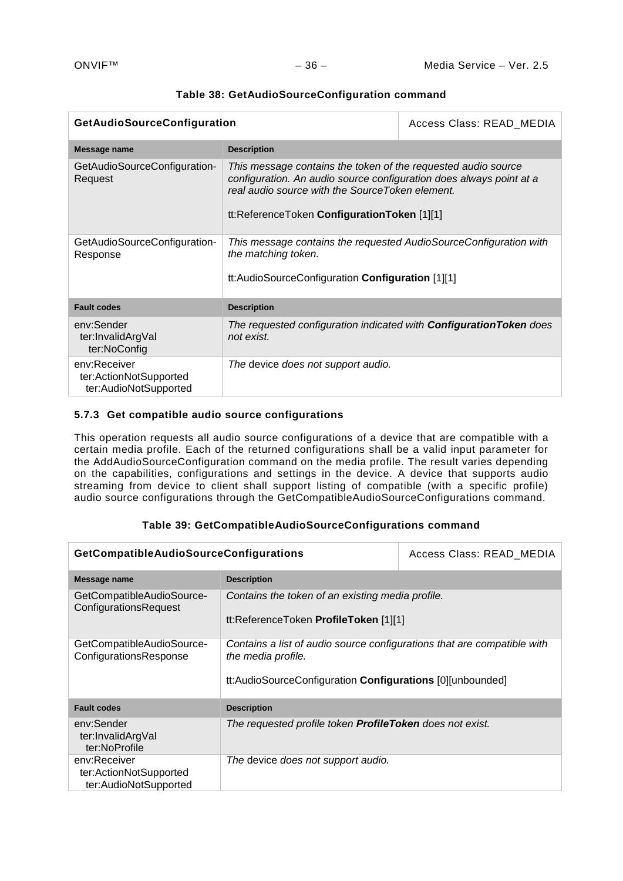**Table 38: GetAudioSourceConfiguration command**

| GetAudioSourceConfiguration | Access Class: READ_MEDIA |
|---|---|
| **Message name** | **Description** |
| GetAudioSourceConfiguration-Request | *This message contains the token of the requested audio source configuration. An audio source configuration does always point at a real audio source with the SourceToken element.*<br><br>tt:ReferenceToken **ConfigurationToken** [1][1] |
| GetAudioSourceConfiguration-Response | *This message contains the requested AudioSourceConfiguration with the matching token.*<br><br>tt:AudioSourceConfiguration **Configuration** [1][1] |
| **Fault codes** | **Description** |
| env:Sender<br>ter:InvalidArgVal<br>ter:NoConfig | *The requested configuration indicated with **ConfigurationToken** does not exist.* |
| env:Receiver<br>ter:ActionNotSupported<br>ter:AudioNotSupported | The device *does not support audio.* |

### 5.7.3 Get compatible audio source configurations

This operation requests all audio source configurations of a device that are compatible with a certain media profile. Each of the returned configurations shall be a valid input parameter for the AddAudioSourceConfiguration command on the media profile. The result varies depending on the capabilities, configurations and settings in the device. A device that supports audio streaming from device to client shall support listing of compatible (with a specific profile) audio source configurations through the GetCompatibleAudioSourceConfigurations command.

**Table 39: GetCompatibleAudioSourceConfigurations command**

| GetCompatibleAudioSourceConfigurations | Access Class: READ_MEDIA |
|---|---|
| **Message name** | **Description** |
| GetCompatibleAudioSource-ConfigurationsRequest | *Contains the token of an existing media profile.*<br><br>tt:ReferenceToken **ProfileToken** [1][1] |
| GetCompatibleAudioSource-ConfigurationsResponse | *Contains a list of audio source configurations that are compatible with the media profile.*<br><br>tt:AudioSourceConfiguration **Configurations** [0][unbounded] |
| **Fault codes** | **Description** |
| env:Sender<br>ter:InvalidArgVal<br>ter:NoProfile | *The requested profile token **ProfileToken** does not exist.* |
| env:Receiver<br>ter:ActionNotSupported<br>ter:AudioNotSupported | The device *does not support audio.* |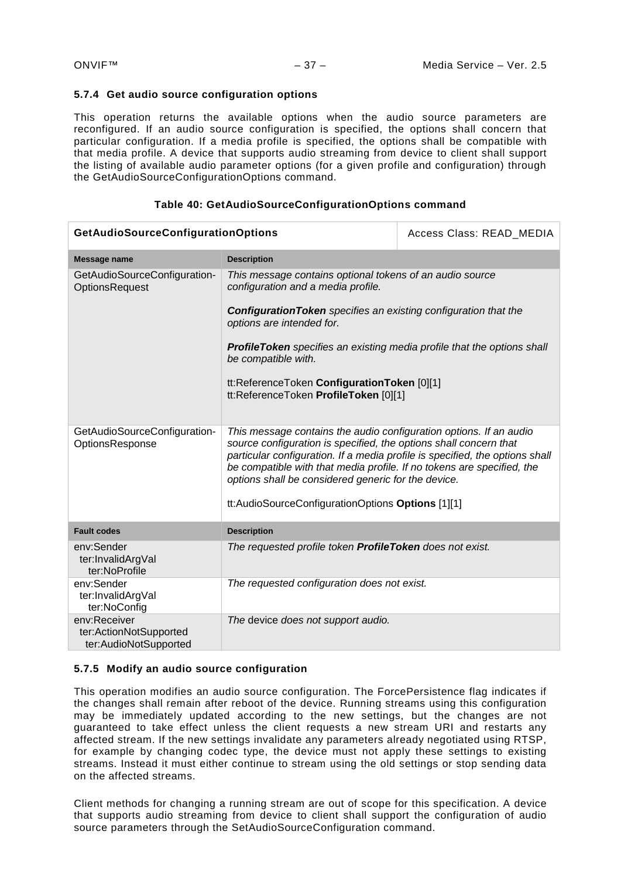### 5.7.4 Get audio source configuration options

This operation returns the available options when the audio source parameters are reconfigured. If an audio source configuration is specified, the options shall concern that particular configuration. If a media profile is specified, the options shall be compatible with that media profile. A device that supports audio streaming from device to client shall support the listing of available audio parameter options (for a given profile and configuration) through the GetAudioSourceConfigurationOptions command.

**Table 40: GetAudioSourceConfigurationOptions command**

| **GetAudioSourceConfigurationOptions** | Access Class: READ_MEDIA |
|---|---|
| **Message name** | **Description** |
| GetAudioSourceConfiguration-OptionsRequest | *This message contains optional tokens of an audio source configuration and a media profile.*<br><br>***ConfigurationToken*** *specifies an existing configuration that the options are intended for.*<br><br>***ProfileToken*** *specifies an existing media profile that the options shall be compatible with.*<br><br>tt:ReferenceToken **ConfigurationToken** [0][1]<br>tt:ReferenceToken **ProfileToken** [0][1] |
| GetAudioSourceConfiguration-OptionsResponse | *This message contains the audio configuration options. If an audio source configuration is specified, the options shall concern that particular configuration. If a media profile is specified, the options shall be compatible with that media profile. If no tokens are specified, the options shall be considered generic for the device.*<br><br>tt:AudioSourceConfigurationOptions **Options** [1][1] |
| **Fault codes** | **Description** |
| env:Sender<br>ter:InvalidArgVal<br>ter:NoProfile | *The requested profile token* ***ProfileToken*** *does not exist.* |
| env:Sender<br>ter:InvalidArgVal<br>ter:NoConfig | *The requested configuration does not exist.* |
| env:Receiver<br>ter:ActionNotSupported<br>ter:AudioNotSupported | *The* device *does not support audio.* |

### 5.7.5 Modify an audio source configuration

This operation modifies an audio source configuration. The ForcePersistence flag indicates if the changes shall remain after reboot of the device. Running streams using this configuration may be immediately updated according to the new settings, but the changes are not guaranteed to take effect unless the client requests a new stream URI and restarts any affected stream. If the new settings invalidate any parameters already negotiated using RTSP, for example by changing codec type, the device must not apply these settings to existing streams. Instead it must either continue to stream using the old settings or stop sending data on the affected streams.

Client methods for changing a running stream are out of scope for this specification. A device that supports audio streaming from device to client shall support the configuration of audio source parameters through the SetAudioSourceConfiguration command.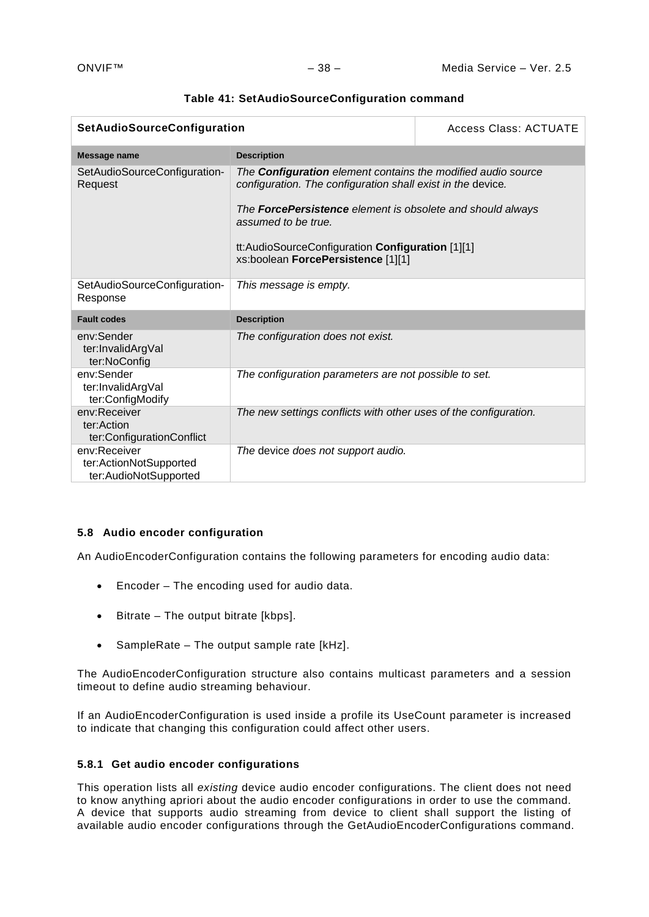**Table 41: SetAudioSourceConfiguration command**

| **SetAudioSourceConfiguration** | | Access Class: ACTUATE |
|---|---|---|
| **Message name** | **Description** | |
| SetAudioSourceConfiguration-Request | *The **Configuration** element contains the modified audio source configuration. The configuration shall exist in the* device*.*<br><br>*The **ForcePersistence** element is obsolete and should always assumed to be true.*<br><br>tt:AudioSourceConfiguration **Configuration** [1][1]<br>xs:boolean **ForcePersistence** [1][1] | |
| SetAudioSourceConfiguration-Response | *This message is empty.* | |
| **Fault codes** | **Description** | |
| env:Sender<br>ter:InvalidArgVal<br>ter:NoConfig | *The configuration does not exist.* | |
| env:Sender<br>ter:InvalidArgVal<br>ter:ConfigModify | *The configuration parameters are not possible to set.* | |
| env:Receiver<br>ter:Action<br>ter:ConfigurationConflict | *The new settings conflicts with other uses of the configuration.* | |
| env:Receiver<br>ter:ActionNotSupported<br>ter:AudioNotSupported | *The* device *does not support audio.* | |

### 5.8 Audio encoder configuration

An AudioEncoderConfiguration contains the following parameters for encoding audio data:

- Encoder – The encoding used for audio data.
- Bitrate – The output bitrate [kbps].
- SampleRate – The output sample rate [kHz].

The AudioEncoderConfiguration structure also contains multicast parameters and a session timeout to define audio streaming behaviour.

If an AudioEncoderConfiguration is used inside a profile its UseCount parameter is increased to indicate that changing this configuration could affect other users.

#### 5.8.1 Get audio encoder configurations

This operation lists all *existing* device audio encoder configurations. The client does not need to know anything apriori about the audio encoder configurations in order to use the command. A device that supports audio streaming from device to client shall support the listing of available audio encoder configurations through the GetAudioEncoderConfigurations command.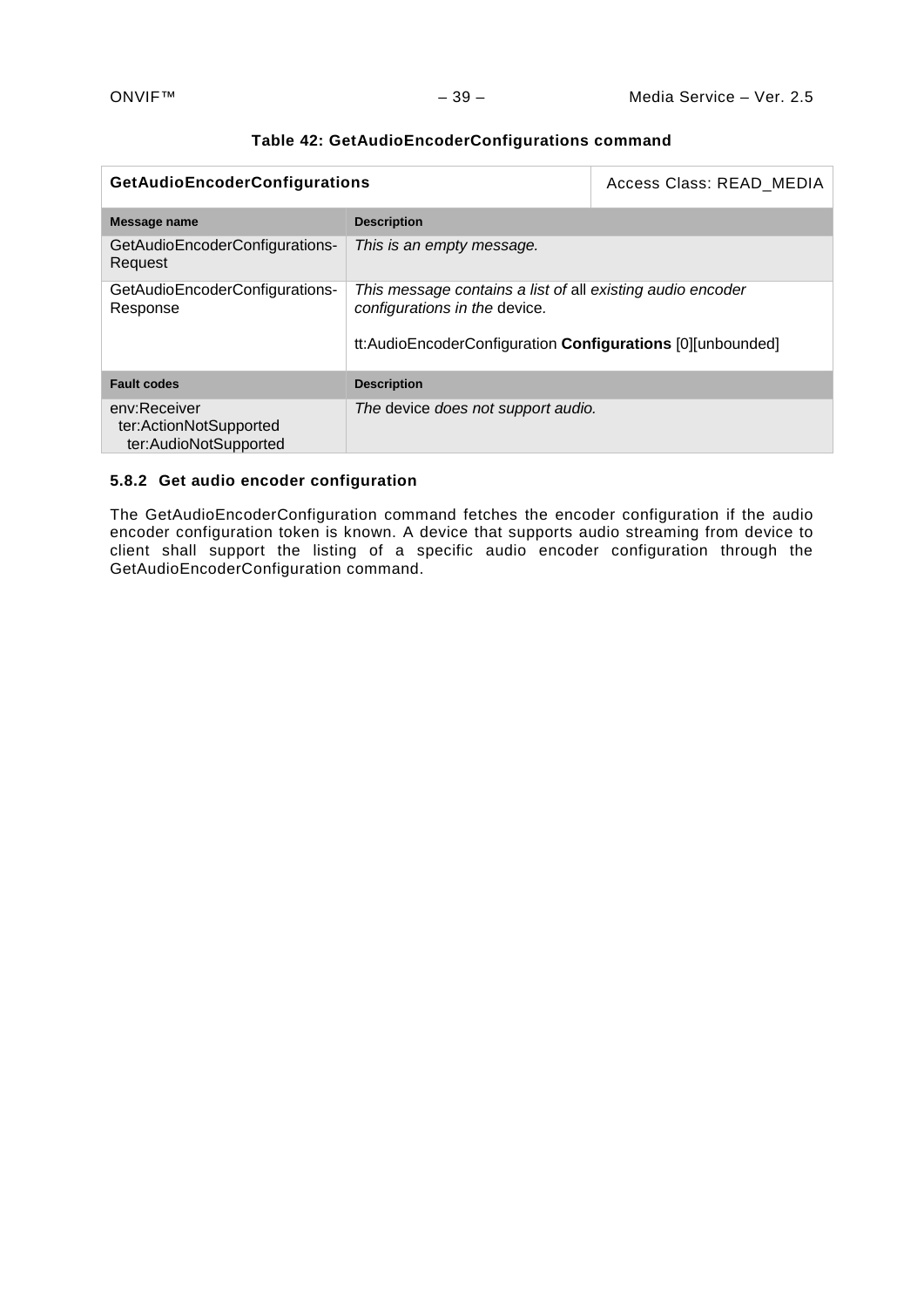**Table 42: GetAudioEncoderConfigurations command**

| **GetAudioEncoderConfigurations** | | Access Class: READ_MEDIA |
|---|---|---|
| **Message name** | **Description** | |
| GetAudioEncoderConfigurations-Request | *This is an empty message.* | |
| GetAudioEncoderConfigurations-Response | *This message contains a list of* all *existing audio encoder configurations in the* device.<br><br>tt:AudioEncoderConfiguration **Configurations** [0][unbounded] | |
| **Fault codes** | **Description** | |
| env:Receiver<br>ter:ActionNotSupported<br>ter:AudioNotSupported | *The* device *does not support audio.* | |

### 5.8.2 Get audio encoder configuration

The GetAudioEncoderConfiguration command fetches the encoder configuration if the audio encoder configuration token is known. A device that supports audio streaming from device to client shall support the listing of a specific audio encoder configuration through the GetAudioEncoderConfiguration command.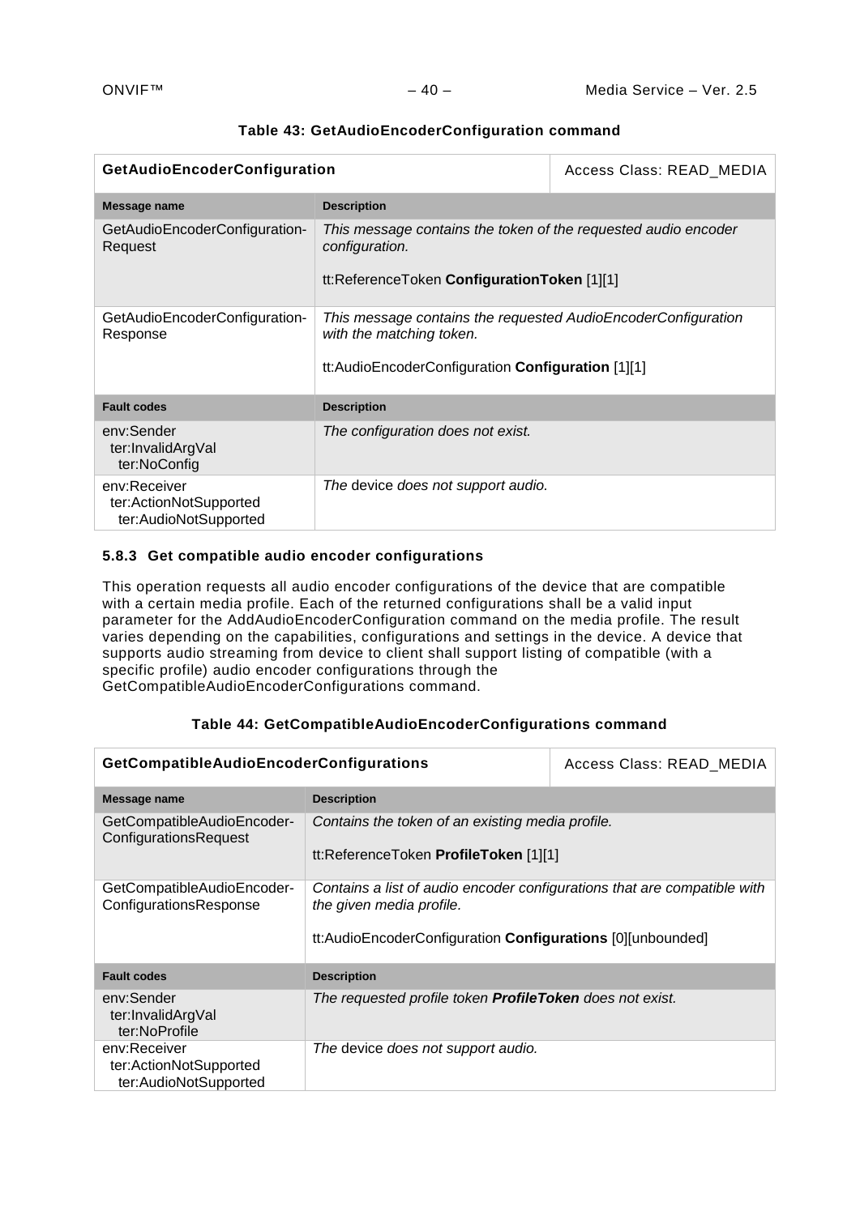**Table 43: GetAudioEncoderConfiguration command**

| **GetAudioEncoderConfiguration** | | Access Class: READ_MEDIA |
|---|---|---|
| **Message name** | **Description** | |
| GetAudioEncoderConfiguration-Request | *This message contains the token of the requested audio encoder configuration.*<br><br>tt:ReferenceToken **ConfigurationToken** [1][1] | |
| GetAudioEncoderConfiguration-Response | *This message contains the requested AudioEncoderConfiguration with the matching token.*<br><br>tt:AudioEncoderConfiguration **Configuration** [1][1] | |
| **Fault codes** | **Description** | |
| env:Sender<br>ter:InvalidArgVal<br>ter:NoConfig | *The configuration does not exist.* | |
| env:Receiver<br>ter:ActionNotSupported<br>ter:AudioNotSupported | *The* device *does not support audio.* | |

### 5.8.3 Get compatible audio encoder configurations

This operation requests all audio encoder configurations of the device that are compatible with a certain media profile. Each of the returned configurations shall be a valid input parameter for the AddAudioEncoderConfiguration command on the media profile. The result varies depending on the capabilities, configurations and settings in the device. A device that supports audio streaming from device to client shall support listing of compatible (with a specific profile) audio encoder configurations through the GetCompatibleAudioEncoderConfigurations command.

**Table 44: GetCompatibleAudioEncoderConfigurations command**

| **GetCompatibleAudioEncoderConfigurations** | | Access Class: READ_MEDIA |
|---|---|---|
| **Message name** | **Description** | |
| GetCompatibleAudioEncoder-ConfigurationsRequest | *Contains the token of an existing media profile.*<br><br>tt:ReferenceToken **ProfileToken** [1][1] | |
| GetCompatibleAudioEncoder-ConfigurationsResponse | *Contains a list of audio encoder configurations that are compatible with the given media profile.*<br><br>tt:AudioEncoderConfiguration **Configurations** [0][unbounded] | |
| **Fault codes** | **Description** | |
| env:Sender<br>ter:InvalidArgVal<br>ter:NoProfile | *The requested profile token* ***ProfileToken*** *does not exist.* | |
| env:Receiver<br>ter:ActionNotSupported<br>ter:AudioNotSupported | *The* device *does not support audio.* | |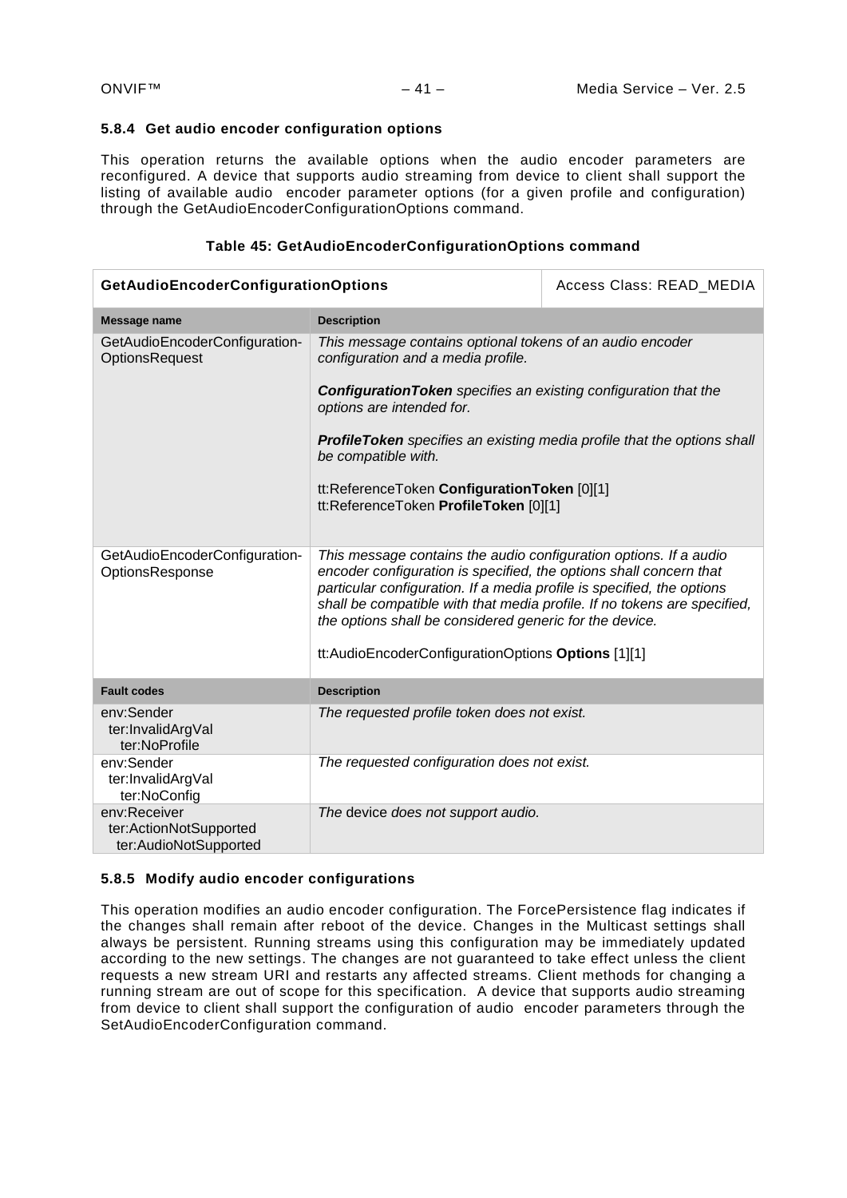### 5.8.4 Get audio encoder configuration options

This operation returns the available options when the audio encoder parameters are reconfigured. A device that supports audio streaming from device to client shall support the listing of available audio encoder parameter options (for a given profile and configuration) through the GetAudioEncoderConfigurationOptions command.

**Table 45: GetAudioEncoderConfigurationOptions command**

| **GetAudioEncoderConfigurationOptions** | Access Class: READ_MEDIA |
|---|---|
| **Message name** | **Description** |
| GetAudioEncoderConfiguration-OptionsRequest | *This message contains optional tokens of an audio encoder configuration and a media profile.*<br><br>***ConfigurationToken*** *specifies an existing configuration that the options are intended for.*<br><br>***ProfileToken*** *specifies an existing media profile that the options shall be compatible with.*<br><br>tt:ReferenceToken **ConfigurationToken** [0][1]<br>tt:ReferenceToken **ProfileToken** [0][1] |
| GetAudioEncoderConfiguration-OptionsResponse | *This message contains the audio configuration options. If a audio encoder configuration is specified, the options shall concern that particular configuration. If a media profile is specified, the options shall be compatible with that media profile. If no tokens are specified, the options shall be considered generic for the device.*<br><br>tt:AudioEncoderConfigurationOptions **Options** [1][1] |
| **Fault codes** | **Description** |
| env:Sender<br>ter:InvalidArgVal<br>ter:NoProfile | *The requested profile token does not exist.* |
| env:Sender<br>ter:InvalidArgVal<br>ter:NoConfig | *The requested configuration does not exist.* |
| env:Receiver<br>ter:ActionNotSupported<br>ter:AudioNotSupported | The *device does not support audio.* |

### 5.8.5 Modify audio encoder configurations

This operation modifies an audio encoder configuration. The ForcePersistence flag indicates if the changes shall remain after reboot of the device. Changes in the Multicast settings shall always be persistent. Running streams using this configuration may be immediately updated according to the new settings. The changes are not guaranteed to take effect unless the client requests a new stream URI and restarts any affected streams. Client methods for changing a running stream are out of scope for this specification. A device that supports audio streaming from device to client shall support the configuration of audio encoder parameters through the SetAudioEncoderConfiguration command.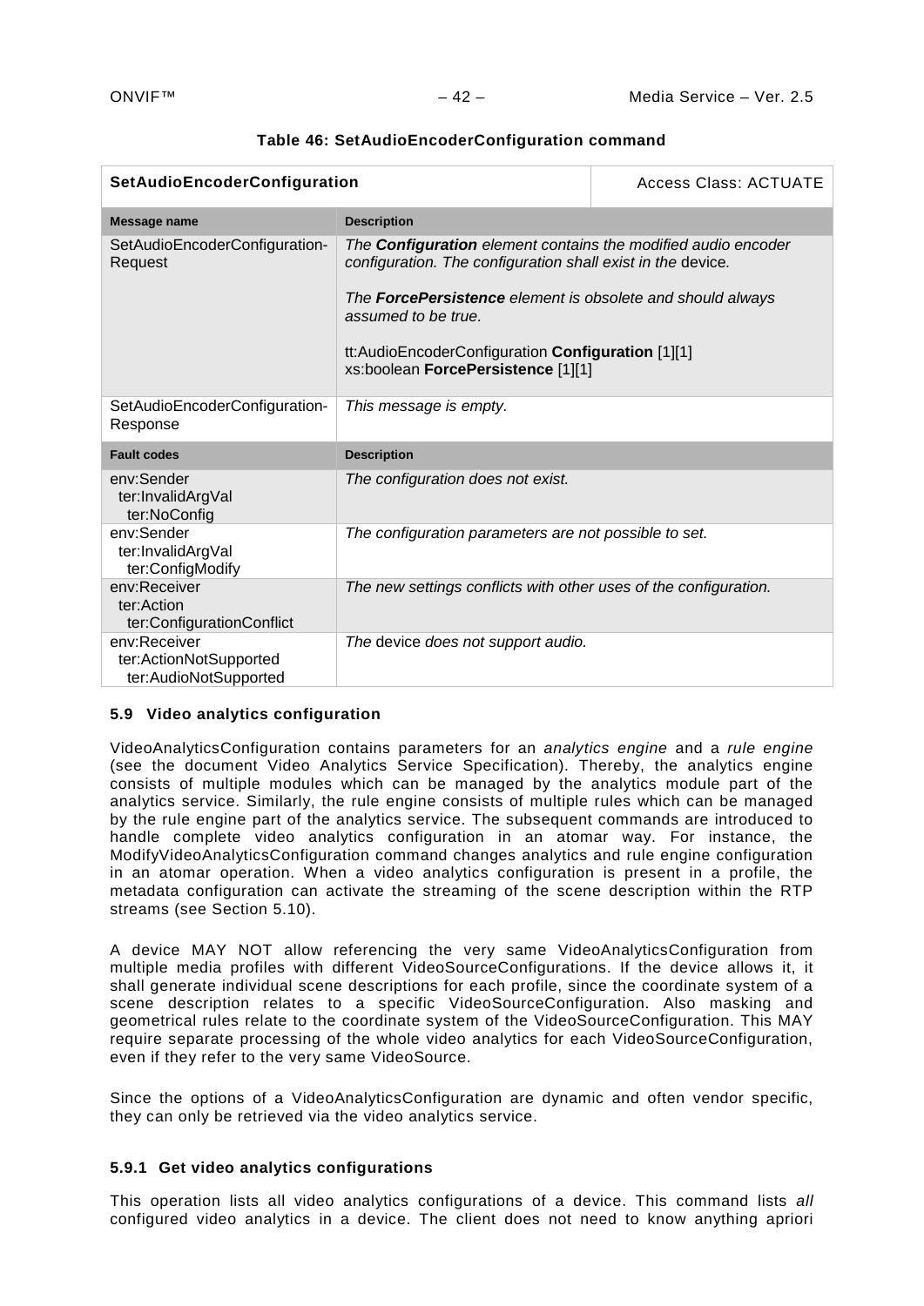**Table 46: SetAudioEncoderConfiguration command**

| **SetAudioEncoderConfiguration** | | Access Class: ACTUATE |
|---|---|---|
| **Message name** | **Description** | |
| SetAudioEncoderConfiguration-Request | *The **Configuration** element contains the modified audio encoder configuration. The configuration shall exist in the* device*.*<br><br>*The **ForcePersistence** element is obsolete and should always assumed to be true.*<br><br>tt:AudioEncoderConfiguration **Configuration** [1][1]<br>xs:boolean **ForcePersistence** [1][1] | |
| SetAudioEncoderConfiguration-Response | *This message is empty.* | |
| **Fault codes** | **Description** | |
| env:Sender<br>ter:InvalidArgVal<br>ter:NoConfig | *The configuration does not exist.* | |
| env:Sender<br>ter:InvalidArgVal<br>ter:ConfigModify | *The configuration parameters are not possible to set.* | |
| env:Receiver<br>ter:Action<br>ter:ConfigurationConflict | *The new settings conflicts with other uses of the configuration.* | |
| env:Receiver<br>ter:ActionNotSupported<br>ter:AudioNotSupported | *The* device *does not support audio.* | |

### 5.9 Video analytics configuration

VideoAnalyticsConfiguration contains parameters for an *analytics engine* and a *rule engine* (see the document Video Analytics Service Specification). Thereby, the analytics engine consists of multiple modules which can be managed by the analytics module part of the analytics service. Similarly, the rule engine consists of multiple rules which can be managed by the rule engine part of the analytics service. The subsequent commands are introduced to handle complete video analytics configuration in an atomar way. For instance, the ModifyVideoAnalyticsConfiguration command changes analytics and rule engine configuration in an atomar operation. When a video analytics configuration is present in a profile, the metadata configuration can activate the streaming of the scene description within the RTP streams (see Section 5.10).

A device MAY NOT allow referencing the very same VideoAnalyticsConfiguration from multiple media profiles with different VideoSourceConfigurations. If the device allows it, it shall generate individual scene descriptions for each profile, since the coordinate system of a scene description relates to a specific VideoSourceConfiguration. Also masking and geometrical rules relate to the coordinate system of the VideoSourceConfiguration. This MAY require separate processing of the whole video analytics for each VideoSourceConfiguration, even if they refer to the very same VideoSource.

Since the options of a VideoAnalyticsConfiguration are dynamic and often vendor specific, they can only be retrieved via the video analytics service.

#### 5.9.1 Get video analytics configurations

This operation lists all video analytics configurations of a device. This command lists *all* configured video analytics in a device. The client does not need to know anything apriori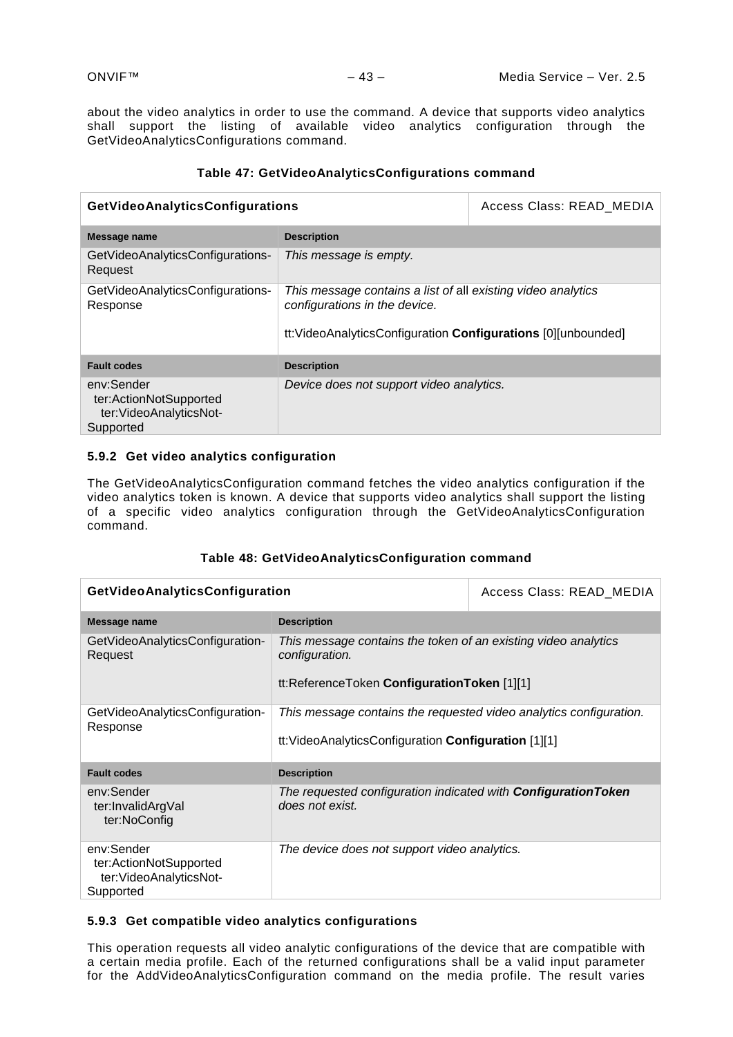about the video analytics in order to use the command. A device that supports video analytics shall support the listing of available video analytics configuration through the GetVideoAnalyticsConfigurations command.

**Table 47: GetVideoAnalyticsConfigurations command**

| **GetVideoAnalyticsConfigurations** | | Access Class: READ_MEDIA |
|---|---|---|
| **Message name** | **Description** | |
| GetVideoAnalyticsConfigurations-Request | *This message is empty.* | |
| GetVideoAnalyticsConfigurations-Response | *This message contains a list of* all *existing video analytics configurations in the device.*<br><br>tt:VideoAnalyticsConfiguration **Configurations** [0][unbounded] | |
| **Fault codes** | **Description** | |
| env:Sender<br>ter:ActionNotSupported<br>ter:VideoAnalyticsNot-Supported | *Device does not support video analytics.* | |

### 5.9.2 Get video analytics configuration

The GetVideoAnalyticsConfiguration command fetches the video analytics configuration if the video analytics token is known. A device that supports video analytics shall support the listing of a specific video analytics configuration through the GetVideoAnalyticsConfiguration command.

**Table 48: GetVideoAnalyticsConfiguration command**

| **GetVideoAnalyticsConfiguration** | | Access Class: READ_MEDIA |
|---|---|---|
| **Message name** | **Description** | |
| GetVideoAnalyticsConfiguration-Request | *This message contains the token of an existing video analytics configuration.*<br><br>tt:ReferenceToken **ConfigurationToken** [1][1] | |
| GetVideoAnalyticsConfiguration-Response | *This message contains the requested video analytics configuration.*<br><br>tt:VideoAnalyticsConfiguration **Configuration** [1][1] | |
| **Fault codes** | **Description** | |
| env:Sender<br>ter:InvalidArgVal<br>ter:NoConfig | *The requested configuration indicated with **ConfigurationToken** does not exist.* | |
| env:Sender<br>ter:ActionNotSupported<br>ter:VideoAnalyticsNot-Supported | *The device does not support video analytics.* | |

### 5.9.3 Get compatible video analytics configurations

This operation requests all video analytic configurations of the device that are compatible with a certain media profile. Each of the returned configurations shall be a valid input parameter for the AddVideoAnalyticsConfiguration command on the media profile. The result varies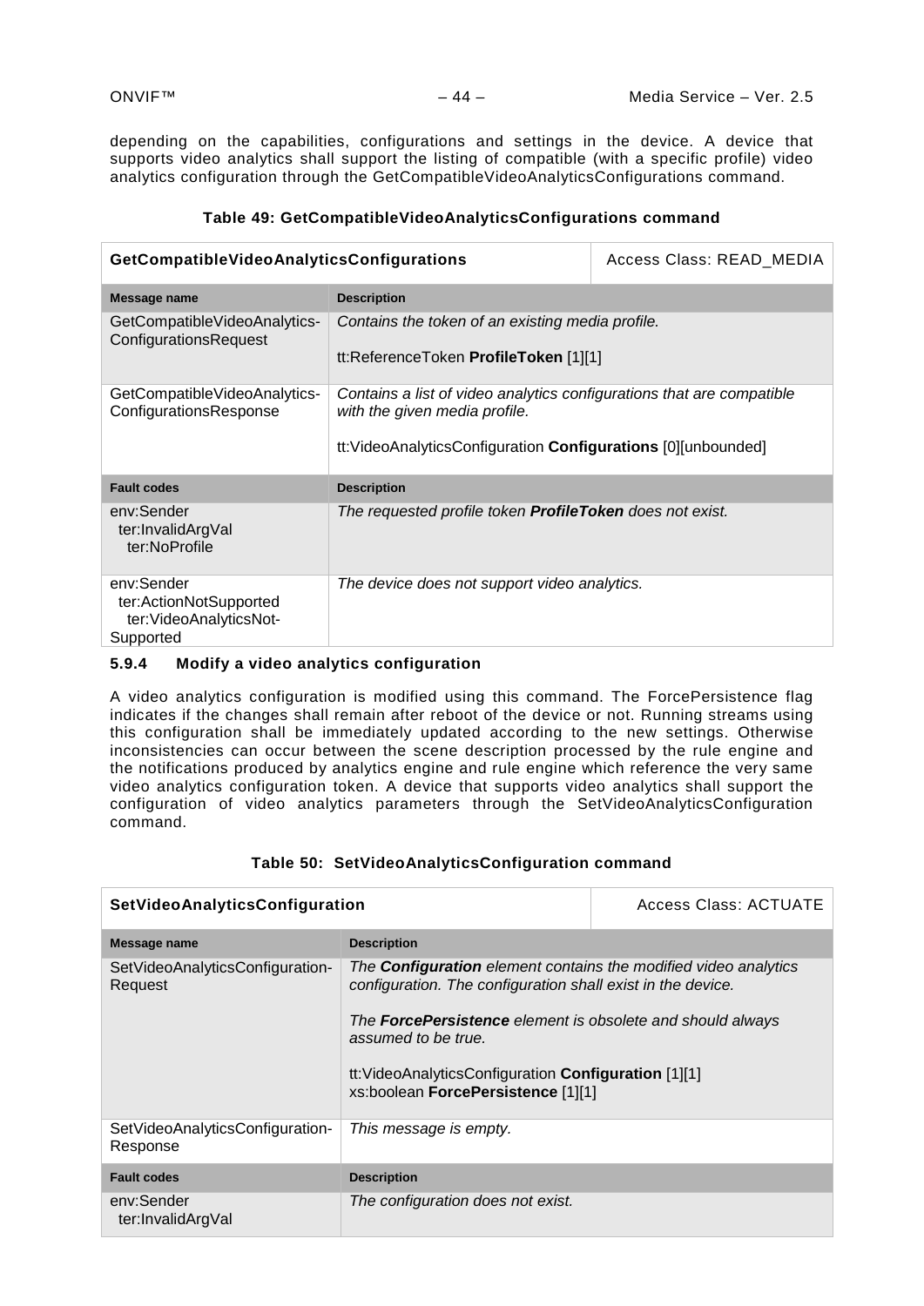depending on the capabilities, configurations and settings in the device. A device that supports video analytics shall support the listing of compatible (with a specific profile) video analytics configuration through the GetCompatibleVideoAnalyticsConfigurations command.

**Table 49: GetCompatibleVideoAnalyticsConfigurations command**

| **GetCompatibleVideoAnalyticsConfigurations** | | Access Class: READ_MEDIA |
|---|---|---|
| **Message name** | **Description** | |
| GetCompatibleVideoAnalytics-ConfigurationsRequest | *Contains the token of an existing media profile.*<br><br>tt:ReferenceToken **ProfileToken** [1][1] | |
| GetCompatibleVideoAnalytics-ConfigurationsResponse | *Contains a list of video analytics configurations that are compatible with the given media profile.*<br><br>tt:VideoAnalyticsConfiguration **Configurations** [0][unbounded] | |
| **Fault codes** | **Description** | |
| env:Sender<br>ter:InvalidArgVal<br>ter:NoProfile | *The requested profile token **ProfileToken** does not exist.* | |
| env:Sender<br>ter:ActionNotSupported<br>ter:VideoAnalyticsNot-Supported | *The device does not support video analytics.* | |

#### 5.9.4 Modify a video analytics configuration

A video analytics configuration is modified using this command. The ForcePersistence flag indicates if the changes shall remain after reboot of the device or not. Running streams using this configuration shall be immediately updated according to the new settings. Otherwise inconsistencies can occur between the scene description processed by the rule engine and the notifications produced by analytics engine and rule engine which reference the very same video analytics configuration token. A device that supports video analytics shall support the configuration of video analytics parameters through the SetVideoAnalyticsConfiguration command.

**Table 50: SetVideoAnalyticsConfiguration command**

| **SetVideoAnalyticsConfiguration** | | Access Class: ACTUATE |
|---|---|---|
| **Message name** | **Description** | |
| SetVideoAnalyticsConfiguration-Request | *The **Configuration** element contains the modified video analytics configuration. The configuration shall exist in the device.*<br><br>*The **ForcePersistence** element is obsolete and should always assumed to be true.*<br><br>tt:VideoAnalyticsConfiguration **Configuration** [1][1]<br>xs:boolean **ForcePersistence** [1][1] | |
| SetVideoAnalyticsConfiguration-Response | *This message is empty.* | |
| **Fault codes** | **Description** | |
| env:Sender<br>ter:InvalidArgVal | *The configuration does not exist.* | |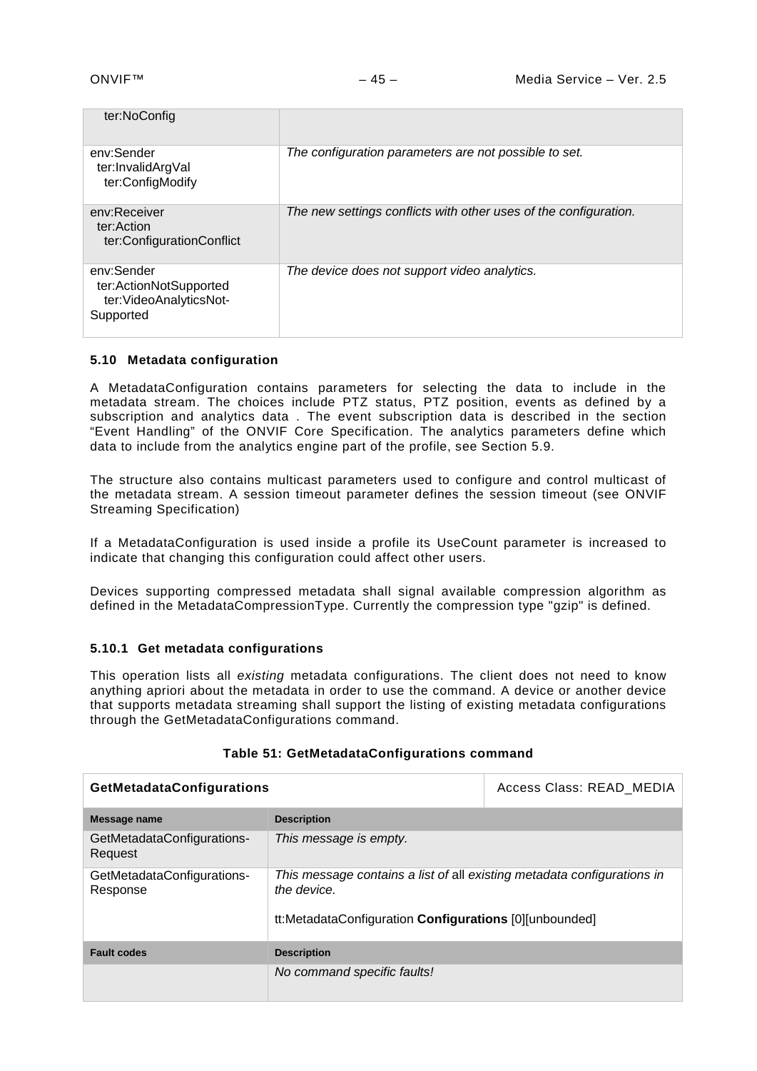| | |
|---|---|
| ter:NoConfig | |
| env:Sender<br>ter:InvalidArgVal<br>ter:ConfigModify | *The configuration parameters are not possible to set.* |
| env:Receiver<br>ter:Action<br>ter:ConfigurationConflict | *The new settings conflicts with other uses of the configuration.* |
| env:Sender<br>ter:ActionNotSupported<br>ter:VideoAnalyticsNot-Supported | *The device does not support video analytics.* |

### 5.10 Metadata configuration

A MetadataConfiguration contains parameters for selecting the data to include in the metadata stream. The choices include PTZ status, PTZ position, events as defined by a subscription and analytics data . The event subscription data is described in the section "Event Handling" of the ONVIF Core Specification. The analytics parameters define which data to include from the analytics engine part of the profile, see Section 5.9.

The structure also contains multicast parameters used to configure and control multicast of the metadata stream. A session timeout parameter defines the session timeout (see ONVIF Streaming Specification)

If a MetadataConfiguration is used inside a profile its UseCount parameter is increased to indicate that changing this configuration could affect other users.

Devices supporting compressed metadata shall signal available compression algorithm as defined in the MetadataCompressionType. Currently the compression type "gzip" is defined.

#### 5.10.1 Get metadata configurations

This operation lists all *existing* metadata configurations. The client does not need to know anything apriori about the metadata in order to use the command. A device or another device that supports metadata streaming shall support the listing of existing metadata configurations through the GetMetadataConfigurations command.

**Table 51: GetMetadataConfigurations command**

| **GetMetadataConfigurations** | | Access Class: READ_MEDIA |
|---|---|---|
| **Message name** | **Description** | |
| GetMetadataConfigurations-Request | *This message is empty.* | |
| GetMetadataConfigurations-Response | *This message contains a list of* all *existing metadata configurations in the device.*<br><br>tt:MetadataConfiguration **Configurations** [0][unbounded] | |
| **Fault codes** | **Description** | |
| | *No command specific faults!* | |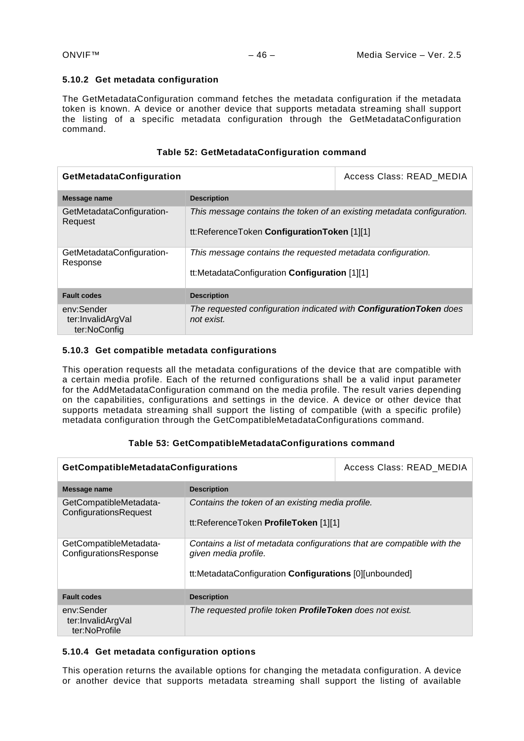### 5.10.2 Get metadata configuration

The GetMetadataConfiguration command fetches the metadata configuration if the metadata token is known. A device or another device that supports metadata streaming shall support the listing of a specific metadata configuration through the GetMetadataConfiguration command.

**Table 52: GetMetadataConfiguration command**

| **GetMetadataConfiguration** | Access Class: READ_MEDIA |
|---|---|
| **Message name** | **Description** |
| GetMetadataConfiguration-Request | *This message contains the token of an existing metadata configuration.*<br><br>tt:ReferenceToken **ConfigurationToken** [1][1] |
| GetMetadataConfiguration-Response | *This message contains the requested metadata configuration.*<br><br>tt:MetadataConfiguration **Configuration** [1][1] |
| **Fault codes** | **Description** |
| env:Sender<br>ter:InvalidArgVal<br>ter:NoConfig | *The requested configuration indicated with **ConfigurationToken** does not exist.* |

### 5.10.3 Get compatible metadata configurations

This operation requests all the metadata configurations of the device that are compatible with a certain media profile. Each of the returned configurations shall be a valid input parameter for the AddMetadataConfiguration command on the media profile. The result varies depending on the capabilities, configurations and settings in the device. A device or other device that supports metadata streaming shall support the listing of compatible (with a specific profile) metadata configuration through the GetCompatibleMetadataConfigurations command.

**Table 53: GetCompatibleMetadataConfigurations command**

| **GetCompatibleMetadataConfigurations** | Access Class: READ_MEDIA |
|---|---|
| **Message name** | **Description** |
| GetCompatibleMetadata-ConfigurationsRequest | *Contains the token of an existing media profile.*<br><br>tt:ReferenceToken **ProfileToken** [1][1] |
| GetCompatibleMetadata-ConfigurationsResponse | *Contains a list of metadata configurations that are compatible with the given media profile.*<br><br>tt:MetadataConfiguration **Configurations** [0][unbounded] |
| **Fault codes** | **Description** |
| env:Sender<br>ter:InvalidArgVal<br>ter:NoProfile | *The requested profile token **ProfileToken** does not exist.* |

### 5.10.4 Get metadata configuration options

This operation returns the available options for changing the metadata configuration. A device or another device that supports metadata streaming shall support the listing of available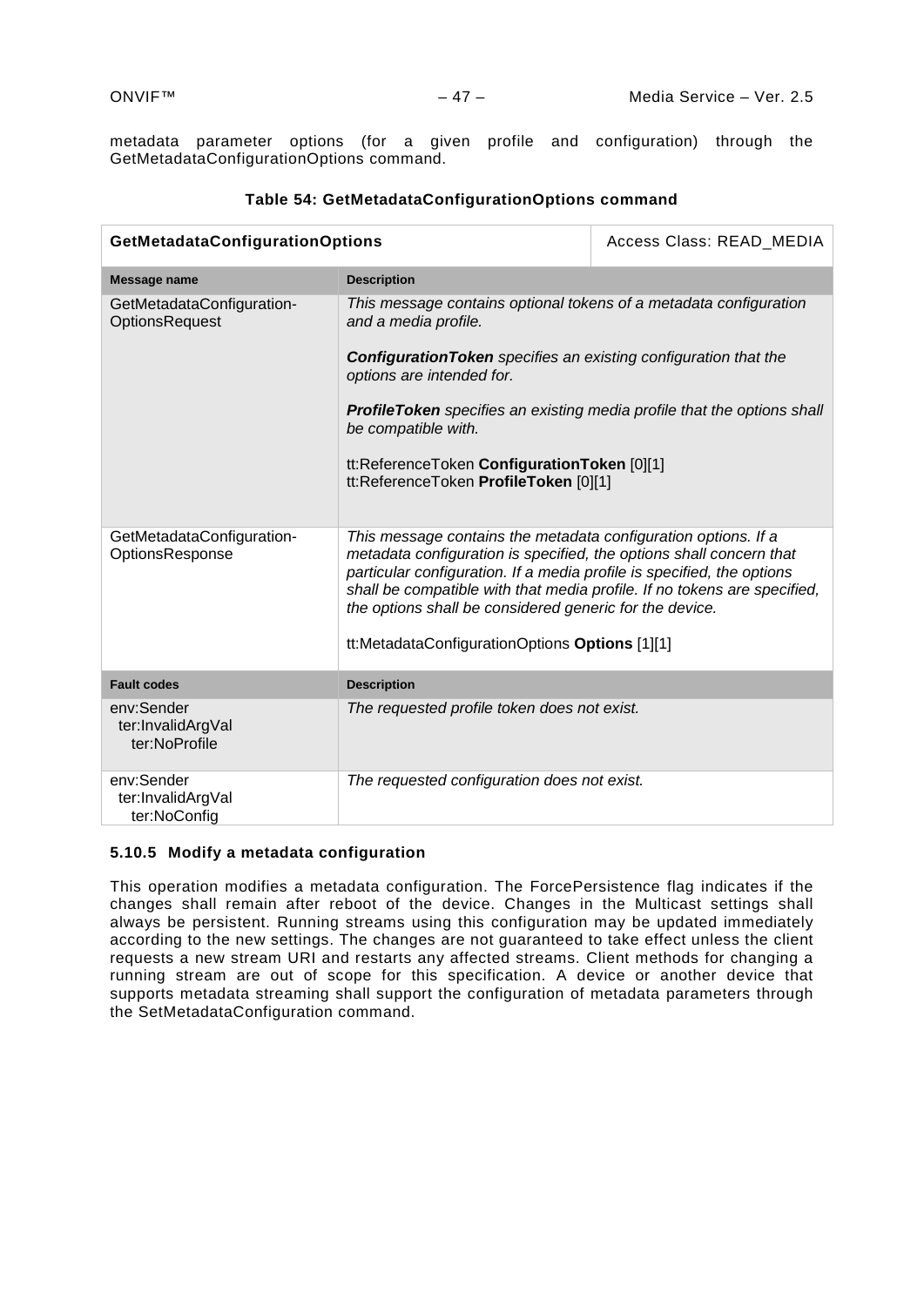metadata parameter options (for a given profile and configuration) through the GetMetadataConfigurationOptions command.

**Table 54: GetMetadataConfigurationOptions command**

| **GetMetadataConfigurationOptions** | | Access Class: READ_MEDIA |
|---|---|---|
| **Message name** | **Description** | |
| GetMetadataConfiguration-OptionsRequest | *This message contains optional tokens of a metadata configuration and a media profile.*<br><br>***ConfigurationToken*** *specifies an existing configuration that the options are intended for.*<br><br>***ProfileToken*** *specifies an existing media profile that the options shall be compatible with.*<br><br>tt:ReferenceToken **ConfigurationToken** [0][1]<br>tt:ReferenceToken **ProfileToken** [0][1] | |
| GetMetadataConfiguration-OptionsResponse | *This message contains the metadata configuration options. If a metadata configuration is specified, the options shall concern that particular configuration. If a media profile is specified, the options shall be compatible with that media profile. If no tokens are specified, the options shall be considered generic for the device.*<br><br>tt:MetadataConfigurationOptions **Options** [1][1] | |
| **Fault codes** | **Description** | |
| env:Sender<br>ter:InvalidArgVal<br>ter:NoProfile | *The requested profile token does not exist.* | |
| env:Sender<br>ter:InvalidArgVal<br>ter:NoConfig | *The requested configuration does not exist.* | |

### 5.10.5 Modify a metadata configuration

This operation modifies a metadata configuration. The ForcePersistence flag indicates if the changes shall remain after reboot of the device. Changes in the Multicast settings shall always be persistent. Running streams using this configuration may be updated immediately according to the new settings. The changes are not guaranteed to take effect unless the client requests a new stream URI and restarts any affected streams. Client methods for changing a running stream are out of scope for this specification. A device or another device that supports metadata streaming shall support the configuration of metadata parameters through the SetMetadataConfiguration command.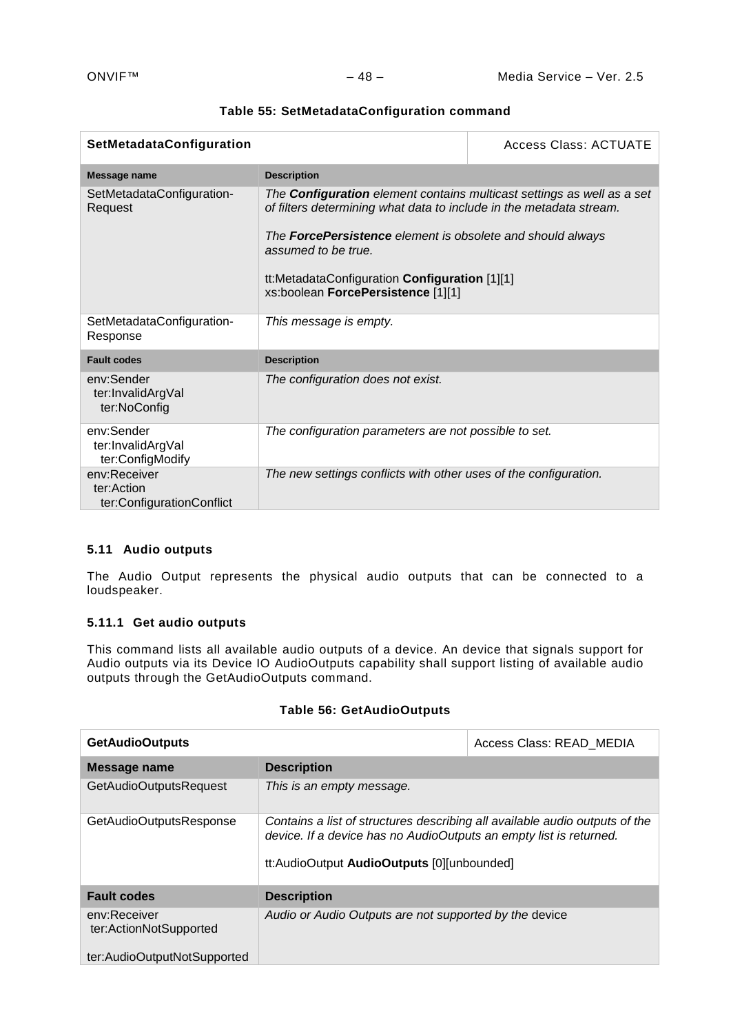**Table 55: SetMetadataConfiguration command**

| **SetMetadataConfiguration** | | Access Class: ACTUATE |
|---|---|---|
| **Message name** | **Description** | |
| SetMetadataConfiguration-Request | *The **Configuration** element contains multicast settings as well as a set of filters determining what data to include in the metadata stream.*<br><br>*The **ForcePersistence** element is obsolete and should always assumed to be true.*<br><br>tt:MetadataConfiguration **Configuration** [1][1]<br>xs:boolean **ForcePersistence** [1][1] | |
| SetMetadataConfiguration-Response | *This message is empty.* | |
| **Fault codes** | **Description** | |
| env:Sender<br>ter:InvalidArgVal<br>ter:NoConfig | *The configuration does not exist.* | |
| env:Sender<br>ter:InvalidArgVal<br>ter:ConfigModify | *The configuration parameters are not possible to set.* | |
| env:Receiver<br>ter:Action<br>ter:ConfigurationConflict | *The new settings conflicts with other uses of the configuration.* | |

### 5.11 Audio outputs

The Audio Output represents the physical audio outputs that can be connected to a loudspeaker.

#### 5.11.1 Get audio outputs

This command lists all available audio outputs of a device. An device that signals support for Audio outputs via its Device IO AudioOutputs capability shall support listing of available audio outputs through the GetAudioOutputs command.

**Table 56: GetAudioOutputs**

| **GetAudioOutputs** | | Access Class: READ_MEDIA |
|---|---|---|
| **Message name** | **Description** | |
| GetAudioOutputsRequest | *This is an empty message.* | |
| GetAudioOutputsResponse | *Contains a list of structures describing all available audio outputs of the device. If a device has no AudioOutputs an empty list is returned.*<br><br>tt:AudioOutput **AudioOutputs** [0][unbounded] | |
| **Fault codes** | **Description** | |
| env:Receiver<br>ter:ActionNotSupported<br><br>ter:AudioOutputNotSupported | *Audio or Audio Outputs are not supported by the* device | |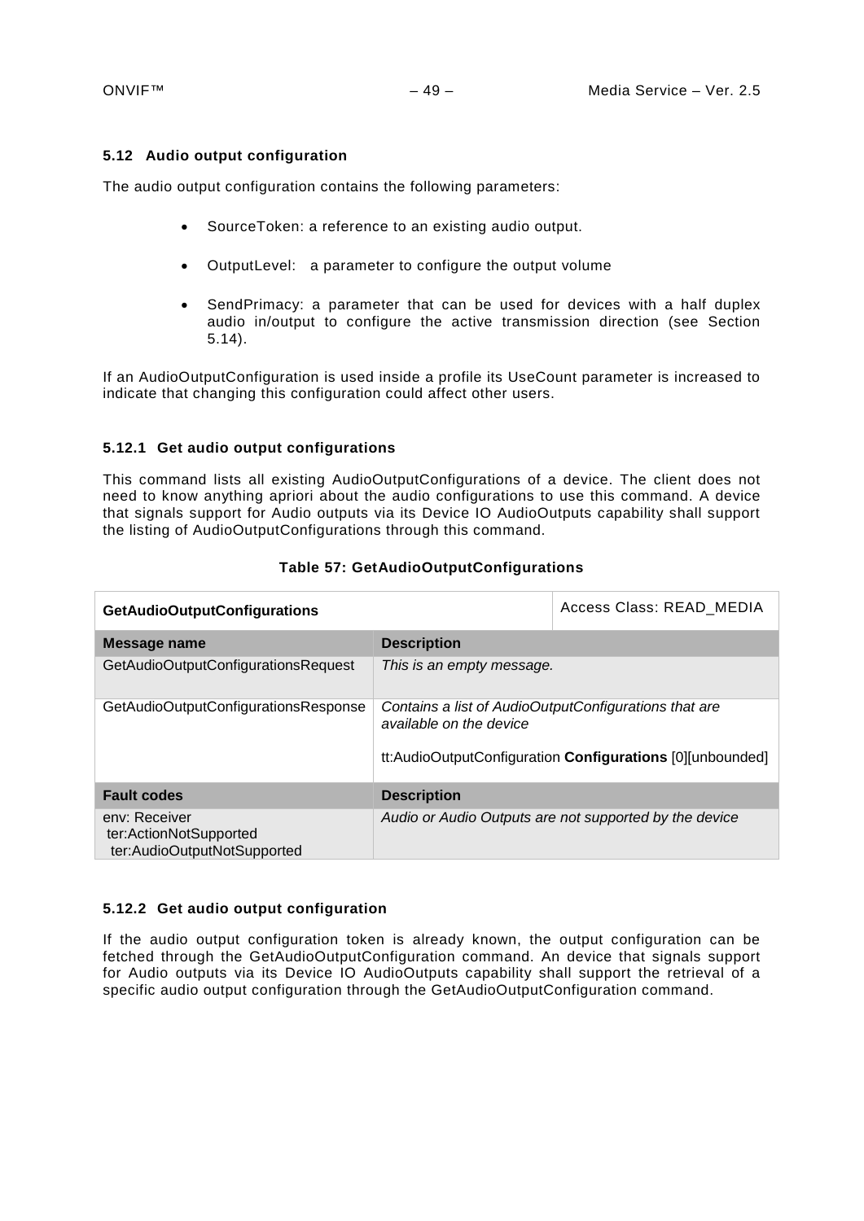### 5.12 Audio output configuration

The audio output configuration contains the following parameters:

- SourceToken: a reference to an existing audio output.
- OutputLevel: a parameter to configure the output volume
- SendPrimacy: a parameter that can be used for devices with a half duplex audio in/output to configure the active transmission direction (see Section 5.14).

If an AudioOutputConfiguration is used inside a profile its UseCount parameter is increased to indicate that changing this configuration could affect other users.

#### 5.12.1 Get audio output configurations

This command lists all existing AudioOutputConfigurations of a device. The client does not need to know anything apriori about the audio configurations to use this command. A device that signals support for Audio outputs via its Device IO AudioOutputs capability shall support the listing of AudioOutputConfigurations through this command.

**Table 57: GetAudioOutputConfigurations**

| **GetAudioOutputConfigurations** | | Access Class: READ_MEDIA |
|---|---|---|
| **Message name** | **Description** | |
| GetAudioOutputConfigurationsRequest | *This is an empty message.* | |
| GetAudioOutputConfigurationsResponse | *Contains a list of AudioOutputConfigurations that are available on the device*<br><br>tt:AudioOutputConfiguration **Configurations** [0][unbounded] | |
| **Fault codes** | **Description** | |
| env: Receiver<br>ter:ActionNotSupported<br>ter:AudioOutputNotSupported | *Audio or Audio Outputs are not supported by the device* | |

#### 5.12.2 Get audio output configuration

If the audio output configuration token is already known, the output configuration can be fetched through the GetAudioOutputConfiguration command. An device that signals support for Audio outputs via its Device IO AudioOutputs capability shall support the retrieval of a specific audio output configuration through the GetAudioOutputConfiguration command.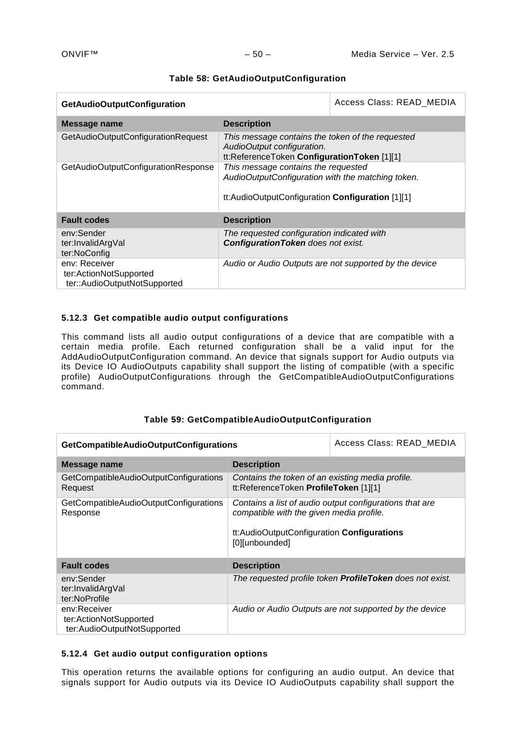**Table 58: GetAudioOutputConfiguration**

| **GetAudioOutputConfiguration** | | Access Class: READ_MEDIA |
|---|---|---|
| **Message name** | **Description** | |
| GetAudioOutputConfigurationRequest | *This message contains the token of the requested AudioOutput configuration.*<br>tt:ReferenceToken **ConfigurationToken** [1][1] | |
| GetAudioOutputConfigurationResponse | *This message contains the requested AudioOutputConfiguration with the matching token.*<br><br>tt:AudioOutputConfiguration **Configuration** [1][1] | |
| **Fault codes** | **Description** | |
| env:Sender<br>ter:InvalidArgVal<br>ter:NoConfig | *The requested configuration indicated with* ***ConfigurationToken*** *does not exist.* | |
| env: Receiver<br>ter:ActionNotSupported<br>ter::AudioOutputNotSupported | *Audio or Audio Outputs are not supported by the device* | |

### 5.12.3 Get compatible audio output configurations

This command lists all audio output configurations of a device that are compatible with a certain media profile. Each returned configuration shall be a valid input for the AddAudioOutputConfiguration command. An device that signals support for Audio outputs via its Device IO AudioOutputs capability shall support the listing of compatible (with a specific profile) AudioOutputConfigurations through the GetCompatibleAudioOutputConfigurations command.

**Table 59: GetCompatibleAudioOutputConfiguration**

| **GetCompatibleAudioOutputConfigurations** | | Access Class: READ_MEDIA |
|---|---|---|
| **Message name** | **Description** | |
| GetCompatibleAudioOutputConfigurations Request | *Contains the token of an existing media profile.*<br>tt:ReferenceToken **ProfileToken** [1][1] | |
| GetCompatibleAudioOutputConfigurations Response | *Contains a list of audio output configurations that are compatible with the given media profile.*<br><br>tt:AudioOutputConfiguration **Configurations** [0][unbounded] | |
| **Fault codes** | **Description** | |
| env:Sender<br>ter:InvalidArgVal<br>ter:NoProfile | *The requested profile token* ***ProfileToken*** *does not exist.* | |
| env:Receiver<br>ter:ActionNotSupported<br>ter:AudioOutputNotSupported | *Audio or Audio Outputs are not supported by the device* | |

### 5.12.4 Get audio output configuration options

This operation returns the available options for configuring an audio output. An device that signals support for Audio outputs via its Device IO AudioOutputs capability shall support the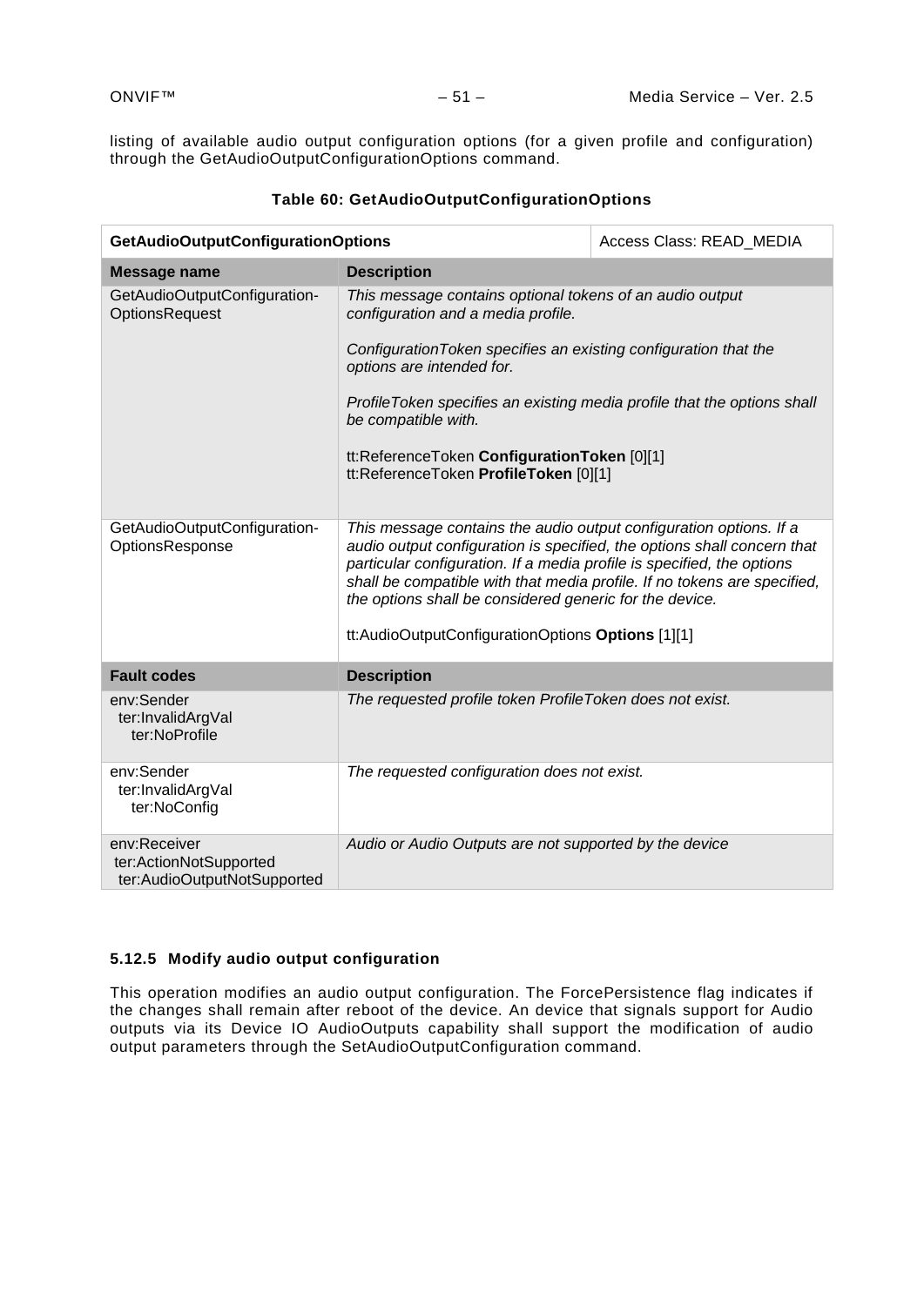listing of available audio output configuration options (for a given profile and configuration) through the GetAudioOutputConfigurationOptions command.

**Table 60: GetAudioOutputConfigurationOptions**

| **GetAudioOutputConfigurationOptions** | | Access Class: READ_MEDIA |
|---|---|---|
| **Message name** | **Description** | |
| GetAudioOutputConfiguration-OptionsRequest | *This message contains optional tokens of an audio output configuration and a media profile.*<br><br>*ConfigurationToken specifies an existing configuration that the options are intended for.*<br><br>*ProfileToken specifies an existing media profile that the options shall be compatible with.*<br><br>tt:ReferenceToken **ConfigurationToken** [0][1]<br>tt:ReferenceToken **ProfileToken** [0][1] | |
| GetAudioOutputConfiguration-OptionsResponse | *This message contains the audio output configuration options. If a audio output configuration is specified, the options shall concern that particular configuration. If a media profile is specified, the options shall be compatible with that media profile. If no tokens are specified, the options shall be considered generic for the device.*<br><br>tt:AudioOutputConfigurationOptions **Options** [1][1] | |
| **Fault codes** | **Description** | |
| env:Sender<br>ter:InvalidArgVal<br>ter:NoProfile | *The requested profile token ProfileToken does not exist.* | |
| env:Sender<br>ter:InvalidArgVal<br>ter:NoConfig | *The requested configuration does not exist.* | |
| env:Receiver<br>ter:ActionNotSupported<br>ter:AudioOutputNotSupported | *Audio or Audio Outputs are not supported by the device* | |

### 5.12.5 Modify audio output configuration

This operation modifies an audio output configuration. The ForcePersistence flag indicates if the changes shall remain after reboot of the device. An device that signals support for Audio outputs via its Device IO AudioOutputs capability shall support the modification of audio output parameters through the SetAudioOutputConfiguration command.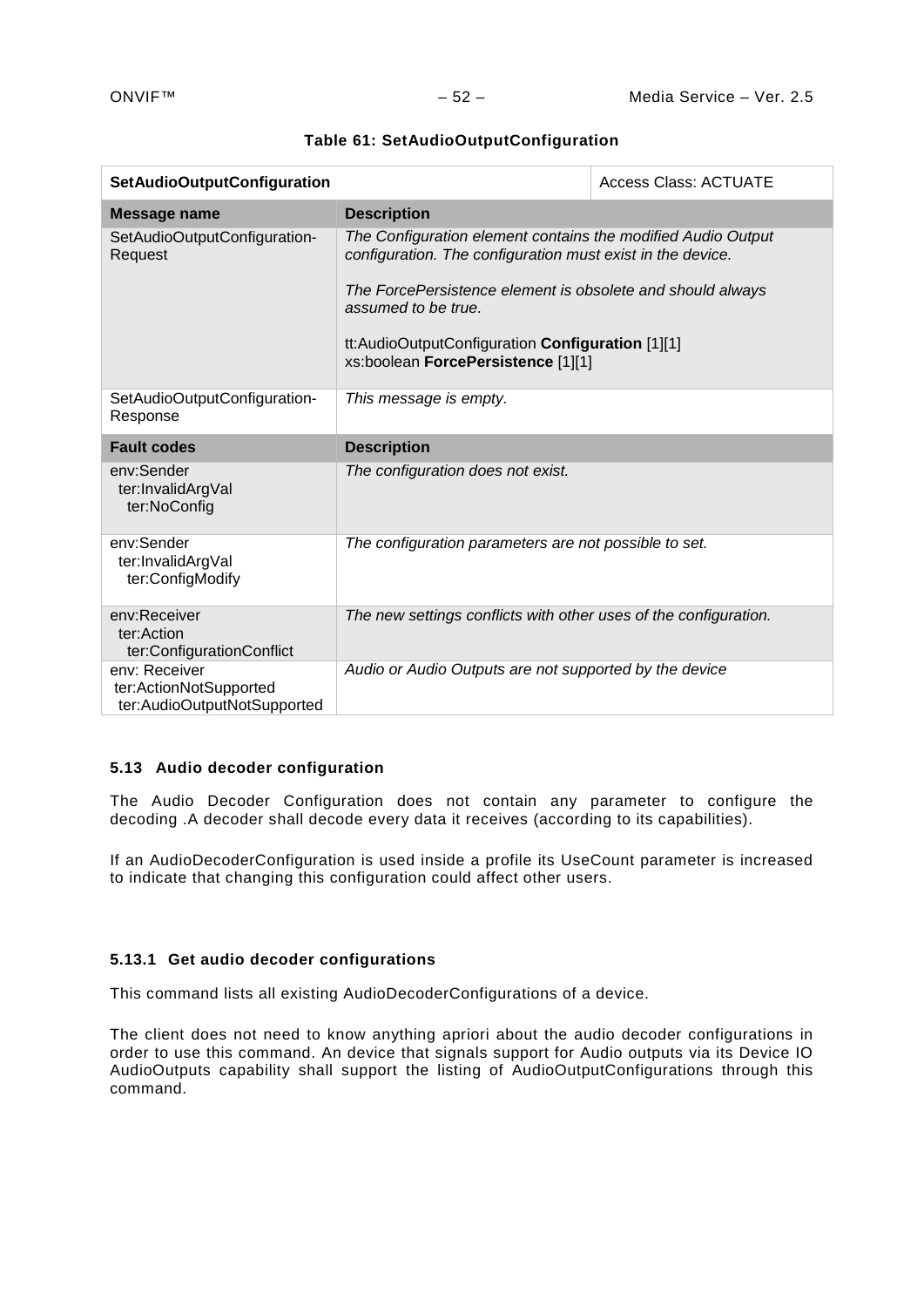**Table 61: SetAudioOutputConfiguration**

| SetAudioOutputConfiguration | | Access Class: ACTUATE |
|---|---|---|
| **Message name** | **Description** | |
| SetAudioOutputConfiguration-Request | *The Configuration element contains the modified Audio Output configuration. The configuration must exist in the device.*<br><br>*The ForcePersistence element is obsolete and should always assumed to be true.*<br><br>tt:AudioOutputConfiguration **Configuration** [1][1]<br>xs:boolean **ForcePersistence** [1][1] | |
| SetAudioOutputConfiguration-Response | *This message is empty.* | |
| **Fault codes** | **Description** | |
| env:Sender<br>ter:InvalidArgVal<br>ter:NoConfig | *The configuration does not exist.* | |
| env:Sender<br>ter:InvalidArgVal<br>ter:ConfigModify | *The configuration parameters are not possible to set.* | |
| env:Receiver<br>ter:Action<br>ter:ConfigurationConflict | *The new settings conflicts with other uses of the configuration.* | |
| env: Receiver<br>ter:ActionNotSupported<br>ter:AudioOutputNotSupported | *Audio or Audio Outputs are not supported by the device* | |

### 5.13 Audio decoder configuration

The Audio Decoder Configuration does not contain any parameter to configure the decoding .A decoder shall decode every data it receives (according to its capabilities).

If an AudioDecoderConfiguration is used inside a profile its UseCount parameter is increased to indicate that changing this configuration could affect other users.

#### 5.13.1 Get audio decoder configurations

This command lists all existing AudioDecoderConfigurations of a device.

The client does not need to know anything apriori about the audio decoder configurations in order to use this command. An device that signals support for Audio outputs via its Device IO AudioOutputs capability shall support the listing of AudioOutputConfigurations through this command.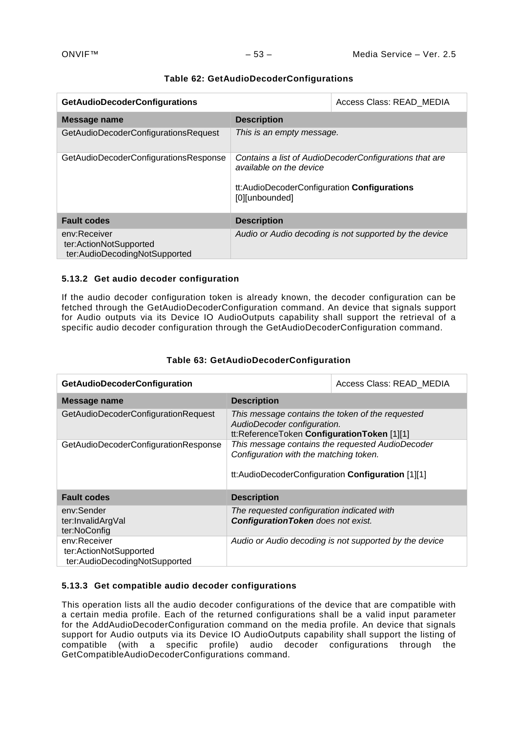**Table 62: GetAudioDecoderConfigurations**

| **GetAudioDecoderConfigurations** | | Access Class: READ_MEDIA |
|---|---|---|
| **Message name** | **Description** | |
| GetAudioDecoderConfigurationsRequest | *This is an empty message.* | |
| GetAudioDecoderConfigurationsResponse | *Contains a list of AudioDecoderConfigurations that are available on the device*<br><br>tt:AudioDecoderConfiguration **Configurations** [0][unbounded] | |
| **Fault codes** | **Description** | |
| env:Receiver<br>ter:ActionNotSupported<br>ter:AudioDecodingNotSupported | *Audio or Audio decoding is not supported by the device* | |

### 5.13.2 Get audio decoder configuration

If the audio decoder configuration token is already known, the decoder configuration can be fetched through the GetAudioDecoderConfiguration command. An device that signals support for Audio outputs via its Device IO AudioOutputs capability shall support the retrieval of a specific audio decoder configuration through the GetAudioDecoderConfiguration command.

**Table 63: GetAudioDecoderConfiguration**

| **GetAudioDecoderConfiguration** | | Access Class: READ_MEDIA |
|---|---|---|
| **Message name** | **Description** | |
| GetAudioDecoderConfigurationRequest | *This message contains the token of the requested AudioDecoder configuration.*<br>tt:ReferenceToken **ConfigurationToken** [1][1] | |
| GetAudioDecoderConfigurationResponse | *This message contains the requested AudioDecoder Configuration with the matching token.*<br><br>tt:AudioDecoderConfiguration **Configuration** [1][1] | |
| **Fault codes** | **Description** | |
| env:Sender<br>ter:InvalidArgVal<br>ter:NoConfig | *The requested configuration indicated with* ***ConfigurationToken*** *does not exist.* | |
| env:Receiver<br>ter:ActionNotSupported<br>ter:AudioDecodingNotSupported | *Audio or Audio decoding is not supported by the device* | |

### 5.13.3 Get compatible audio decoder configurations

This operation lists all the audio decoder configurations of the device that are compatible with a certain media profile. Each of the returned configurations shall be a valid input parameter for the AddAudioDecoderConfiguration command on the media profile. An device that signals support for Audio outputs via its Device IO AudioOutputs capability shall support the listing of compatible (with a specific profile) audio decoder configurations through the GetCompatibleAudioDecoderConfigurations command.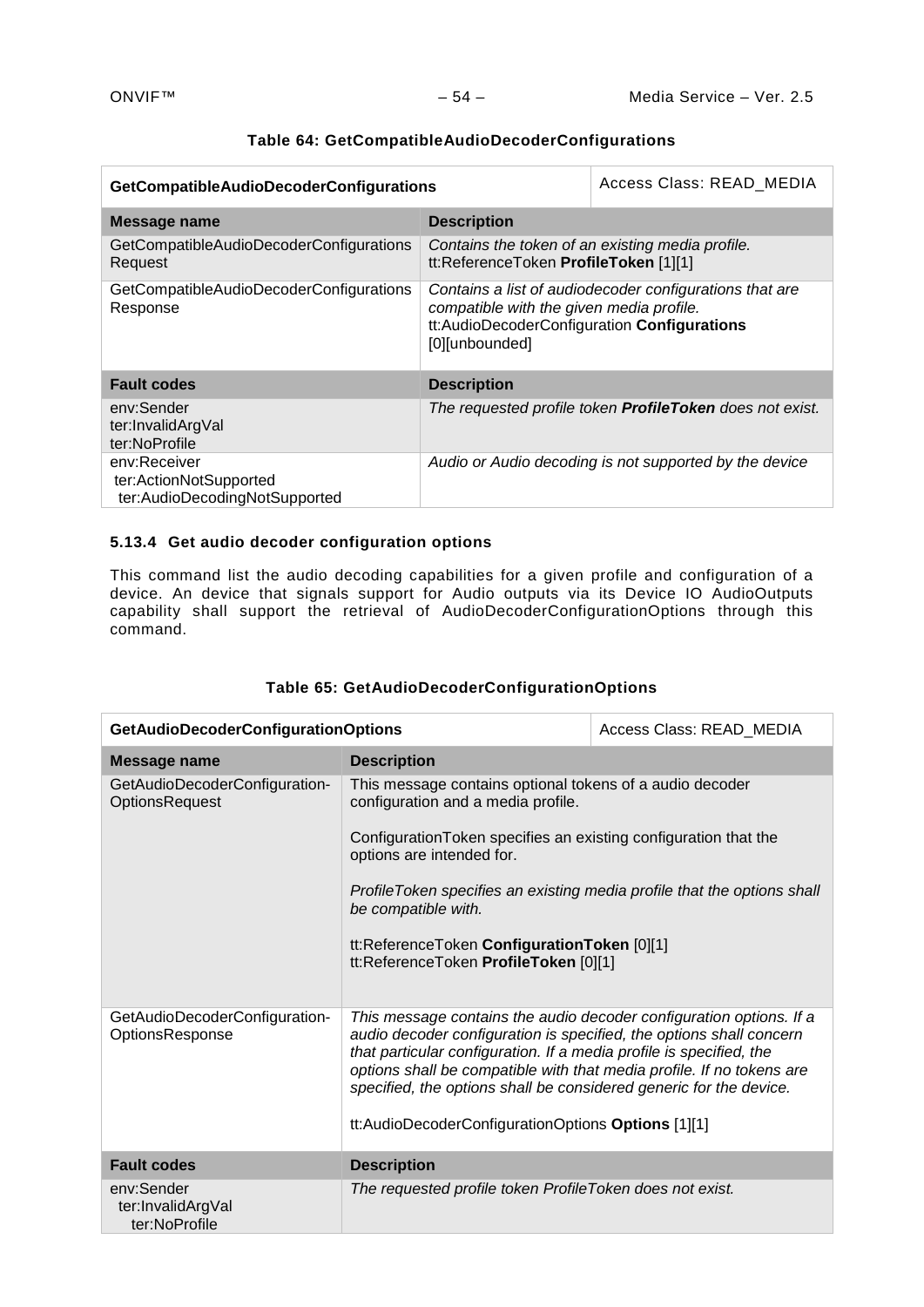**Table 64: GetCompatibleAudioDecoderConfigurations**

| **GetCompatibleAudioDecoderConfigurations** | | Access Class: READ_MEDIA |
|---|---|---|
| **Message name** | **Description** | |
| GetCompatibleAudioDecoderConfigurations Request | *Contains the token of an existing media profile.*<br>tt:ReferenceToken **ProfileToken** [1][1] | |
| GetCompatibleAudioDecoderConfigurations Response | *Contains a list of audiodecoder configurations that are compatible with the given media profile.*<br>tt:AudioDecoderConfiguration **Configurations** [0][unbounded] | |
| **Fault codes** | **Description** | |
| env:Sender<br>ter:InvalidArgVal<br>ter:NoProfile | *The requested profile token **ProfileToken** does not exist.* | |
| env:Receiver<br>ter:ActionNotSupported<br>ter:AudioDecodingNotSupported | *Audio or Audio decoding is not supported by the device* | |

### 5.13.4 Get audio decoder configuration options

This command list the audio decoding capabilities for a given profile and configuration of a device. An device that signals support for Audio outputs via its Device IO AudioOutputs capability shall support the retrieval of AudioDecoderConfigurationOptions through this command.

**Table 65: GetAudioDecoderConfigurationOptions**

| **GetAudioDecoderConfigurationOptions** | | Access Class: READ_MEDIA |
|---|---|---|
| **Message name** | **Description** | |
| GetAudioDecoderConfiguration-OptionsRequest | This message contains optional tokens of a audio decoder configuration and a media profile.<br><br>ConfigurationToken specifies an existing configuration that the options are intended for.<br><br>*ProfileToken specifies an existing media profile that the options shall be compatible with.*<br><br>tt:ReferenceToken **ConfigurationToken** [0][1]<br>tt:ReferenceToken **ProfileToken** [0][1] | |
| GetAudioDecoderConfiguration-OptionsResponse | *This message contains the audio decoder configuration options. If a audio decoder configuration is specified, the options shall concern that particular configuration. If a media profile is specified, the options shall be compatible with that media profile. If no tokens are specified, the options shall be considered generic for the device.*<br><br>tt:AudioDecoderConfigurationOptions **Options** [1][1] | |
| **Fault codes** | **Description** | |
| env:Sender<br>ter:InvalidArgVal<br>ter:NoProfile | *The requested profile token ProfileToken does not exist.* | |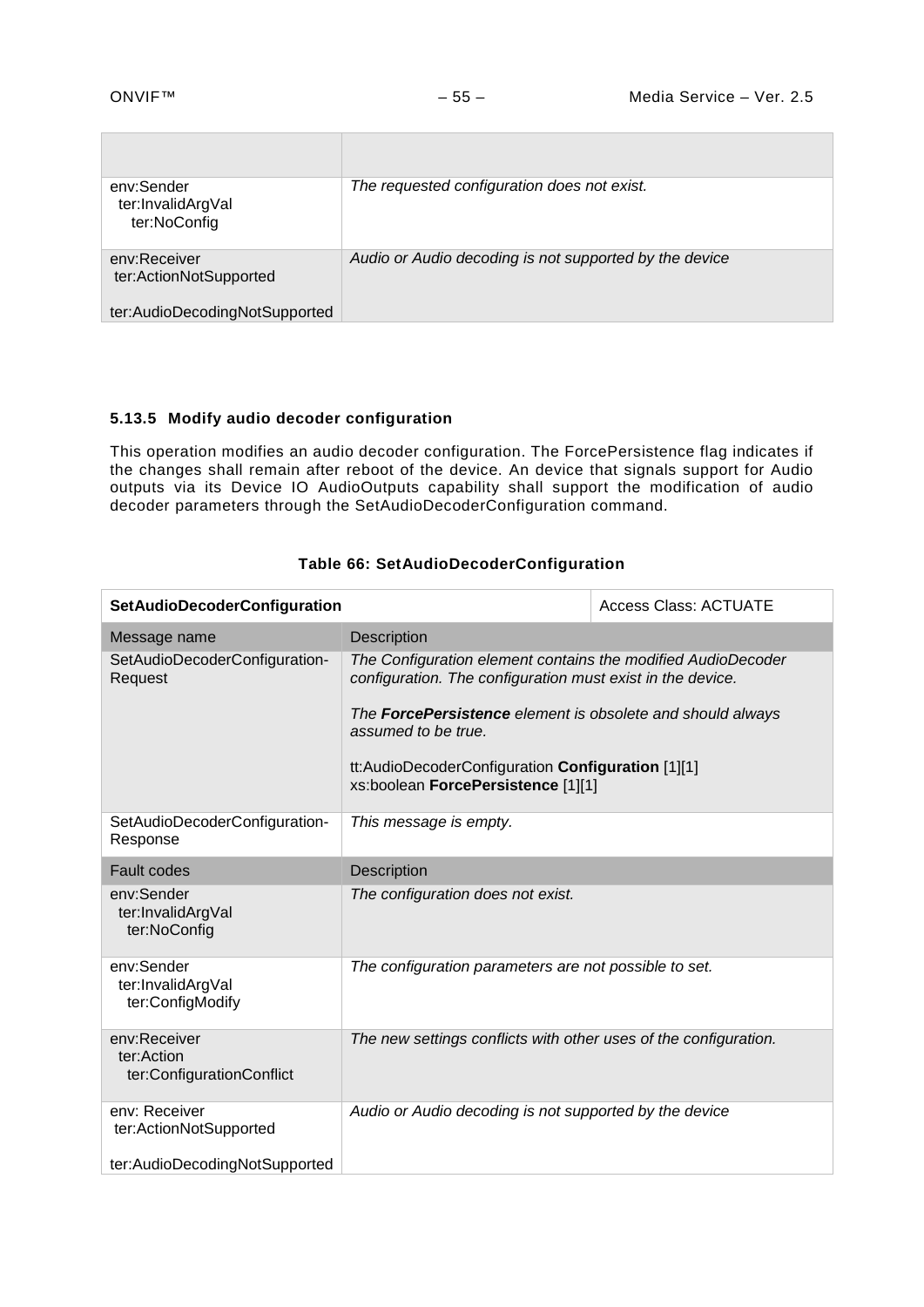| | |
|---|---|
| env:Sender<br>ter:InvalidArgVal<br>ter:NoConfig | *The requested configuration does not exist.* |
| env:Receiver<br>ter:ActionNotSupported<br><br>ter:AudioDecodingNotSupported | *Audio or Audio decoding is not supported by the device* |

#### 5.13.5 Modify audio decoder configuration

This operation modifies an audio decoder configuration. The ForcePersistence flag indicates if the changes shall remain after reboot of the device. An device that signals support for Audio outputs via its Device IO AudioOutputs capability shall support the modification of audio decoder parameters through the SetAudioDecoderConfiguration command.

**Table 66: SetAudioDecoderConfiguration**

| **SetAudioDecoderConfiguration** | | Access Class: ACTUATE |
|---|---|---|
| Message name | Description | |
| SetAudioDecoderConfiguration-Request | *The Configuration element contains the modified AudioDecoder configuration. The configuration must exist in the device.*<br><br>*The **ForcePersistence** element is obsolete and should always assumed to be true.*<br><br>tt:AudioDecoderConfiguration **Configuration** [1][1]<br>xs:boolean **ForcePersistence** [1][1] | |
| SetAudioDecoderConfiguration-Response | *This message is empty.* | |
| Fault codes | Description | |
| env:Sender<br>ter:InvalidArgVal<br>ter:NoConfig | *The configuration does not exist.* | |
| env:Sender<br>ter:InvalidArgVal<br>ter:ConfigModify | *The configuration parameters are not possible to set.* | |
| env:Receiver<br>ter:Action<br>ter:ConfigurationConflict | *The new settings conflicts with other uses of the configuration.* | |
| env: Receiver<br>ter:ActionNotSupported<br><br>ter:AudioDecodingNotSupported | *Audio or Audio decoding is not supported by the device* | |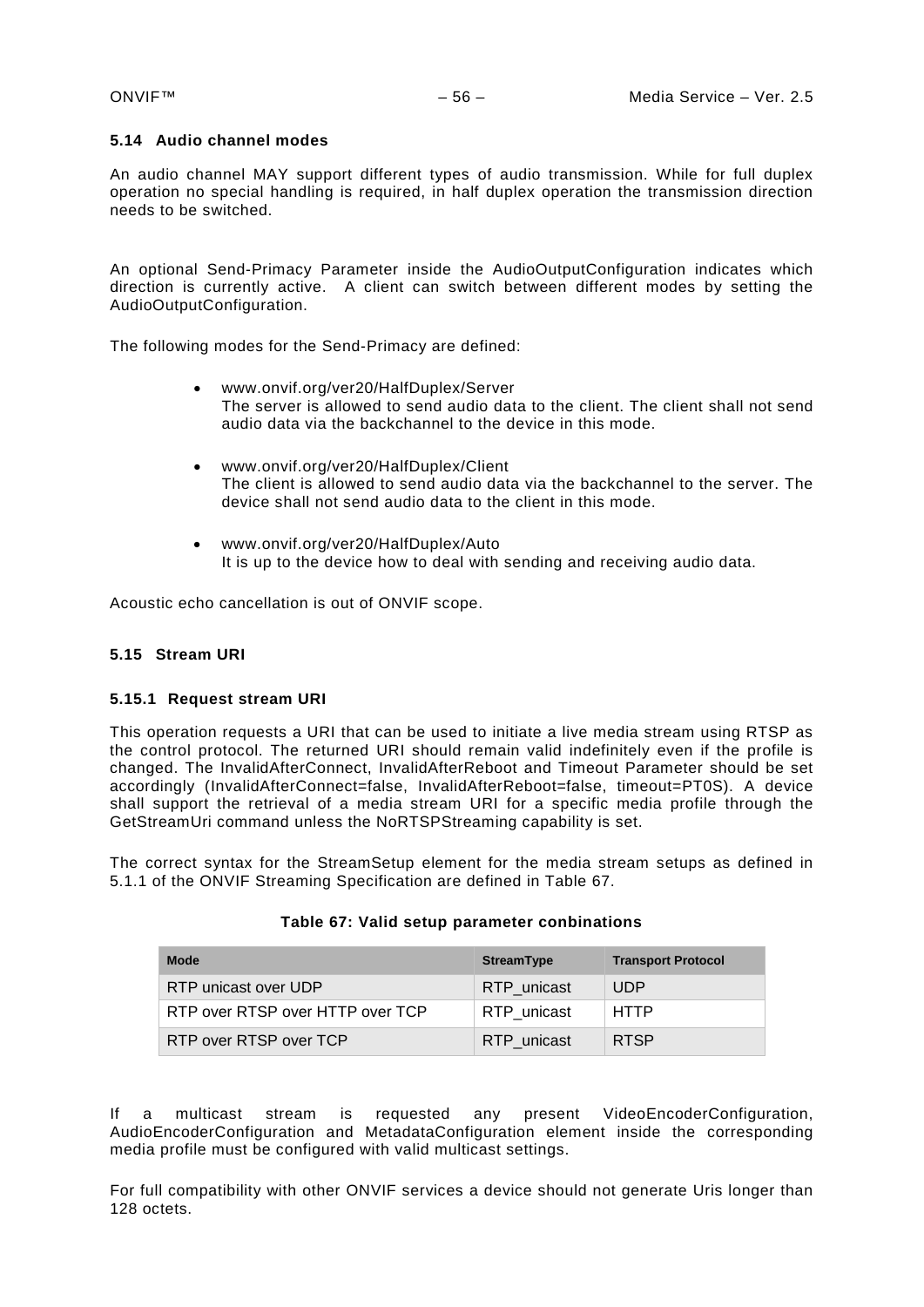### 5.14 Audio channel modes

An audio channel MAY support different types of audio transmission. While for full duplex operation no special handling is required, in half duplex operation the transmission direction needs to be switched.

An optional Send-Primacy Parameter inside the AudioOutputConfiguration indicates which direction is currently active. A client can switch between different modes by setting the AudioOutputConfiguration.

The following modes for the Send-Primacy are defined:

- www.onvif.org/ver20/HalfDuplex/Server
  The server is allowed to send audio data to the client. The client shall not send audio data via the backchannel to the device in this mode.

- www.onvif.org/ver20/HalfDuplex/Client
  The client is allowed to send audio data via the backchannel to the server. The device shall not send audio data to the client in this mode.

- www.onvif.org/ver20/HalfDuplex/Auto
  It is up to the device how to deal with sending and receiving audio data.

Acoustic echo cancellation is out of ONVIF scope.

### 5.15 Stream URI

#### 5.15.1 Request stream URI

This operation requests a URI that can be used to initiate a live media stream using RTSP as the control protocol. The returned URI should remain valid indefinitely even if the profile is changed. The InvalidAfterConnect, InvalidAfterReboot and Timeout Parameter should be set accordingly (InvalidAfterConnect=false, InvalidAfterReboot=false, timeout=PT0S). A device shall support the retrieval of a media stream URI for a specific media profile through the GetStreamUri command unless the NoRTSPStreaming capability is set.

The correct syntax for the StreamSetup element for the media stream setups as defined in 5.1.1 of the ONVIF Streaming Specification are defined in Table 67.

**Table 67: Valid setup parameter conbinations**

| Mode | StreamType | Transport Protocol |
|---|---|---|
| RTP unicast over UDP | RTP_unicast | UDP |
| RTP over RTSP over HTTP over TCP | RTP_unicast | HTTP |
| RTP over RTSP over TCP | RTP_unicast | RTSP |

If a multicast stream is requested any present VideoEncoderConfiguration, AudioEncoderConfiguration and MetadataConfiguration element inside the corresponding media profile must be configured with valid multicast settings.

For full compatibility with other ONVIF services a device should not generate Uris longer than 128 octets.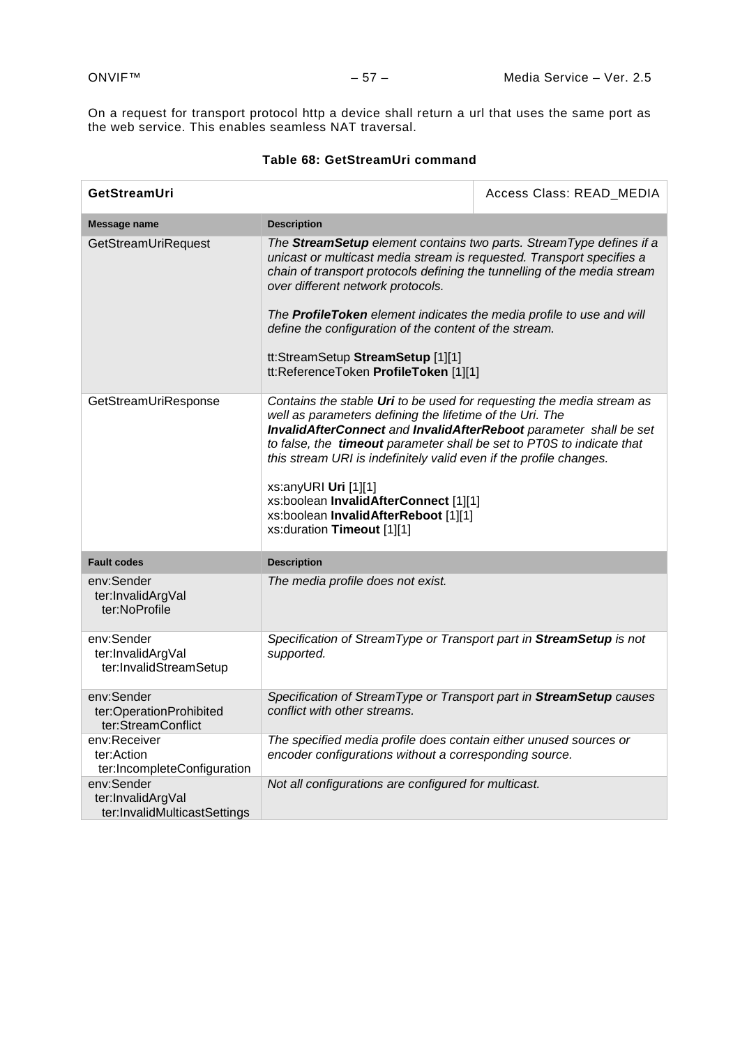On a request for transport protocol http a device shall return a url that uses the same port as the web service. This enables seamless NAT traversal.

**Table 68: GetStreamUri command**

| **GetStreamUri** | | Access Class: READ_MEDIA |
|---|---|---|
| **Message name** | **Description** | |
| GetStreamUriRequest | *The **StreamSetup** element contains two parts. StreamType defines if a unicast or multicast media stream is requested. Transport specifies a chain of transport protocols defining the tunnelling of the media stream over different network protocols.*<br><br>*The **ProfileToken** element indicates the media profile to use and will define the configuration of the content of the stream.*<br><br>tt:StreamSetup **StreamSetup** [1][1]<br>tt:ReferenceToken **ProfileToken** [1][1] | |
| GetStreamUriResponse | *Contains the stable **Uri** to be used for requesting the media stream as well as parameters defining the lifetime of the Uri. The **InvalidAfterConnect** and **InvalidAfterReboot** parameter shall be set to false, the **timeout** parameter shall be set to PT0S to indicate that this stream URI is indefinitely valid even if the profile changes.*<br><br>xs:anyURI **Uri** [1][1]<br>xs:boolean **InvalidAfterConnect** [1][1]<br>xs:boolean **InvalidAfterReboot** [1][1]<br>xs:duration **Timeout** [1][1] | |
| **Fault codes** | **Description** | |
| env:Sender<br>ter:InvalidArgVal<br>ter:NoProfile | *The media profile does not exist.* | |
| env:Sender<br>ter:InvalidArgVal<br>ter:InvalidStreamSetup | *Specification of StreamType or Transport part in **StreamSetup** is not supported.* | |
| env:Sender<br>ter:OperationProhibited<br>ter:StreamConflict | *Specification of StreamType or Transport part in **StreamSetup** causes conflict with other streams.* | |
| env:Receiver<br>ter:Action<br>ter:IncompleteConfiguration | *The specified media profile does contain either unused sources or encoder configurations without a corresponding source.* | |
| env:Sender<br>ter:InvalidArgVal<br>ter:InvalidMulticastSettings | *Not all configurations are configured for multicast.* | |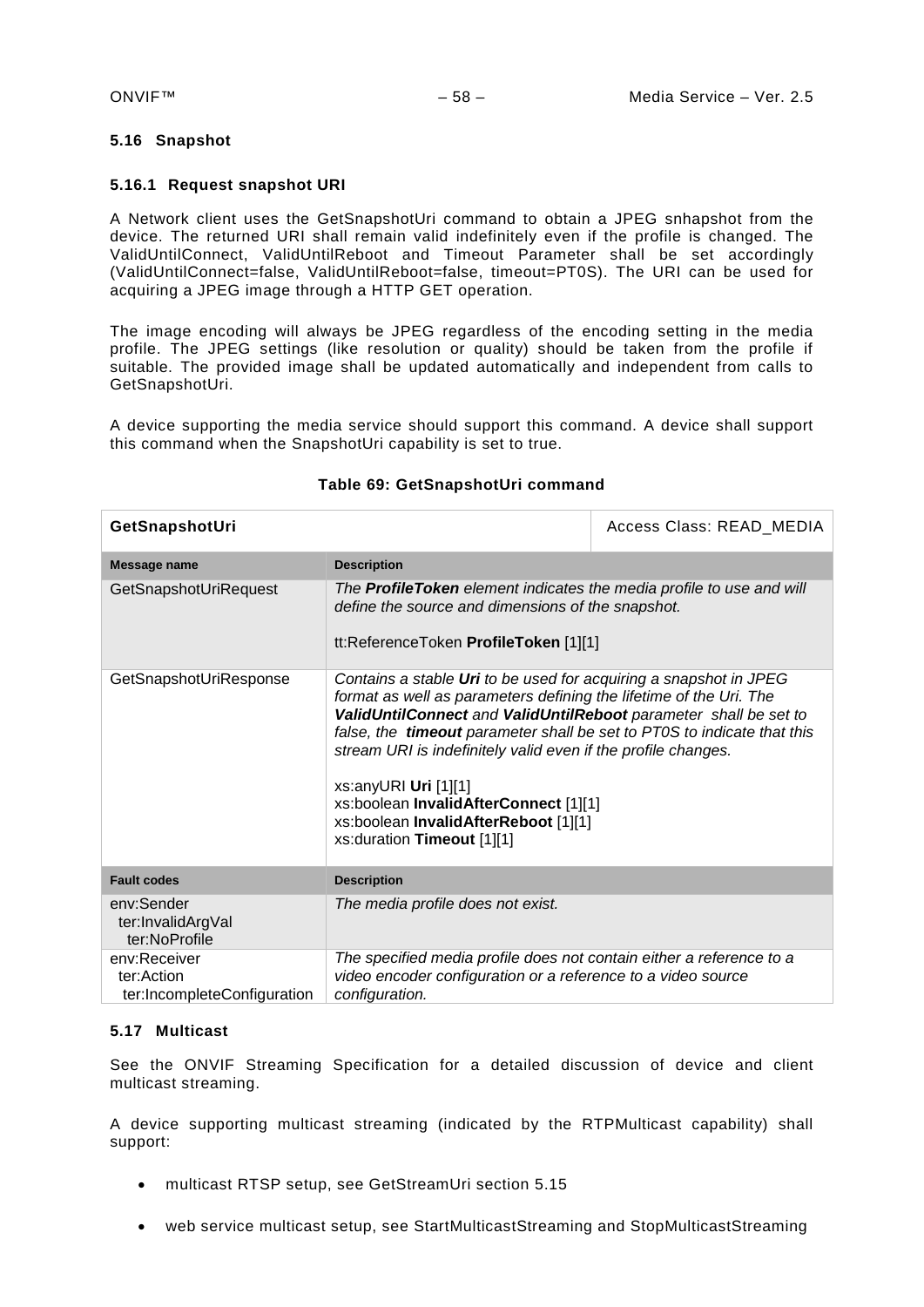### 5.16 Snapshot

#### 5.16.1 Request snapshot URI

A Network client uses the GetSnapshotUri command to obtain a JPEG snhapshot from the device. The returned URI shall remain valid indefinitely even if the profile is changed. The ValidUntilConnect, ValidUntilReboot and Timeout Parameter shall be set accordingly (ValidUntilConnect=false, ValidUntilReboot=false, timeout=PT0S). The URI can be used for acquiring a JPEG image through a HTTP GET operation.

The image encoding will always be JPEG regardless of the encoding setting in the media profile. The JPEG settings (like resolution or quality) should be taken from the profile if suitable. The provided image shall be updated automatically and independent from calls to GetSnapshotUri.

A device supporting the media service should support this command. A device shall support this command when the SnapshotUri capability is set to true.

**Table 69: GetSnapshotUri command**

| **GetSnapshotUri** | | Access Class: READ_MEDIA |
|---|---|---|
| **Message name** | **Description** | |
| GetSnapshotUriRequest | *The **ProfileToken** element indicates the media profile to use and will define the source and dimensions of the snapshot.*<br><br>tt:ReferenceToken **ProfileToken** [1][1] | |
| GetSnapshotUriResponse | *Contains a stable **Uri** to be used for acquiring a snapshot in JPEG format as well as parameters defining the lifetime of the Uri. The **ValidUntilConnect** and **ValidUntilReboot** parameter shall be set to false, the **timeout** parameter shall be set to PT0S to indicate that this stream URI is indefinitely valid even if the profile changes.*<br><br>xs:anyURI **Uri** [1][1]<br>xs:boolean **InvalidAfterConnect** [1][1]<br>xs:boolean **InvalidAfterReboot** [1][1]<br>xs:duration **Timeout** [1][1] | |
| **Fault codes** | **Description** | |
| env:Sender<br>ter:InvalidArgVal<br>ter:NoProfile | *The media profile does not exist.* | |
| env:Receiver<br>ter:Action<br>ter:IncompleteConfiguration | *The specified media profile does not contain either a reference to a video encoder configuration or a reference to a video source configuration.* | |

### 5.17 Multicast

See the ONVIF Streaming Specification for a detailed discussion of device and client multicast streaming.

A device supporting multicast streaming (indicated by the RTPMulticast capability) shall support:

- multicast RTSP setup, see GetStreamUri section 5.15
- web service multicast setup, see StartMulticastStreaming and StopMulticastStreaming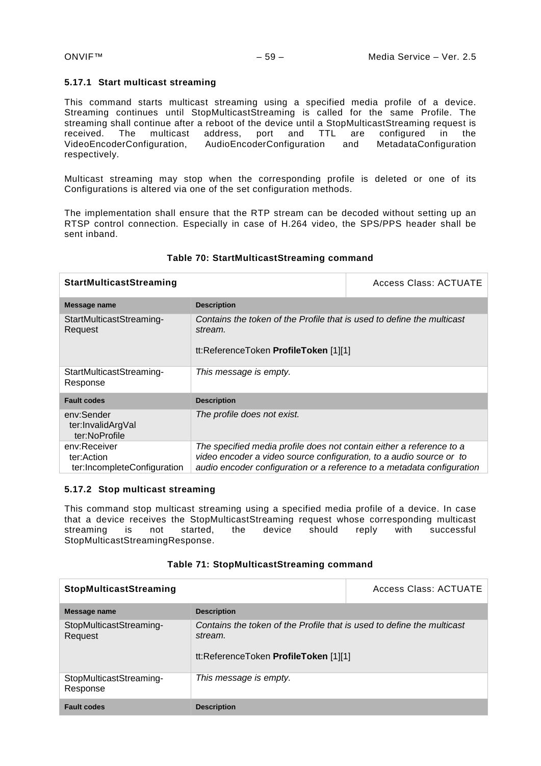### 5.17.1 Start multicast streaming

This command starts multicast streaming using a specified media profile of a device. Streaming continues until StopMulticastStreaming is called for the same Profile. The streaming shall continue after a reboot of the device until a StopMulticastStreaming request is received. The multicast address, port and TTL are configured in the VideoEncoderConfiguration, AudioEncoderConfiguration and MetadataConfiguration respectively.

Multicast streaming may stop when the corresponding profile is deleted or one of its Configurations is altered via one of the set configuration methods.

The implementation shall ensure that the RTP stream can be decoded without setting up an RTSP control connection. Especially in case of H.264 video, the SPS/PPS header shall be sent inband.

**Table 70: StartMulticastStreaming command**

| **StartMulticastStreaming** | Access Class: ACTUATE |
|---|---|
| **Message name** | **Description** |
| StartMulticastStreaming-Request | *Contains the token of the Profile that is used to define the multicast stream.*<br><br>tt:ReferenceToken **ProfileToken** [1][1] |
| StartMulticastStreaming-Response | *This message is empty.* |
| **Fault codes** | **Description** |
| env:Sender<br>ter:InvalidArgVal<br>ter:NoProfile | *The profile does not exist.* |
| env:Receiver<br>ter:Action<br>ter:IncompleteConfiguration | *The specified media profile does not contain either a reference to a video encoder a video source configuration, to a audio source or to audio encoder configuration or a reference to a metadata configuration* |

### 5.17.2 Stop multicast streaming

This command stop multicast streaming using a specified media profile of a device. In case that a device receives the StopMulticastStreaming request whose corresponding multicast streaming is not started, the device should reply with successful StopMulticastStreamingResponse.

**Table 71: StopMulticastStreaming command**

| **StopMulticastStreaming** | Access Class: ACTUATE |
|---|---|
| **Message name** | **Description** |
| StopMulticastStreaming-Request | *Contains the token of the Profile that is used to define the multicast stream.*<br><br>tt:ReferenceToken **ProfileToken** [1][1] |
| StopMulticastStreaming-Response | *This message is empty.* |
| **Fault codes** | **Description** |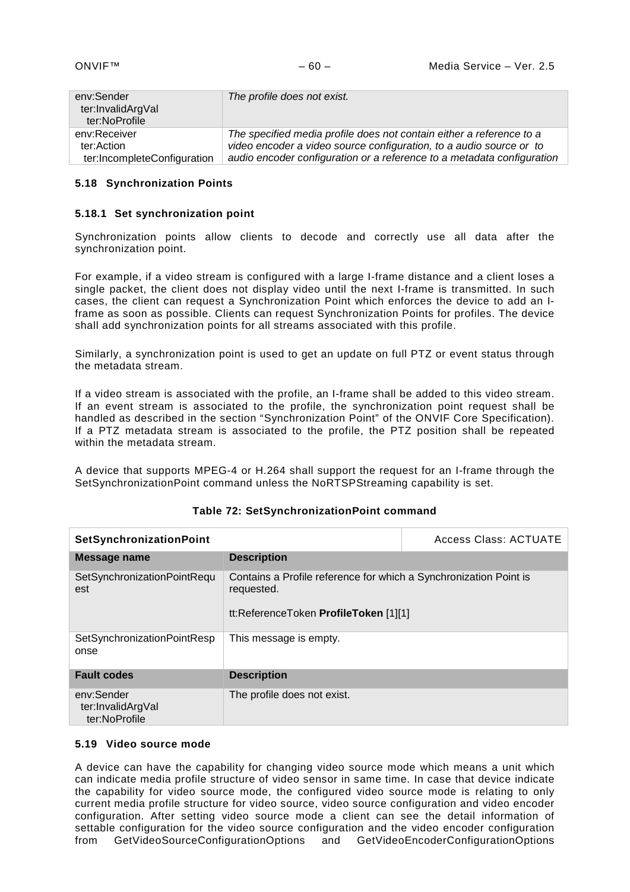| | |
|---|---|
| env:Sender<br>ter:InvalidArgVal<br>ter:NoProfile | *The profile does not exist.* |
| env:Receiver<br>ter:Action<br>ter:IncompleteConfiguration | *The specified media profile does not contain either a reference to a video encoder a video source configuration, to a audio source or to audio encoder configuration or a reference to a metadata configuration* |

### 5.18 Synchronization Points

#### 5.18.1 Set synchronization point

Synchronization points allow clients to decode and correctly use all data after the synchronization point.

For example, if a video stream is configured with a large I-frame distance and a client loses a single packet, the client does not display video until the next I-frame is transmitted. In such cases, the client can request a Synchronization Point which enforces the device to add an I-frame as soon as possible. Clients can request Synchronization Points for profiles. The device shall add synchronization points for all streams associated with this profile.

Similarly, a synchronization point is used to get an update on full PTZ or event status through the metadata stream.

If a video stream is associated with the profile, an I-frame shall be added to this video stream. If an event stream is associated to the profile, the synchronization point request shall be handled as described in the section "Synchronization Point" of the ONVIF Core Specification). If a PTZ metadata stream is associated to the profile, the PTZ position shall be repeated within the metadata stream.

A device that supports MPEG-4 or H.264 shall support the request for an I-frame through the SetSynchronizationPoint command unless the NoRTSPStreaming capability is set.

**Table 72: SetSynchronizationPoint command**

| **SetSynchronizationPoint** | | Access Class: ACTUATE |
|---|---|---|
| **Message name** | **Description** | |
| SetSynchronizationPointRequest | Contains a Profile reference for which a Synchronization Point is requested.<br><br>tt:ReferenceToken **ProfileToken** [1][1] | |
| SetSynchronizationPointResponse | This message is empty. | |
| **Fault codes** | **Description** | |
| env:Sender<br>ter:InvalidArgVal<br>ter:NoProfile | The profile does not exist. | |

### 5.19 Video source mode

A device can have the capability for changing video source mode which means a unit which can indicate media profile structure of video sensor in same time. In case that device indicate the capability for video source mode, the configured video source mode is relating to only current media profile structure for video source, video source configuration and video encoder configuration. After setting video source mode a client can see the detail information of settable configuration for the video source configuration and the video encoder configuration from GetVideoSourceConfigurationOptions and GetVideoEncoderConfigurationOptions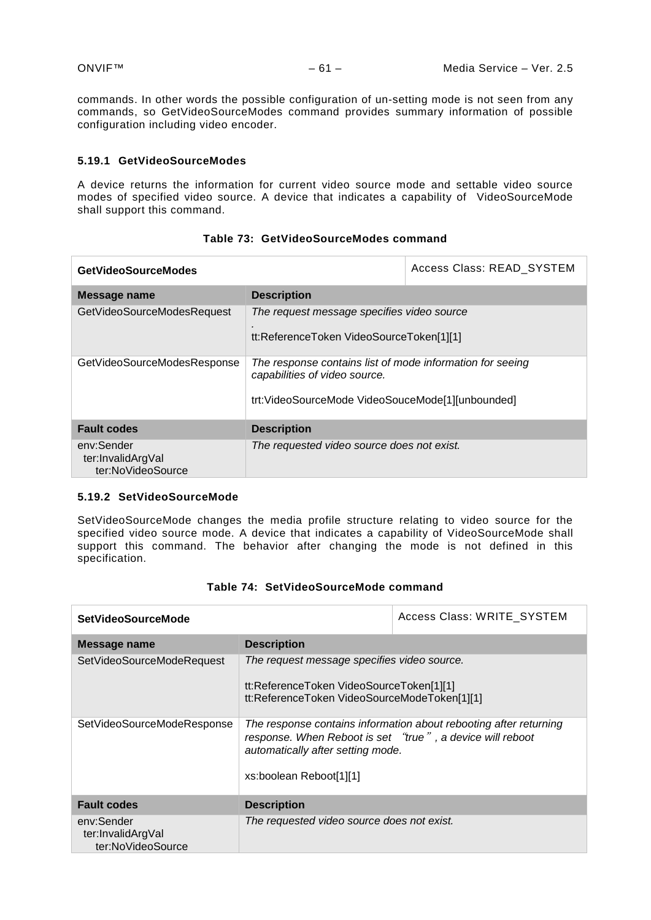commands. In other words the possible configuration of un-setting mode is not seen from any commands, so GetVideoSourceModes command provides summary information of possible configuration including video encoder.

### 5.19.1 GetVideoSourceModes

A device returns the information for current video source mode and settable video source modes of specified video source. A device that indicates a capability of VideoSourceMode shall support this command.

**Table 73: GetVideoSourceModes command**

| **GetVideoSourceModes** | | Access Class: READ_SYSTEM |
|---|---|---|
| **Message name** | **Description** | |
| GetVideoSourceModesRequest | *The request message specifies video source*<br>.<br>tt:ReferenceToken VideoSourceToken[1][1] | |
| GetVideoSourceModesResponse | *The response contains list of mode information for seeing capabilities of video source.*<br><br>trt:VideoSourceMode VideoSouceMode[1][unbounded] | |
| **Fault codes** | **Description** | |
| env:Sender<br>ter:InvalidArgVal<br>ter:NoVideoSource | *The requested video source does not exist.* | |

### 5.19.2 SetVideoSourceMode

SetVideoSourceMode changes the media profile structure relating to video source for the specified video source mode. A device that indicates a capability of VideoSourceMode shall support this command. The behavior after changing the mode is not defined in this specification.

**Table 74: SetVideoSourceMode command**

| **SetVideoSourceMode** | | Access Class: WRITE_SYSTEM |
|---|---|---|
| **Message name** | **Description** | |
| SetVideoSourceModeRequest | *The request message specifies video source.*<br><br>tt:ReferenceToken VideoSourceToken[1][1]<br>tt:ReferenceToken VideoSourceModeToken[1][1] | |
| SetVideoSourceModeResponse | *The response contains information about rebooting after returning response. When Reboot is set "true", a device will reboot automatically after setting mode.*<br><br>xs:boolean Reboot[1][1] | |
| **Fault codes** | **Description** | |
| env:Sender<br>ter:InvalidArgVal<br>ter:NoVideoSource | *The requested video source does not exist.* | |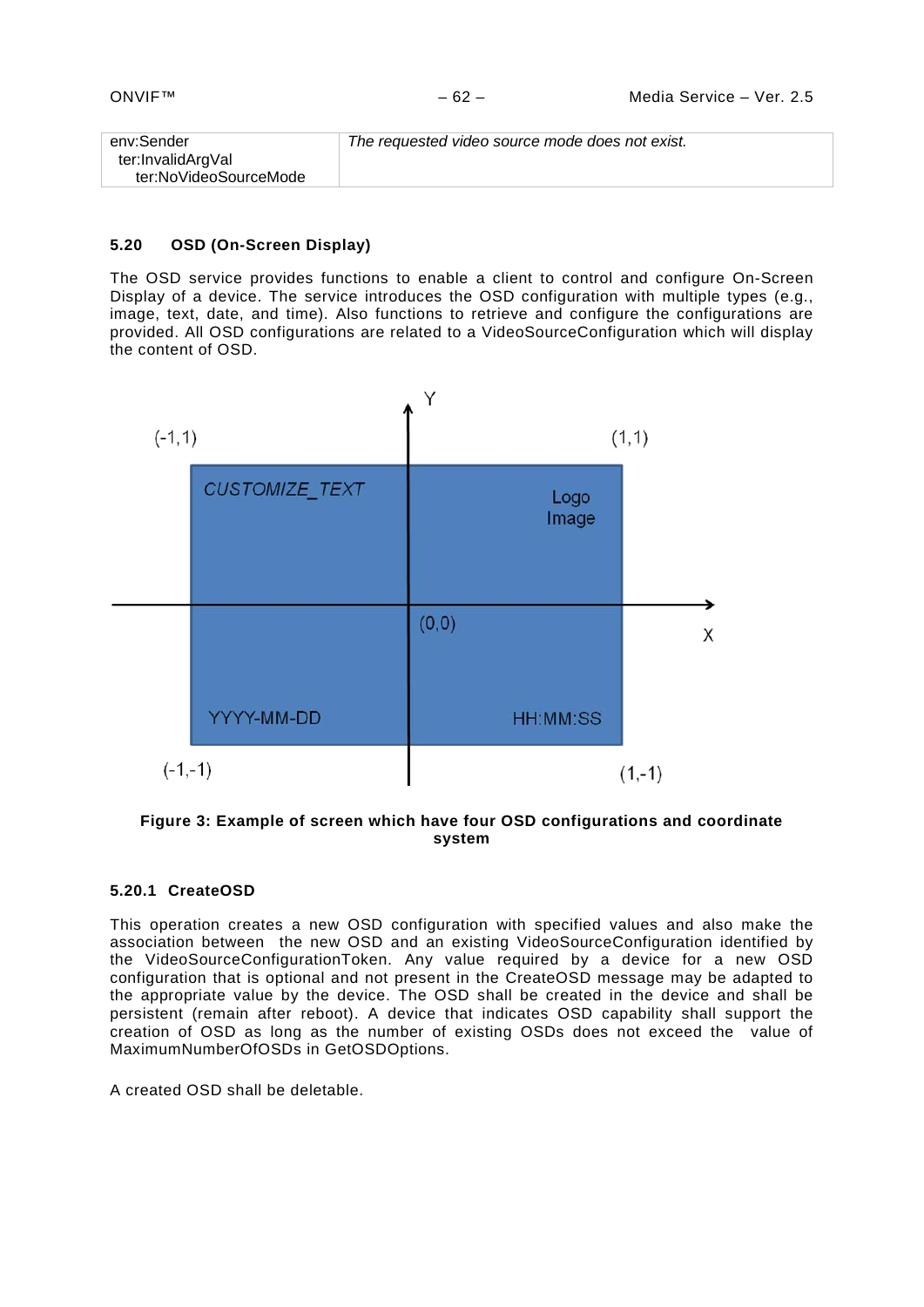| | |
|---|---|
| env:Sender<br>ter:InvalidArgVal<br>ter:NoVideoSourceMode | *The requested video source mode does not exist.* |

### 5.20 OSD (On-Screen Display)

The OSD service provides functions to enable a client to control and configure On-Screen Display of a device. The service introduces the OSD configuration with multiple types (e.g., image, text, date, and time). Also functions to retrieve and configure the configurations are provided. All OSD configurations are related to a VideoSourceConfiguration which will display the content of OSD.

Y
(-1,1)
(1,1)
CUSTOMIZE_TEXT
Logo
Image
(0,0)
X
YYYY-MM-DD
HH:MM:SS
(-1,-1)
(1,-1)

**Figure 3: Example of screen which have four OSD configurations and coordinate system**

#### 5.20.1 CreateOSD

This operation creates a new OSD configuration with specified values and also make the association between the new OSD and an existing VideoSourceConfiguration identified by the VideoSourceConfigurationToken. Any value required by a device for a new OSD configuration that is optional and not present in the CreateOSD message may be adapted to the appropriate value by the device. The OSD shall be created in the device and shall be persistent (remain after reboot). A device that indicates OSD capability shall support the creation of OSD as long as the number of existing OSDs does not exceed the value of MaximumNumberOfOSDs in GetOSDOptions.

A created OSD shall be deletable.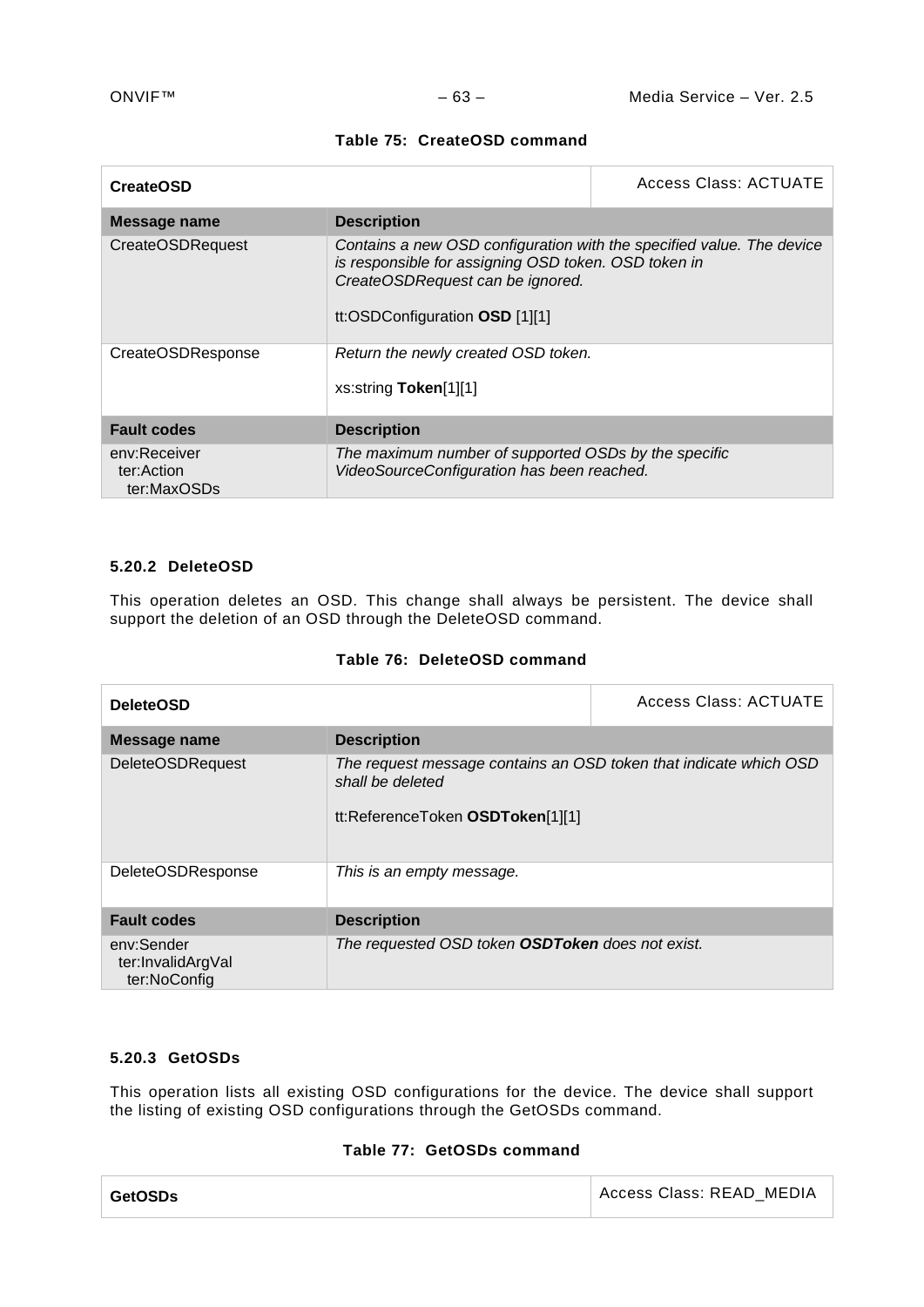**Table 75: CreateOSD command**

| **CreateOSD** | Access Class: ACTUATE |
|---|---|
| **Message name** | **Description** |
| CreateOSDRequest | *Contains a new OSD configuration with the specified value. The device is responsible for assigning OSD token. OSD token in CreateOSDRequest can be ignored.*<br><br>tt:OSDConfiguration **OSD** [1][1] |
| CreateOSDResponse | *Return the newly created OSD token.*<br><br>xs:string **Token**[1][1] |
| **Fault codes** | **Description** |
| env:Receiver<br>ter:Action<br>ter:MaxOSDs | *The maximum number of supported OSDs by the specific VideoSourceConfiguration has been reached.* |

### 5.20.2 DeleteOSD

This operation deletes an OSD. This change shall always be persistent. The device shall support the deletion of an OSD through the DeleteOSD command.

**Table 76: DeleteOSD command**

| **DeleteOSD** | Access Class: ACTUATE |
|---|---|
| **Message name** | **Description** |
| DeleteOSDRequest | *The request message contains an OSD token that indicate which OSD shall be deleted*<br><br>tt:ReferenceToken **OSDToken**[1][1] |
| DeleteOSDResponse | *This is an empty message.* |
| **Fault codes** | **Description** |
| env:Sender<br>ter:InvalidArgVal<br>ter:NoConfig | *The requested OSD token **OSDToken** does not exist.* |

### 5.20.3 GetOSDs

This operation lists all existing OSD configurations for the device. The device shall support the listing of existing OSD configurations through the GetOSDs command.

**Table 77: GetOSDs command**

| **GetOSDs** | Access Class: READ_MEDIA |
|---|---|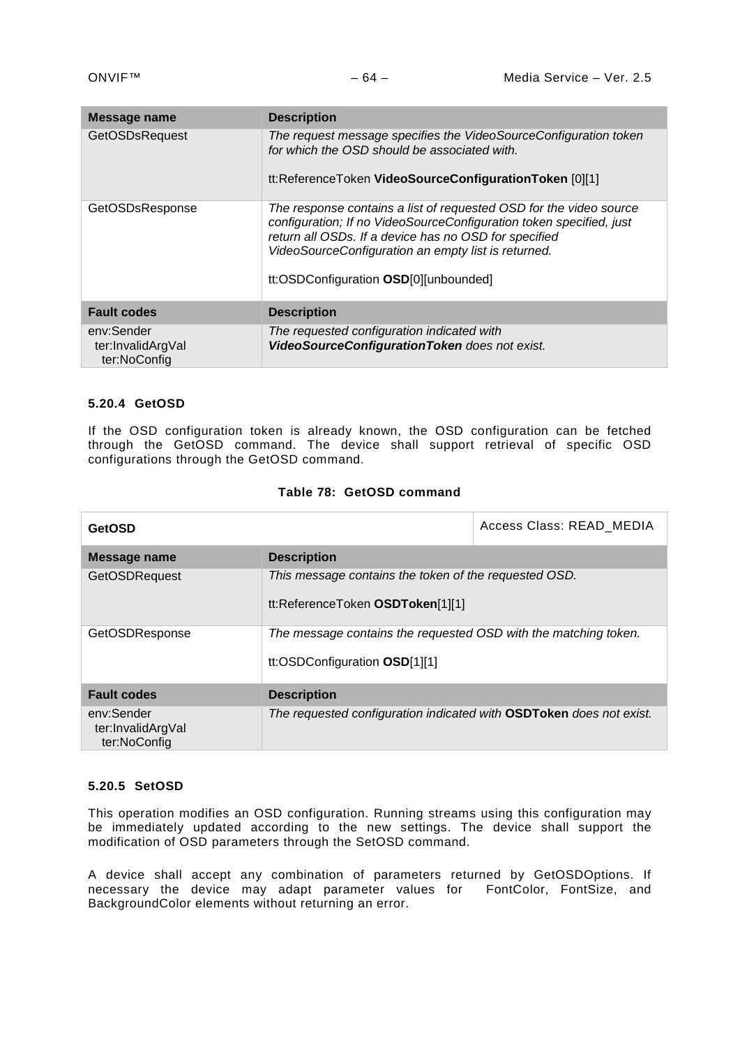| Message name | Description |
| --- | --- |
| GetOSDsRequest | *The request message specifies the VideoSourceConfiguration token for which the OSD should be associated with.*<br><br>tt:ReferenceToken **VideoSourceConfigurationToken** [0][1] |
| GetOSDsResponse | *The response contains a list of requested OSD for the video source configuration; If no VideoSourceConfiguration token specified, just return all OSDs. If a device has no OSD for specified VideoSourceConfiguration an empty list is returned.*<br><br>tt:OSDConfiguration **OSD**[0][unbounded] |
| **Fault codes** | **Description** |
| env:Sender<br>ter:InvalidArgVal<br>ter:NoConfig | *The requested configuration indicated with **VideoSourceConfigurationToken** does not exist.* |

### 5.20.4 GetOSD

If the OSD configuration token is already known, the OSD configuration can be fetched through the GetOSD command. The device shall support retrieval of specific OSD configurations through the GetOSD command.

**Table 78: GetOSD command**

| **GetOSD** | Access Class: READ_MEDIA |
| --- | --- |
| **Message name** | **Description** |
| GetOSDRequest | *This message contains the token of the requested OSD.*<br><br>tt:ReferenceToken **OSDToken**[1][1] |
| GetOSDResponse | *The message contains the requested OSD with the matching token.*<br><br>tt:OSDConfiguration **OSD**[1][1] |
| **Fault codes** | **Description** |
| env:Sender<br>ter:InvalidArgVal<br>ter:NoConfig | *The requested configuration indicated with* **OSDToken** *does not exist.* |

### 5.20.5 SetOSD

This operation modifies an OSD configuration. Running streams using this configuration may be immediately updated according to the new settings. The device shall support the modification of OSD parameters through the SetOSD command.

A device shall accept any combination of parameters returned by GetOSDOptions. If necessary the device may adapt parameter values for FontColor, FontSize, and BackgroundColor elements without returning an error.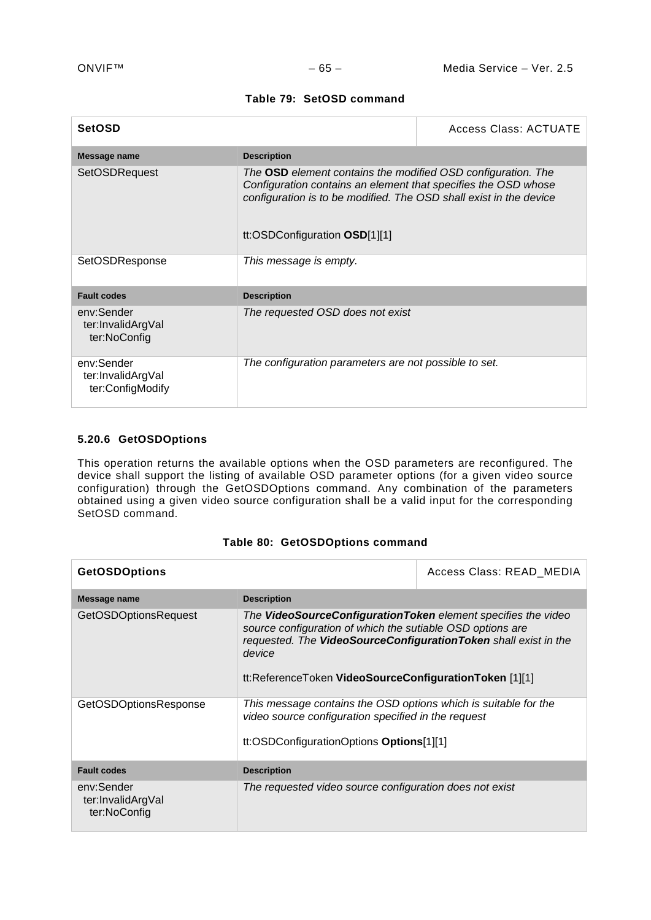**Table 79: SetOSD command**

| **SetOSD** | | Access Class: ACTUATE |
|---|---|---|
| **Message name** | **Description** | |
| SetOSDRequest | *The* ***OSD*** *element contains the modified OSD configuration. The Configuration contains an element that specifies the OSD whose configuration is to be modified. The OSD shall exist in the device*<br><br>tt:OSDConfiguration **OSD**[1][1] | |
| SetOSDResponse | *This message is empty.* | |
| **Fault codes** | **Description** | |
| env:Sender<br>ter:InvalidArgVal<br>ter:NoConfig | *The requested OSD does not exist* | |
| env:Sender<br>ter:InvalidArgVal<br>ter:ConfigModify | *The configuration parameters are not possible to set.* | |

### 5.20.6 GetOSDOptions

This operation returns the available options when the OSD parameters are reconfigured. The device shall support the listing of available OSD parameter options (for a given video source configuration) through the GetOSDOptions command. Any combination of the parameters obtained using a given video source configuration shall be a valid input for the corresponding SetOSD command.

**Table 80: GetOSDOptions command**

| **GetOSDOptions** | | Access Class: READ_MEDIA |
|---|---|---|
| **Message name** | **Description** | |
| GetOSDOptionsRequest | *The* ***VideoSourceConfigurationToken*** *element specifies the video source configuration of which the sutiable OSD options are requested. The* ***VideoSourceConfigurationToken*** *shall exist in the device*<br><br>tt:ReferenceToken **VideoSourceConfigurationToken** [1][1] | |
| GetOSDOptionsResponse | *This message contains the OSD options which is suitable for the video source configuration specified in the request*<br><br>tt:OSDConfigurationOptions **Options**[1][1] | |
| **Fault codes** | **Description** | |
| env:Sender<br>ter:InvalidArgVal<br>ter:NoConfig | *The requested video source configuration does not exist* | |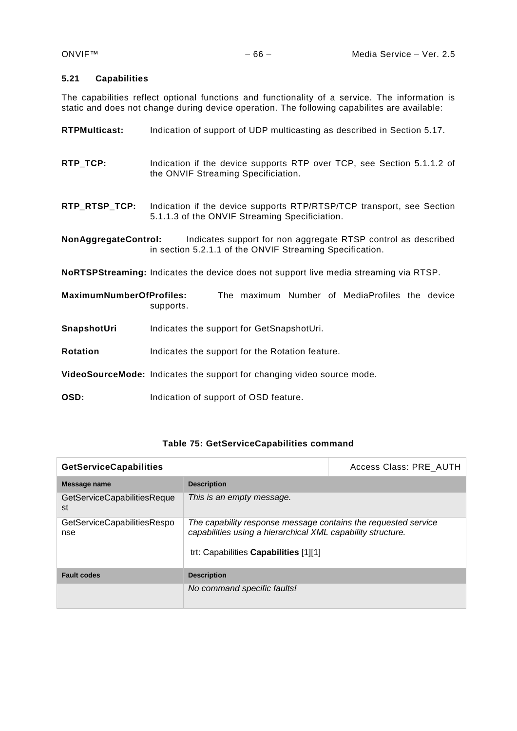### 5.21 Capabilities

The capabilities reflect optional functions and functionality of a service. The information is static and does not change during device operation. The following capabilites are available:

**RTPMulticast:** Indication of support of UDP multicasting as described in Section 5.17.

**RTP_TCP:** Indication if the device supports RTP over TCP, see Section 5.1.1.2 of the ONVIF Streaming Specificiation.

**RTP_RTSP_TCP:** Indication if the device supports RTP/RTSP/TCP transport, see Section 5.1.1.3 of the ONVIF Streaming Specificiation.

**NonAggregateControl:** Indicates support for non aggregate RTSP control as described in section 5.2.1.1 of the ONVIF Streaming Specification.

**NoRTSPStreaming:** Indicates the device does not support live media streaming via RTSP.

**MaximumNumberOfProfiles:** The maximum Number of MediaProfiles the device supports.

**SnapshotUri** Indicates the support for GetSnapshotUri.

**Rotation** Indicates the support for the Rotation feature.

**VideoSourceMode:** Indicates the support for changing video source mode.

**OSD:** Indication of support of OSD feature.

**Table 75: GetServiceCapabilities command**

| **GetServiceCapabilities** | Access Class: PRE_AUTH |
|---|---|
| **Message name** | **Description** |
| GetServiceCapabilitiesRequest | *This is an empty message.* |
| GetServiceCapabilitiesResponse | *The capability response message contains the requested service capabilities using a hierarchical XML capability structure.*<br><br>trt: Capabilities **Capabilities** [1][1] |
| **Fault codes** | **Description** |
| | *No command specific faults!* |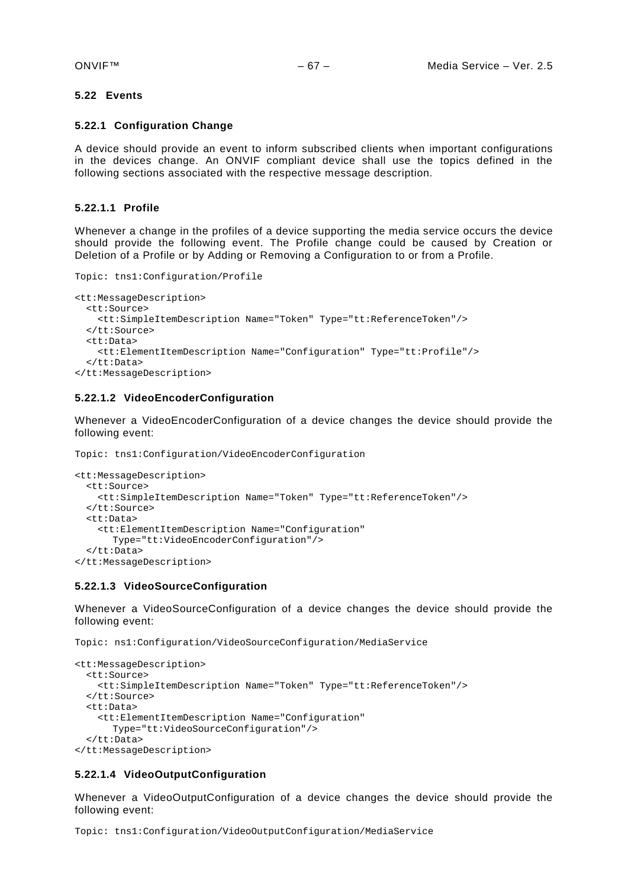### 5.22 Events

#### 5.22.1 Configuration Change

A device should provide an event to inform subscribed clients when important configurations in the devices change. An ONVIF compliant device shall use the topics defined in the following sections associated with the respective message description.

##### 5.22.1.1 Profile

Whenever a change in the profiles of a device supporting the media service occurs the device should provide the following event. The Profile change could be caused by Creation or Deletion of a Profile or by Adding or Removing a Configuration to or from a Profile.

```
Topic: tns1:Configuration/Profile

<tt:MessageDescription>
  <tt:Source>
    <tt:SimpleItemDescription Name="Token" Type="tt:ReferenceToken"/>
  </tt:Source>
  <tt:Data>
    <tt:ElementItemDescription Name="Configuration" Type="tt:Profile"/>
  </tt:Data>
</tt:MessageDescription>
```

##### 5.22.1.2 VideoEncoderConfiguration

Whenever a VideoEncoderConfiguration of a device changes the device should provide the following event:

```
Topic: tns1:Configuration/VideoEncoderConfiguration

<tt:MessageDescription>
  <tt:Source>
    <tt:SimpleItemDescription Name="Token" Type="tt:ReferenceToken"/>
  </tt:Source>
  <tt:Data>
    <tt:ElementItemDescription Name="Configuration"
       Type="tt:VideoEncoderConfiguration"/>
  </tt:Data>
</tt:MessageDescription>
```

##### 5.22.1.3 VideoSourceConfiguration

Whenever a VideoSourceConfiguration of a device changes the device should provide the following event:

```
Topic: ns1:Configuration/VideoSourceConfiguration/MediaService

<tt:MessageDescription>
  <tt:Source>
    <tt:SimpleItemDescription Name="Token" Type="tt:ReferenceToken"/>
  </tt:Source>
  <tt:Data>
    <tt:ElementItemDescription Name="Configuration"
       Type="tt:VideoSourceConfiguration"/>
  </tt:Data>
</tt:MessageDescription>
```

##### 5.22.1.4 VideoOutputConfiguration

Whenever a VideoOutputConfiguration of a device changes the device should provide the following event:

```
Topic: tns1:Configuration/VideoOutputConfiguration/MediaService
```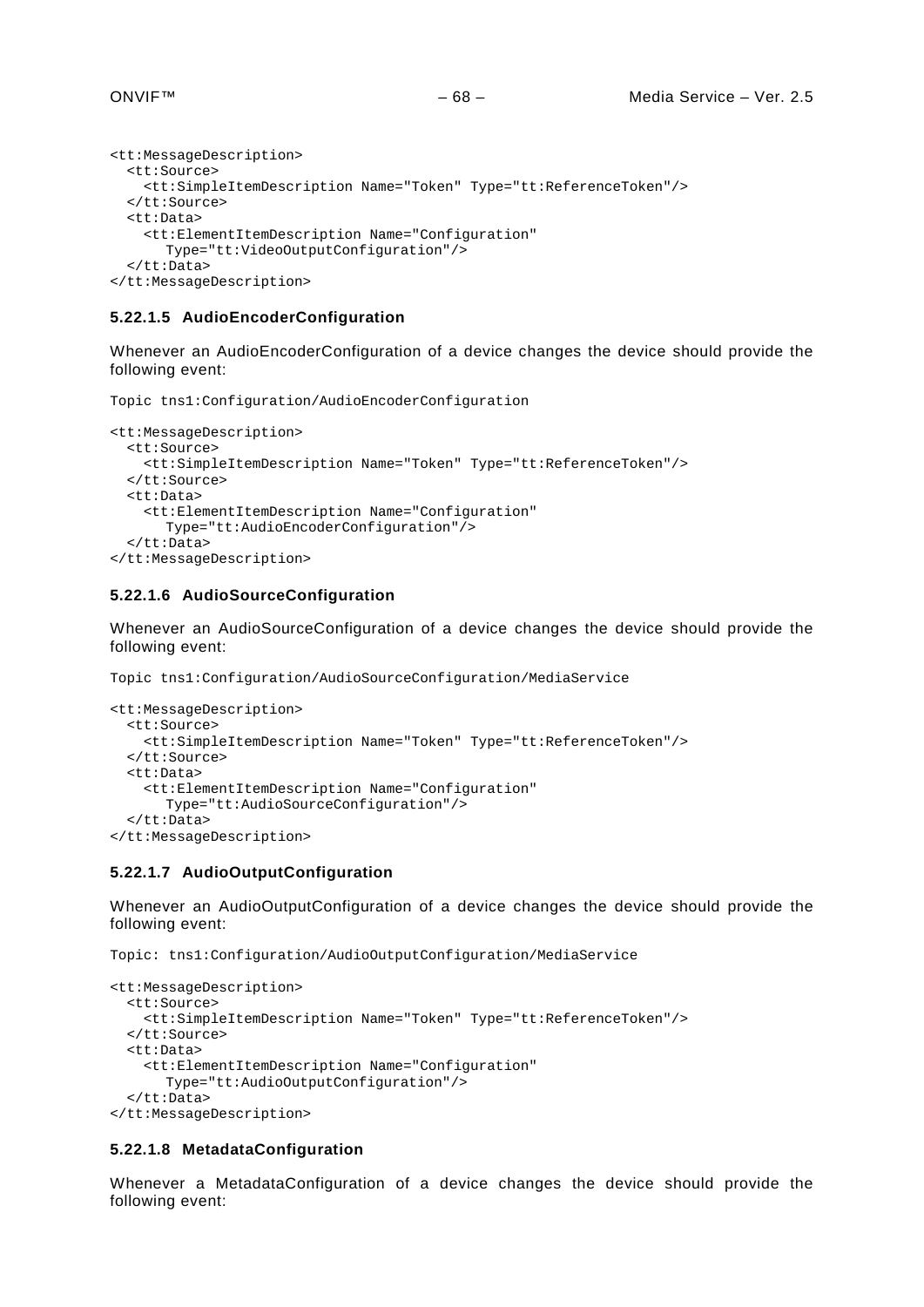```
<tt:MessageDescription>
  <tt:Source>
    <tt:SimpleItemDescription Name="Token" Type="tt:ReferenceToken"/>
  </tt:Source>
  <tt:Data>
    <tt:ElementItemDescription Name="Configuration"
      Type="tt:VideoOutputConfiguration"/>
  </tt:Data>
</tt:MessageDescription>
```

#### 5.22.1.5 AudioEncoderConfiguration

Whenever an AudioEncoderConfiguration of a device changes the device should provide the following event:

```
Topic tns1:Configuration/AudioEncoderConfiguration
```

```
<tt:MessageDescription>
  <tt:Source>
    <tt:SimpleItemDescription Name="Token" Type="tt:ReferenceToken"/>
  </tt:Source>
  <tt:Data>
    <tt:ElementItemDescription Name="Configuration"
      Type="tt:AudioEncoderConfiguration"/>
  </tt:Data>
</tt:MessageDescription>
```

#### 5.22.1.6 AudioSourceConfiguration

Whenever an AudioSourceConfiguration of a device changes the device should provide the following event:

```
Topic tns1:Configuration/AudioSourceConfiguration/MediaService
```

```
<tt:MessageDescription>
  <tt:Source>
    <tt:SimpleItemDescription Name="Token" Type="tt:ReferenceToken"/>
  </tt:Source>
  <tt:Data>
    <tt:ElementItemDescription Name="Configuration"
      Type="tt:AudioSourceConfiguration"/>
  </tt:Data>
</tt:MessageDescription>
```

#### 5.22.1.7 AudioOutputConfiguration

Whenever an AudioOutputConfiguration of a device changes the device should provide the following event:

```
Topic: tns1:Configuration/AudioOutputConfiguration/MediaService
```

```
<tt:MessageDescription>
  <tt:Source>
    <tt:SimpleItemDescription Name="Token" Type="tt:ReferenceToken"/>
  </tt:Source>
  <tt:Data>
    <tt:ElementItemDescription Name="Configuration"
      Type="tt:AudioOutputConfiguration"/>
  </tt:Data>
</tt:MessageDescription>
```

#### 5.22.1.8 MetadataConfiguration

Whenever a MetadataConfiguration of a device changes the device should provide the following event: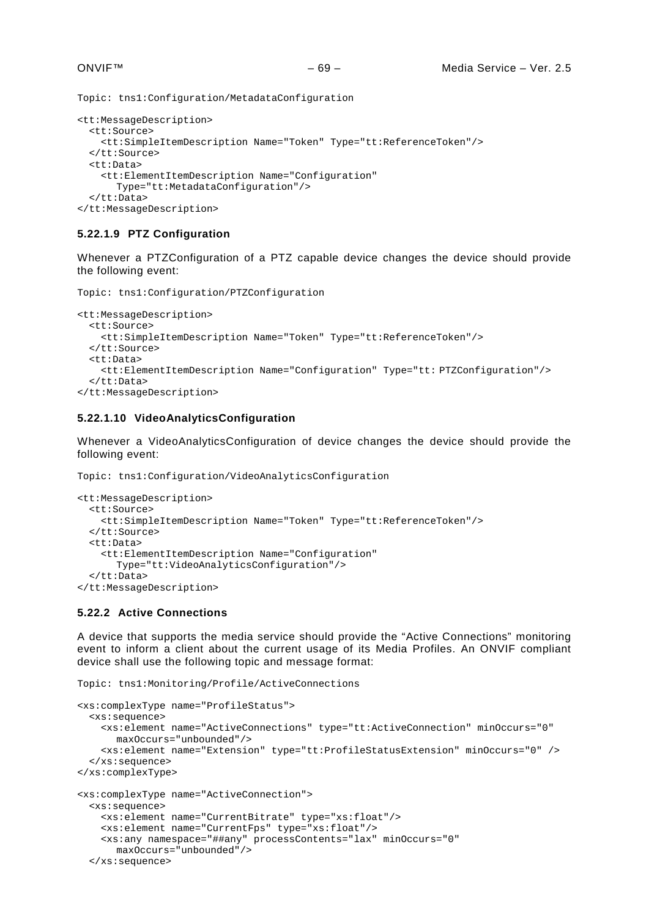Topic: tns1:Configuration/MetadataConfiguration

```
<tt:MessageDescription>
  <tt:Source>
    <tt:SimpleItemDescription Name="Token" Type="tt:ReferenceToken"/>
  </tt:Source>
  <tt:Data>
    <tt:ElementItemDescription Name="Configuration"
       Type="tt:MetadataConfiguration"/>
  </tt:Data>
</tt:MessageDescription>
```

#### 5.22.1.9 PTZ Configuration

Whenever a PTZConfiguration of a PTZ capable device changes the device should provide the following event:

Topic: tns1:Configuration/PTZConfiguration

```
<tt:MessageDescription>
  <tt:Source>
    <tt:SimpleItemDescription Name="Token" Type="tt:ReferenceToken"/>
  </tt:Source>
  <tt:Data>
    <tt:ElementItemDescription Name="Configuration" Type="tt: PTZConfiguration"/>
  </tt:Data>
</tt:MessageDescription>
```

#### 5.22.1.10 VideoAnalyticsConfiguration

Whenever a VideoAnalyticsConfiguration of device changes the device should provide the following event:

Topic: tns1:Configuration/VideoAnalyticsConfiguration

```
<tt:MessageDescription>
  <tt:Source>
    <tt:SimpleItemDescription Name="Token" Type="tt:ReferenceToken"/>
  </tt:Source>
  <tt:Data>
    <tt:ElementItemDescription Name="Configuration"
       Type="tt:VideoAnalyticsConfiguration"/>
  </tt:Data>
</tt:MessageDescription>
```

### 5.22.2 Active Connections

A device that supports the media service should provide the “Active Connections” monitoring event to inform a client about the current usage of its Media Profiles. An ONVIF compliant device shall use the following topic and message format:

Topic: tns1:Monitoring/Profile/ActiveConnections

```
<xs:complexType name="ProfileStatus">
  <xs:sequence>
    <xs:element name="ActiveConnections" type="tt:ActiveConnection" minOccurs="0"
       maxOccurs="unbounded"/>
    <xs:element name="Extension" type="tt:ProfileStatusExtension" minOccurs="0" />
  </xs:sequence>
</xs:complexType>

<xs:complexType name="ActiveConnection">
  <xs:sequence>
    <xs:element name="CurrentBitrate" type="xs:float"/>
    <xs:element name="CurrentFps" type="xs:float"/>
    <xs:any namespace="##any" processContents="lax" minOccurs="0"
       maxOccurs="unbounded"/>
  </xs:sequence>
```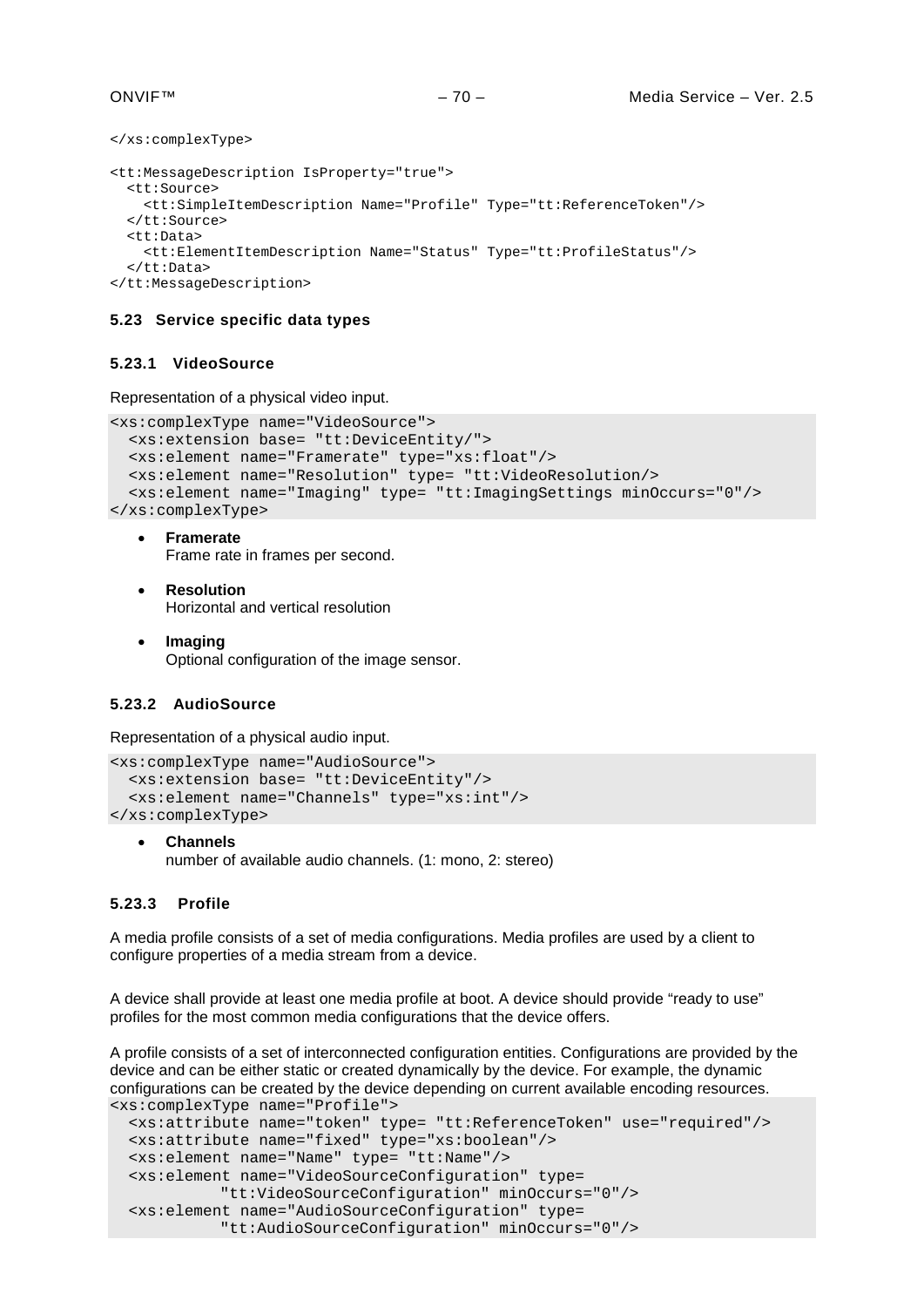```
</xs:complexType>

<tt:MessageDescription IsProperty="true">
  <tt:Source>
    <tt:SimpleItemDescription Name="Profile" Type="tt:ReferenceToken"/>
  </tt:Source>
  <tt:Data>
    <tt:ElementItemDescription Name="Status" Type="tt:ProfileStatus"/>
  </tt:Data>
</tt:MessageDescription>
```

### 5.23 Service specific data types

#### 5.23.1 VideoSource

Representation of a physical video input.

```
<xs:complexType name="VideoSource">
  <xs:extension base= "tt:DeviceEntity/">
  <xs:element name="Framerate" type="xs:float"/>
  <xs:element name="Resolution" type= "tt:VideoResolution/>
  <xs:element name="Imaging" type= "tt:ImagingSettings minOccurs="0"/>
</xs:complexType>
```

- **Framerate**
  Frame rate in frames per second.
- **Resolution**
  Horizontal and vertical resolution
- **Imaging**
  Optional configuration of the image sensor.

#### 5.23.2 AudioSource

Representation of a physical audio input.

```
<xs:complexType name="AudioSource">
  <xs:extension base= "tt:DeviceEntity"/>
  <xs:element name="Channels" type="xs:int"/>
</xs:complexType>
```

- **Channels**
  number of available audio channels. (1: mono, 2: stereo)

#### 5.23.3 Profile

A media profile consists of a set of media configurations. Media profiles are used by a client to configure properties of a media stream from a device.

A device shall provide at least one media profile at boot. A device should provide "ready to use" profiles for the most common media configurations that the device offers.

A profile consists of a set of interconnected configuration entities. Configurations are provided by the device and can be either static or created dynamically by the device. For example, the dynamic configurations can be created by the device depending on current available encoding resources.

```
<xs:complexType name="Profile">
  <xs:attribute name="token" type= "tt:ReferenceToken" use="required"/>
  <xs:attribute name="fixed" type="xs:boolean"/>
  <xs:element name="Name" type= "tt:Name"/>
  <xs:element name="VideoSourceConfiguration" type=
           "tt:VideoSourceConfiguration" minOccurs="0"/>
  <xs:element name="AudioSourceConfiguration" type=
           "tt:AudioSourceConfiguration" minOccurs="0"/>
```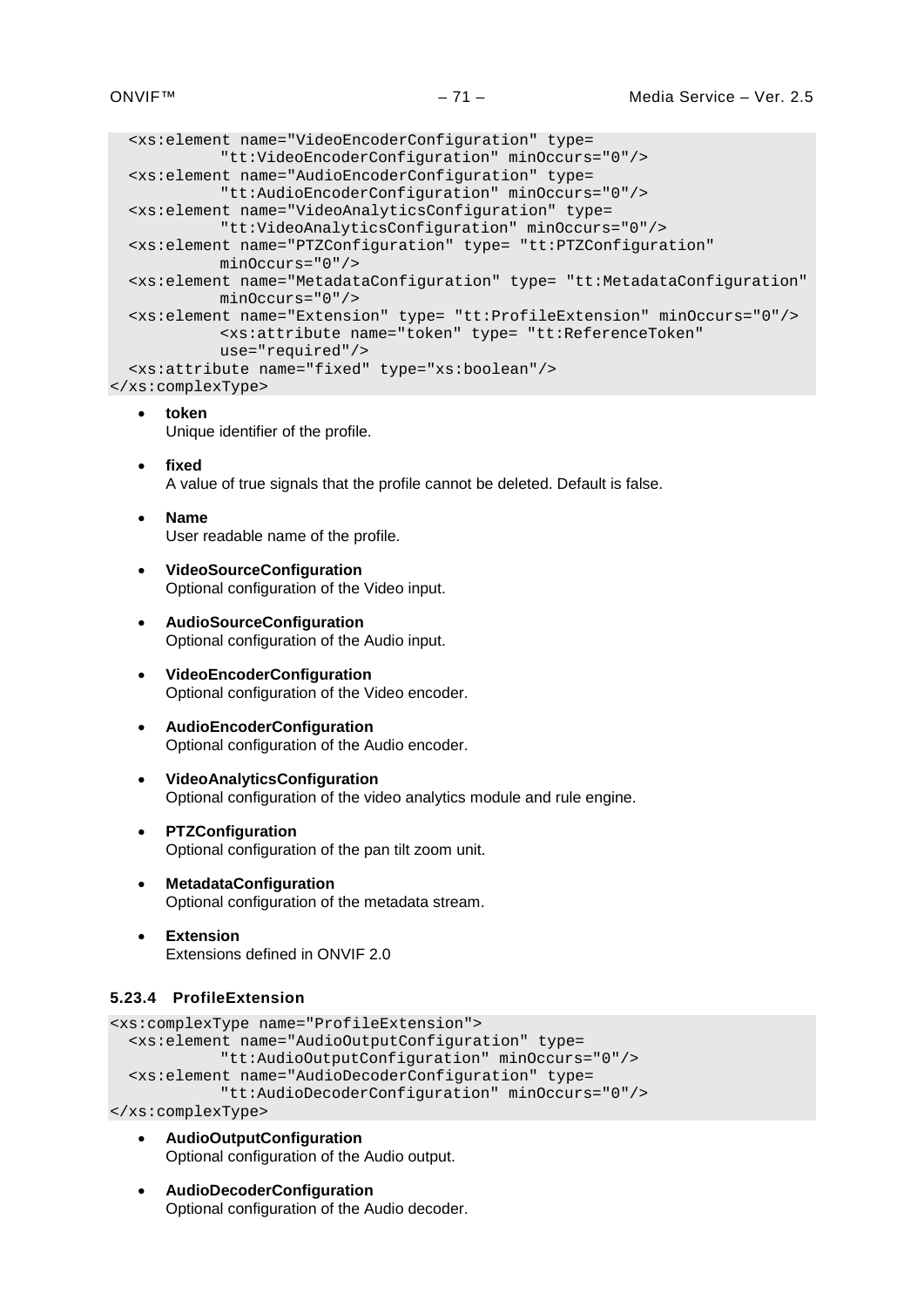```
  <xs:element name="VideoEncoderConfiguration" type=
           "tt:VideoEncoderConfiguration" minOccurs="0"/>
  <xs:element name="AudioEncoderConfiguration" type=
           "tt:AudioEncoderConfiguration" minOccurs="0"/>
  <xs:element name="VideoAnalyticsConfiguration" type=
           "tt:VideoAnalyticsConfiguration" minOccurs="0"/>
  <xs:element name="PTZConfiguration" type= "tt:PTZConfiguration"
           minOccurs="0"/>
  <xs:element name="MetadataConfiguration" type= "tt:MetadataConfiguration"
           minOccurs="0"/>
  <xs:element name="Extension" type= "tt:ProfileExtension" minOccurs="0"/>
           <xs:attribute name="token" type= "tt:ReferenceToken"
           use="required"/>
  <xs:attribute name="fixed" type="xs:boolean"/>
</xs:complexType>
```

- **token**
  Unique identifier of the profile.

- **fixed**
  A value of true signals that the profile cannot be deleted. Default is false.

- **Name**
  User readable name of the profile.

- **VideoSourceConfiguration**
  Optional configuration of the Video input.

- **AudioSourceConfiguration**
  Optional configuration of the Audio input.

- **VideoEncoderConfiguration**
  Optional configuration of the Video encoder.

- **AudioEncoderConfiguration**
  Optional configuration of the Audio encoder.

- **VideoAnalyticsConfiguration**
  Optional configuration of the video analytics module and rule engine.

- **PTZConfiguration**
  Optional configuration of the pan tilt zoom unit.

- **MetadataConfiguration**
  Optional configuration of the metadata stream.

- **Extension**
  Extensions defined in ONVIF 2.0

#### 5.23.4 ProfileExtension

```
<xs:complexType name="ProfileExtension">
  <xs:element name="AudioOutputConfiguration" type=
           "tt:AudioOutputConfiguration" minOccurs="0"/>
  <xs:element name="AudioDecoderConfiguration" type=
           "tt:AudioDecoderConfiguration" minOccurs="0"/>
</xs:complexType>
```

- **AudioOutputConfiguration**
  Optional configuration of the Audio output.

- **AudioDecoderConfiguration**
  Optional configuration of the Audio decoder.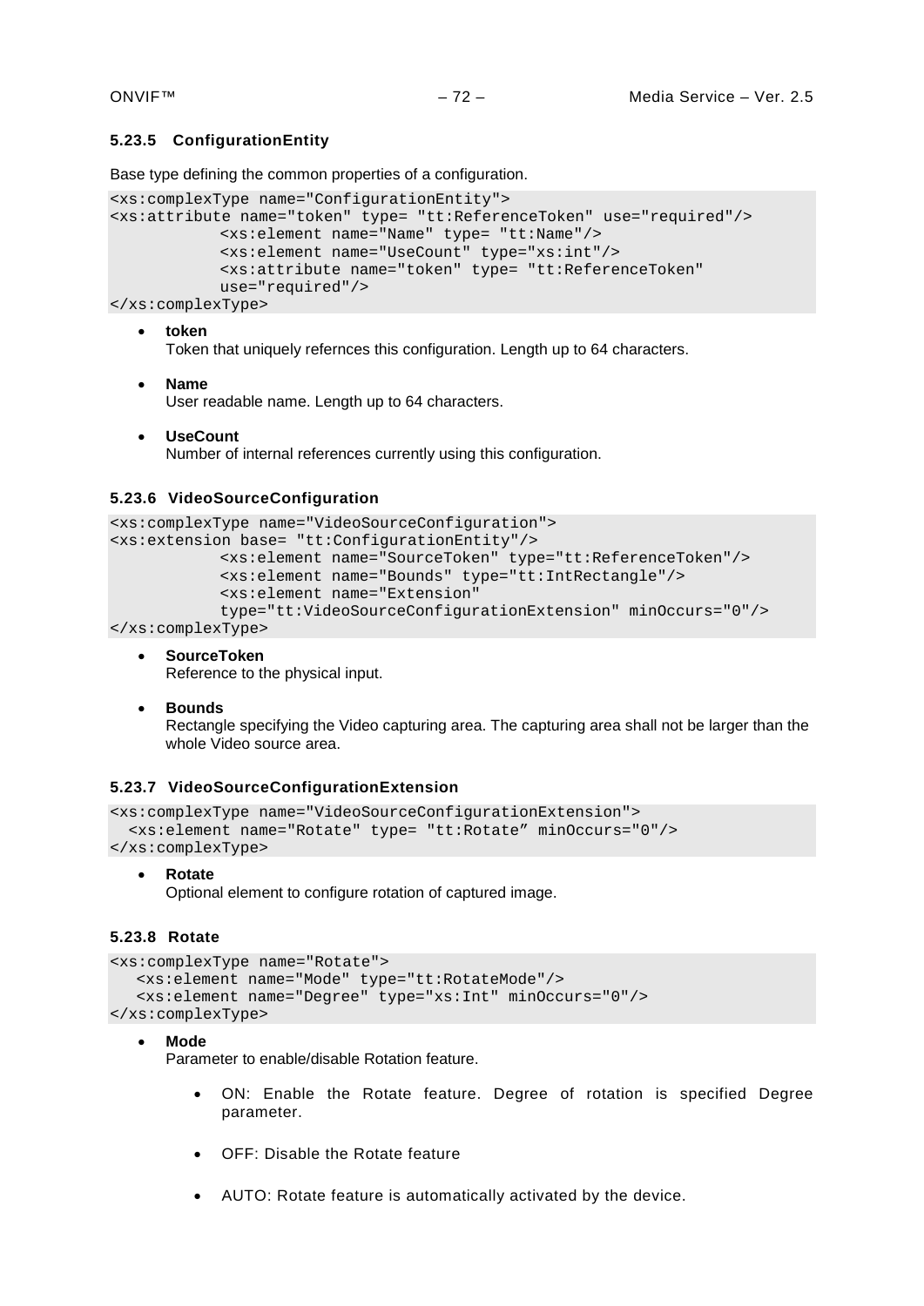#### 5.23.5 ConfigurationEntity

Base type defining the common properties of a configuration.

```
<xs:complexType name="ConfigurationEntity">
<xs:attribute name="token" type= "tt:ReferenceToken" use="required"/>
            <xs:element name="Name" type= "tt:Name"/>
            <xs:element name="UseCount" type="xs:int"/>
            <xs:attribute name="token" type= "tt:ReferenceToken"
            use="required"/>
</xs:complexType>
```

- **token**
  Token that uniquely refernces this configuration. Length up to 64 characters.

- **Name**
  User readable name. Length up to 64 characters.

- **UseCount**
  Number of internal references currently using this configuration.

#### 5.23.6 VideoSourceConfiguration

```
<xs:complexType name="VideoSourceConfiguration">
<xs:extension base= "tt:ConfigurationEntity"/>
            <xs:element name="SourceToken" type="tt:ReferenceToken"/>
            <xs:element name="Bounds" type="tt:IntRectangle"/>
            <xs:element name="Extension"
            type="tt:VideoSourceConfigurationExtension" minOccurs="0"/>
</xs:complexType>
```

- **SourceToken**
  Reference to the physical input.

- **Bounds**
  Rectangle specifying the Video capturing area. The capturing area shall not be larger than the whole Video source area.

#### 5.23.7 VideoSourceConfigurationExtension

```
<xs:complexType name="VideoSourceConfigurationExtension">
  <xs:element name="Rotate" type= "tt:Rotate" minOccurs="0"/>
</xs:complexType>
```

- **Rotate**
  Optional element to configure rotation of captured image.

#### 5.23.8 Rotate

```
<xs:complexType name="Rotate">
   <xs:element name="Mode" type="tt:RotateMode"/>
   <xs:element name="Degree" type="xs:Int" minOccurs="0"/>
</xs:complexType>
```

- **Mode**
  Parameter to enable/disable Rotation feature.

  - ON: Enable the Rotate feature. Degree of rotation is specified Degree parameter.

  - OFF: Disable the Rotate feature

  - AUTO: Rotate feature is automatically activated by the device.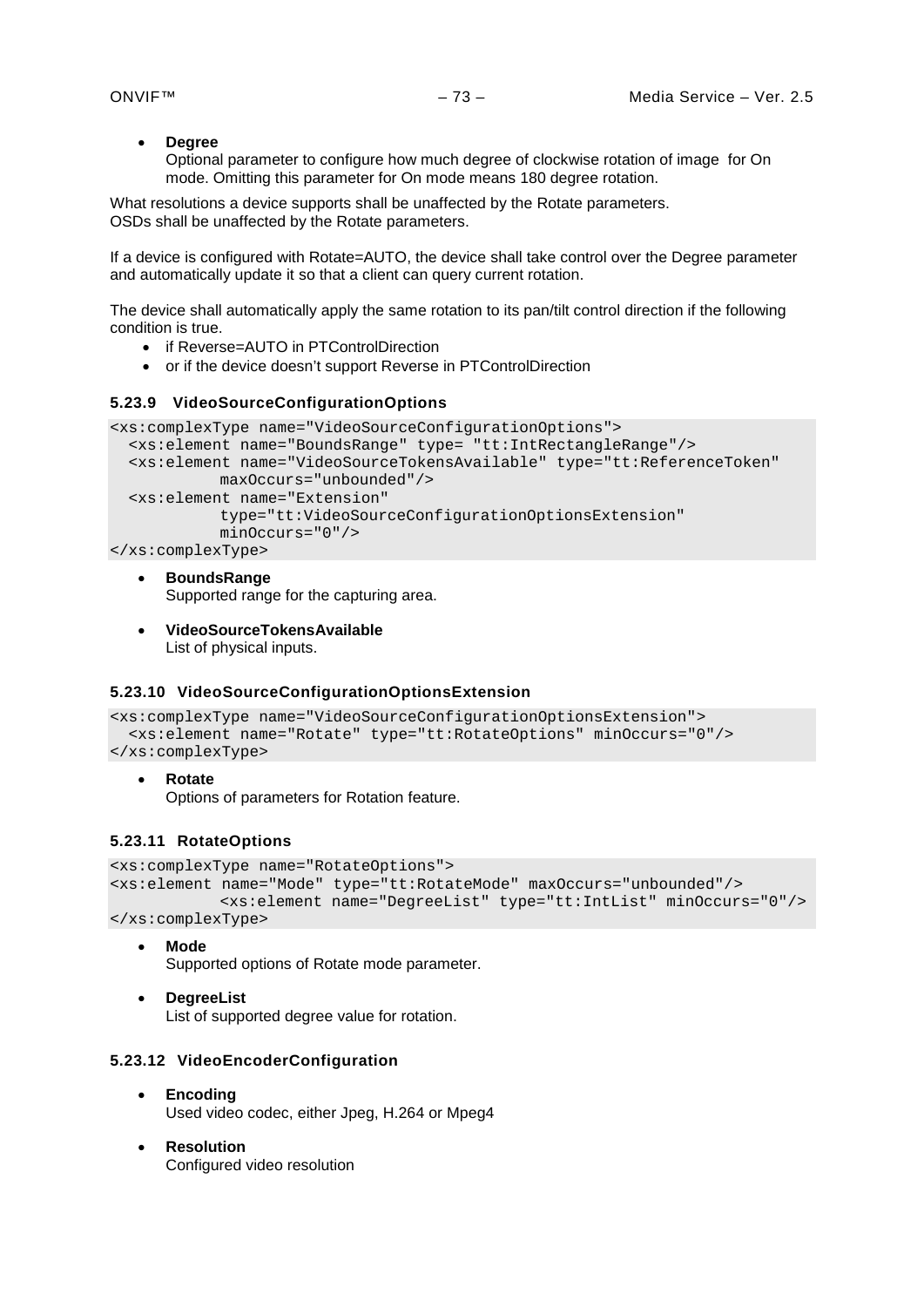- **Degree**
  Optional parameter to configure how much degree of clockwise rotation of image for On mode. Omitting this parameter for On mode means 180 degree rotation.

What resolutions a device supports shall be unaffected by the Rotate parameters.
OSDs shall be unaffected by the Rotate parameters.

If a device is configured with Rotate=AUTO, the device shall take control over the Degree parameter and automatically update it so that a client can query current rotation.

The device shall automatically apply the same rotation to its pan/tilt control direction if the following condition is true.

- if Reverse=AUTO in PTControlDirection
- or if the device doesn't support Reverse in PTControlDirection

### 5.23.9 VideoSourceConfigurationOptions

```
<xs:complexType name="VideoSourceConfigurationOptions">
  <xs:element name="BoundsRange" type= "tt:IntRectangleRange"/>
  <xs:element name="VideoSourceTokensAvailable" type="tt:ReferenceToken"
            maxOccurs="unbounded"/>
  <xs:element name="Extension"
            type="tt:VideoSourceConfigurationOptionsExtension"
            minOccurs="0"/>
</xs:complexType>
```

- **BoundsRange**
  Supported range for the capturing area.
- **VideoSourceTokensAvailable**
  List of physical inputs.

### 5.23.10 VideoSourceConfigurationOptionsExtension

```
<xs:complexType name="VideoSourceConfigurationOptionsExtension">
  <xs:element name="Rotate" type="tt:RotateOptions" minOccurs="0"/>
</xs:complexType>
```

- **Rotate**
  Options of parameters for Rotation feature.

### 5.23.11 RotateOptions

```
<xs:complexType name="RotateOptions">
<xs:element name="Mode" type="tt:RotateMode" maxOccurs="unbounded"/>
            <xs:element name="DegreeList" type="tt:IntList" minOccurs="0"/>
</xs:complexType>
```

- **Mode**
  Supported options of Rotate mode parameter.
- **DegreeList**
  List of supported degree value for rotation.

### 5.23.12 VideoEncoderConfiguration

- **Encoding**
  Used video codec, either Jpeg, H.264 or Mpeg4
- **Resolution**
  Configured video resolution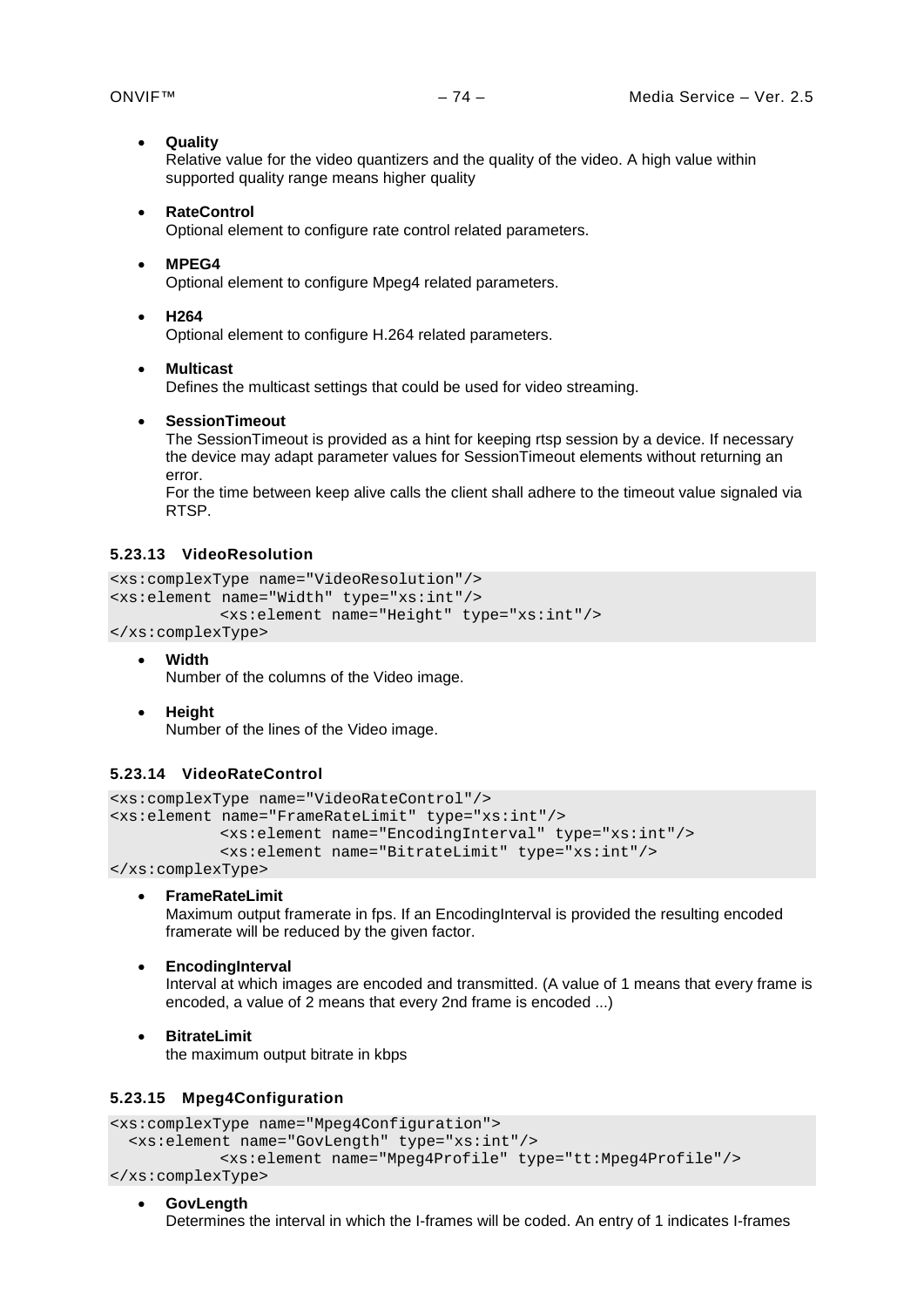- **Quality**
  Relative value for the video quantizers and the quality of the video. A high value within supported quality range means higher quality

- **RateControl**
  Optional element to configure rate control related parameters.

- **MPEG4**
  Optional element to configure Mpeg4 related parameters.

- **H264**
  Optional element to configure H.264 related parameters.

- **Multicast**
  Defines the multicast settings that could be used for video streaming.

- **SessionTimeout**
  The SessionTimeout is provided as a hint for keeping rtsp session by a device. If necessary the device may adapt parameter values for SessionTimeout elements without returning an error.
  For the time between keep alive calls the client shall adhere to the timeout value signaled via RTSP.

### 5.23.13 VideoResolution

```
<xs:complexType name="VideoResolution"/>
<xs:element name="Width" type="xs:int"/>
            <xs:element name="Height" type="xs:int"/>
</xs:complexType>
```

- **Width**
  Number of the columns of the Video image.

- **Height**
  Number of the lines of the Video image.

### 5.23.14 VideoRateControl

```
<xs:complexType name="VideoRateControl"/>
<xs:element name="FrameRateLimit" type="xs:int"/>
            <xs:element name="EncodingInterval" type="xs:int"/>
            <xs:element name="BitrateLimit" type="xs:int"/>
</xs:complexType>
```

- **FrameRateLimit**
  Maximum output framerate in fps. If an EncodingInterval is provided the resulting encoded framerate will be reduced by the given factor.

- **EncodingInterval**
  Interval at which images are encoded and transmitted. (A value of 1 means that every frame is encoded, a value of 2 means that every 2nd frame is encoded ...)

- **BitrateLimit**
  the maximum output bitrate in kbps

### 5.23.15 Mpeg4Configuration

```
<xs:complexType name="Mpeg4Configuration">
  <xs:element name="GovLength" type="xs:int"/>
            <xs:element name="Mpeg4Profile" type="tt:Mpeg4Profile"/>
</xs:complexType>
```

- **GovLength**
  Determines the interval in which the I-frames will be coded. An entry of 1 indicates I-frames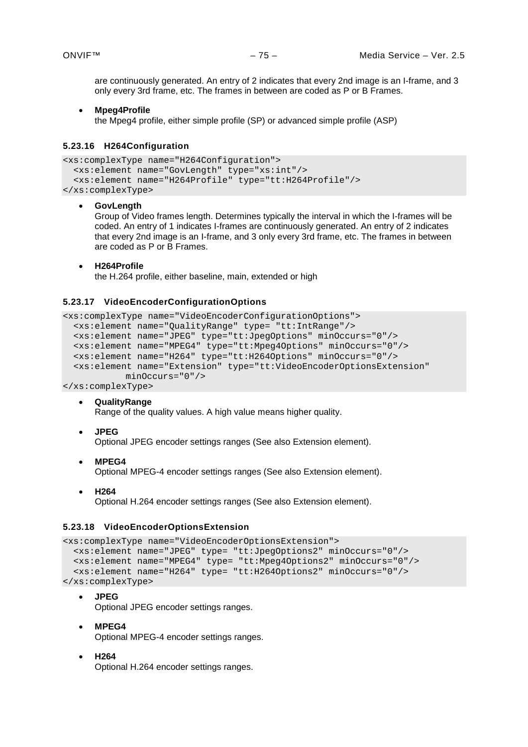are continuously generated. An entry of 2 indicates that every 2nd image is an I-frame, and 3 only every 3rd frame, etc. The frames in between are coded as P or B Frames.

- **Mpeg4Profile**
  the Mpeg4 profile, either simple profile (SP) or advanced simple profile (ASP)

### 5.23.16 H264Configuration

```
<xs:complexType name="H264Configuration">
  <xs:element name="GovLength" type="xs:int"/>
  <xs:element name="H264Profile" type="tt:H264Profile"/>
</xs:complexType>
```

- **GovLength**
  Group of Video frames length. Determines typically the interval in which the I-frames will be coded. An entry of 1 indicates I-frames are continuously generated. An entry of 2 indicates that every 2nd image is an I-frame, and 3 only every 3rd frame, etc. The frames in between are coded as P or B Frames.

- **H264Profile**
  the H.264 profile, either baseline, main, extended or high

### 5.23.17 VideoEncoderConfigurationOptions

```
<xs:complexType name="VideoEncoderConfigurationOptions">
  <xs:element name="QualityRange" type= "tt:IntRange"/>
  <xs:element name="JPEG" type="tt:JpegOptions" minOccurs="0"/>
  <xs:element name="MPEG4" type="tt:Mpeg4Options" minOccurs="0"/>
  <xs:element name="H264" type="tt:H264Options" minOccurs="0"/>
  <xs:element name="Extension" type="tt:VideoEncoderOptionsExtension"
          minOccurs="0"/>
</xs:complexType>
```

- **QualityRange**
  Range of the quality values. A high value means higher quality.

- **JPEG**
  Optional JPEG encoder settings ranges (See also Extension element).

- **MPEG4**
  Optional MPEG-4 encoder settings ranges (See also Extension element).

- **H264**
  Optional H.264 encoder settings ranges (See also Extension element).

### 5.23.18 VideoEncoderOptionsExtension

```
<xs:complexType name="VideoEncoderOptionsExtension">
  <xs:element name="JPEG" type= "tt:JpegOptions2" minOccurs="0"/>
  <xs:element name="MPEG4" type= "tt:Mpeg4Options2" minOccurs="0"/>
  <xs:element name="H264" type= "tt:H264Options2" minOccurs="0"/>
</xs:complexType>
```

- **JPEG**
  Optional JPEG encoder settings ranges.

- **MPEG4**
  Optional MPEG-4 encoder settings ranges.

- **H264**
  Optional H.264 encoder settings ranges.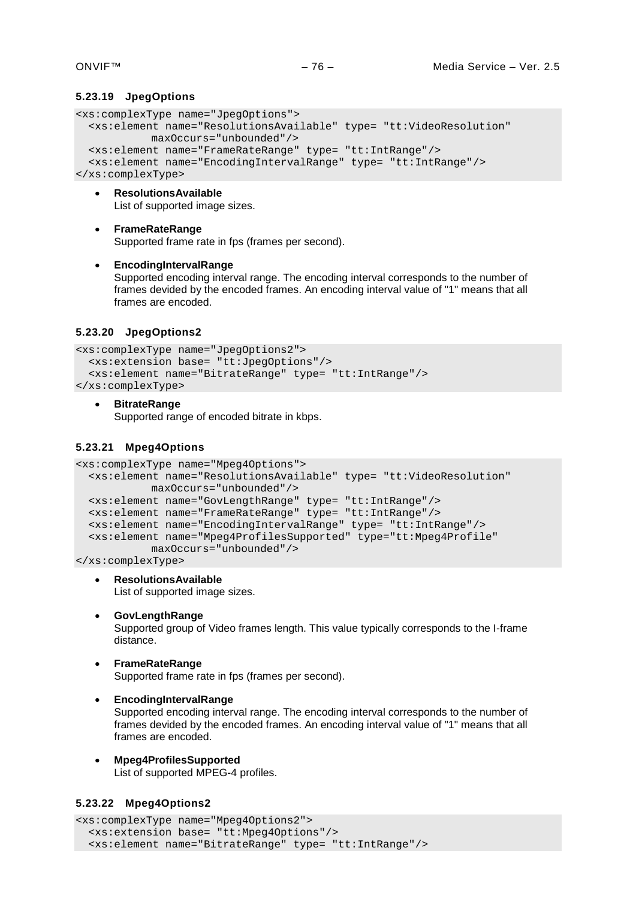### 5.23.19 JpegOptions

```
<xs:complexType name="JpegOptions">
  <xs:element name="ResolutionsAvailable" type= "tt:VideoResolution"
            maxOccurs="unbounded"/>
  <xs:element name="FrameRateRange" type= "tt:IntRange"/>
  <xs:element name="EncodingIntervalRange" type= "tt:IntRange"/>
</xs:complexType>
```

- **ResolutionsAvailable**
  List of supported image sizes.

- **FrameRateRange**
  Supported frame rate in fps (frames per second).

- **EncodingIntervalRange**
  Supported encoding interval range. The encoding interval corresponds to the number of frames devided by the encoded frames. An encoding interval value of "1" means that all frames are encoded.

### 5.23.20 JpegOptions2

```
<xs:complexType name="JpegOptions2">
  <xs:extension base= "tt:JpegOptions"/>
  <xs:element name="BitrateRange" type= "tt:IntRange"/>
</xs:complexType>
```

- **BitrateRange**
  Supported range of encoded bitrate in kbps.

### 5.23.21 Mpeg4Options

```
<xs:complexType name="Mpeg4Options">
  <xs:element name="ResolutionsAvailable" type= "tt:VideoResolution"
            maxOccurs="unbounded"/>
  <xs:element name="GovLengthRange" type= "tt:IntRange"/>
  <xs:element name="FrameRateRange" type= "tt:IntRange"/>
  <xs:element name="EncodingIntervalRange" type= "tt:IntRange"/>
  <xs:element name="Mpeg4ProfilesSupported" type="tt:Mpeg4Profile"
            maxOccurs="unbounded"/>
</xs:complexType>
```

- **ResolutionsAvailable**
  List of supported image sizes.

- **GovLengthRange**
  Supported group of Video frames length. This value typically corresponds to the I-frame distance.

- **FrameRateRange**
  Supported frame rate in fps (frames per second).

- **EncodingIntervalRange**
  Supported encoding interval range. The encoding interval corresponds to the number of frames devided by the encoded frames. An encoding interval value of "1" means that all frames are encoded.

- **Mpeg4ProfilesSupported**
  List of supported MPEG-4 profiles.

### 5.23.22 Mpeg4Options2

```
<xs:complexType name="Mpeg4Options2">
  <xs:extension base= "tt:Mpeg4Options"/>
  <xs:element name="BitrateRange" type= "tt:IntRange"/>
```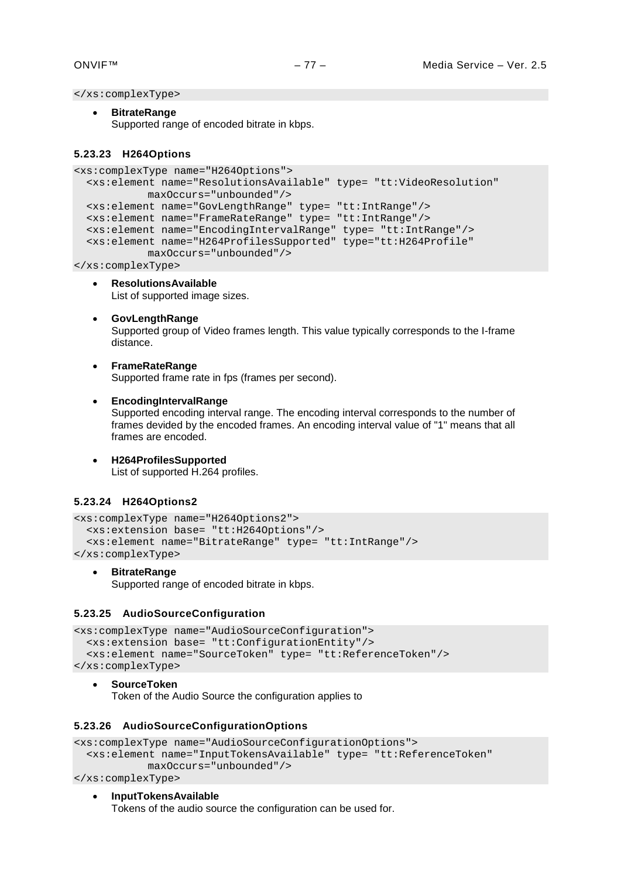```
</xs:complexType>
```

- **BitrateRange**
  Supported range of encoded bitrate in kbps.

### 5.23.23 H264Options

```
<xs:complexType name="H264Options">
  <xs:element name="ResolutionsAvailable" type= "tt:VideoResolution"
           maxOccurs="unbounded"/>
  <xs:element name="GovLengthRange" type= "tt:IntRange"/>
  <xs:element name="FrameRateRange" type= "tt:IntRange"/>
  <xs:element name="EncodingIntervalRange" type= "tt:IntRange"/>
  <xs:element name="H264ProfilesSupported" type="tt:H264Profile"
           maxOccurs="unbounded"/>
</xs:complexType>
```

- **ResolutionsAvailable**
  List of supported image sizes.

- **GovLengthRange**
  Supported group of Video frames length. This value typically corresponds to the I-frame distance.

- **FrameRateRange**
  Supported frame rate in fps (frames per second).

- **EncodingIntervalRange**
  Supported encoding interval range. The encoding interval corresponds to the number of frames devided by the encoded frames. An encoding interval value of "1" means that all frames are encoded.

- **H264ProfilesSupported**
  List of supported H.264 profiles.

### 5.23.24 H264Options2

```
<xs:complexType name="H264Options2">
  <xs:extension base= "tt:H264Options"/>
  <xs:element name="BitrateRange" type= "tt:IntRange"/>
</xs:complexType>
```

- **BitrateRange**
  Supported range of encoded bitrate in kbps.

### 5.23.25 AudioSourceConfiguration

```
<xs:complexType name="AudioSourceConfiguration">
  <xs:extension base= "tt:ConfigurationEntity"/>
  <xs:element name="SourceToken" type= "tt:ReferenceToken"/>
</xs:complexType>
```

- **SourceToken**
  Token of the Audio Source the configuration applies to

### 5.23.26 AudioSourceConfigurationOptions

```
<xs:complexType name="AudioSourceConfigurationOptions">
  <xs:element name="InputTokensAvailable" type= "tt:ReferenceToken"
           maxOccurs="unbounded"/>
</xs:complexType>
```

- **InputTokensAvailable**
  Tokens of the audio source the configuration can be used for.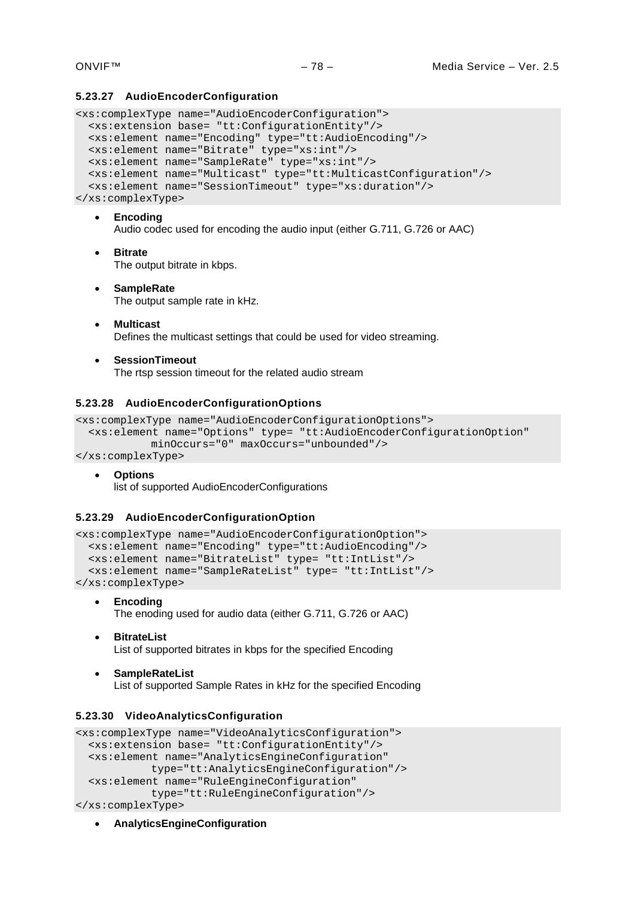#### 5.23.27 AudioEncoderConfiguration

```
<xs:complexType name="AudioEncoderConfiguration">
  <xs:extension base= "tt:ConfigurationEntity"/>
  <xs:element name="Encoding" type="tt:AudioEncoding"/>
  <xs:element name="Bitrate" type="xs:int"/>
  <xs:element name="SampleRate" type="xs:int"/>
  <xs:element name="Multicast" type="tt:MulticastConfiguration"/>
  <xs:element name="SessionTimeout" type="xs:duration"/>
</xs:complexType>
```

- **Encoding**
  Audio codec used for encoding the audio input (either G.711, G.726 or AAC)

- **Bitrate**
  The output bitrate in kbps.

- **SampleRate**
  The output sample rate in kHz.

- **Multicast**
  Defines the multicast settings that could be used for video streaming.

- **SessionTimeout**
  The rtsp session timeout for the related audio stream

#### 5.23.28 AudioEncoderConfigurationOptions

```
<xs:complexType name="AudioEncoderConfigurationOptions">
  <xs:element name="Options" type= "tt:AudioEncoderConfigurationOption"
          minOccurs="0" maxOccurs="unbounded"/>
</xs:complexType>
```

- **Options**
  list of supported AudioEncoderConfigurations

#### 5.23.29 AudioEncoderConfigurationOption

```
<xs:complexType name="AudioEncoderConfigurationOption">
  <xs:element name="Encoding" type="tt:AudioEncoding"/>
  <xs:element name="BitrateList" type= "tt:IntList"/>
  <xs:element name="SampleRateList" type= "tt:IntList"/>
</xs:complexType>
```

- **Encoding**
  The enoding used for audio data (either G.711, G.726 or AAC)

- **BitrateList**
  List of supported bitrates in kbps for the specified Encoding

- **SampleRateList**
  List of supported Sample Rates in kHz for the specified Encoding

#### 5.23.30 VideoAnalyticsConfiguration

```
<xs:complexType name="VideoAnalyticsConfiguration">
  <xs:extension base= "tt:ConfigurationEntity"/>
  <xs:element name="AnalyticsEngineConfiguration"
          type="tt:AnalyticsEngineConfiguration"/>
  <xs:element name="RuleEngineConfiguration"
          type="tt:RuleEngineConfiguration"/>
</xs:complexType>
```

- **AnalyticsEngineConfiguration**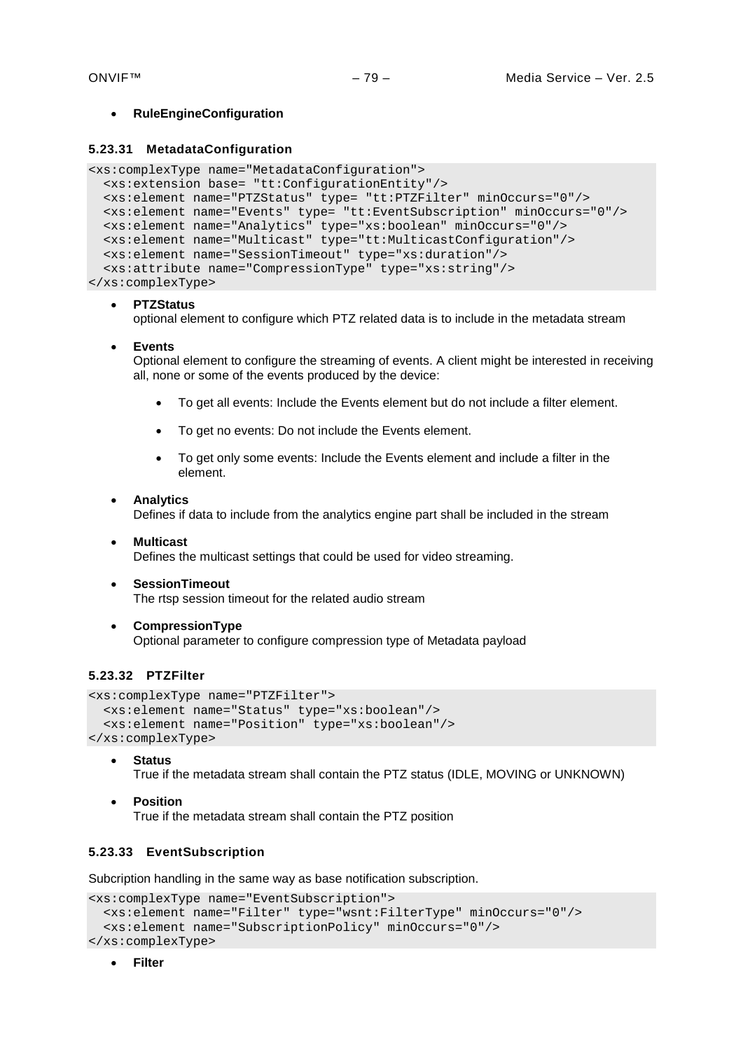- **RuleEngineConfiguration**

### 5.23.31 MetadataConfiguration

```
<xs:complexType name="MetadataConfiguration">
  <xs:extension base= "tt:ConfigurationEntity"/>
  <xs:element name="PTZStatus" type= "tt:PTZFilter" minOccurs="0"/>
  <xs:element name="Events" type= "tt:EventSubscription" minOccurs="0"/>
  <xs:element name="Analytics" type="xs:boolean" minOccurs="0"/>
  <xs:element name="Multicast" type="tt:MulticastConfiguration"/>
  <xs:element name="SessionTimeout" type="xs:duration"/>
  <xs:attribute name="CompressionType" type="xs:string"/>
</xs:complexType>
```

- **PTZStatus**
  optional element to configure which PTZ related data is to include in the metadata stream

- **Events**
  Optional element to configure the streaming of events. A client might be interested in receiving all, none or some of the events produced by the device:

  - To get all events: Include the Events element but do not include a filter element.

  - To get no events: Do not include the Events element.

  - To get only some events: Include the Events element and include a filter in the element.

- **Analytics**
  Defines if data to include from the analytics engine part shall be included in the stream

- **Multicast**
  Defines the multicast settings that could be used for video streaming.

- **SessionTimeout**
  The rtsp session timeout for the related audio stream

- **CompressionType**
  Optional parameter to configure compression type of Metadata payload

### 5.23.32 PTZFilter

```
<xs:complexType name="PTZFilter">
  <xs:element name="Status" type="xs:boolean"/>
  <xs:element name="Position" type="xs:boolean"/>
</xs:complexType>
```

- **Status**
  True if the metadata stream shall contain the PTZ status (IDLE, MOVING or UNKNOWN)

- **Position**
  True if the metadata stream shall contain the PTZ position

### 5.23.33 EventSubscription

Subcription handling in the same way as base notification subscription.

```
<xs:complexType name="EventSubscription">
  <xs:element name="Filter" type="wsnt:FilterType" minOccurs="0"/>
  <xs:element name="SubscriptionPolicy" minOccurs="0"/>
</xs:complexType>
```

- **Filter**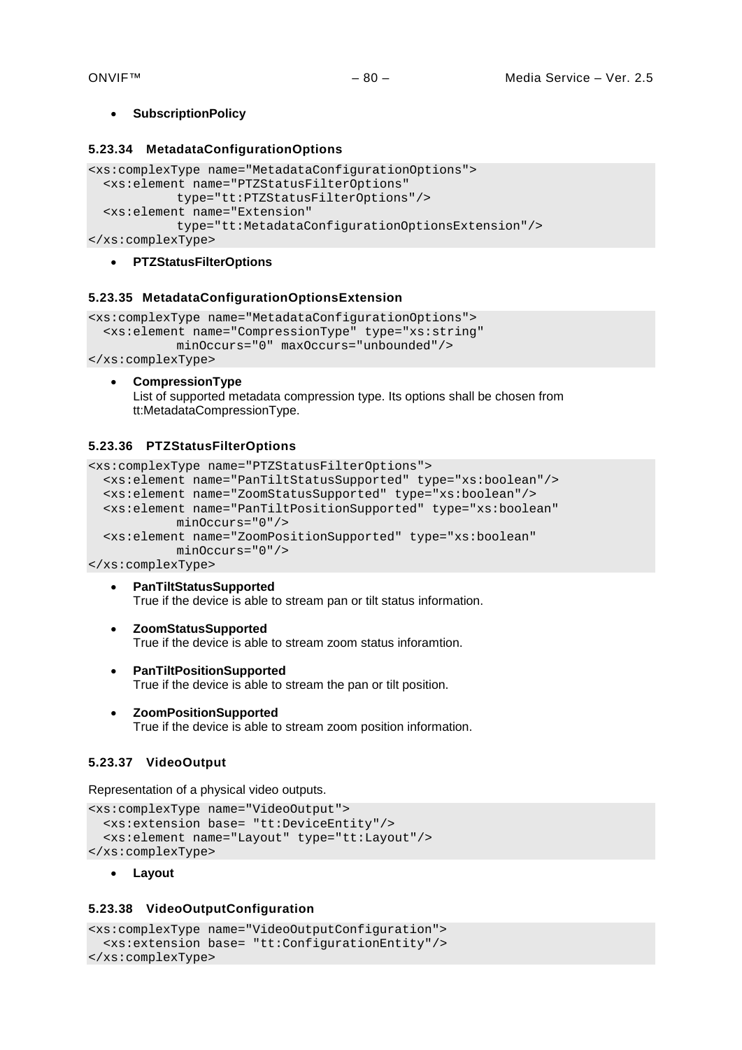- **SubscriptionPolicy**

#### 5.23.34 MetadataConfigurationOptions

```
<xs:complexType name="MetadataConfigurationOptions">
  <xs:element name="PTZStatusFilterOptions"
           type="tt:PTZStatusFilterOptions"/>
  <xs:element name="Extension"
           type="tt:MetadataConfigurationOptionsExtension"/>
</xs:complexType>
```

- **PTZStatusFilterOptions**

#### 5.23.35 MetadataConfigurationOptionsExtension

```
<xs:complexType name="MetadataConfigurationOptions">
  <xs:element name="CompressionType" type="xs:string"
           minOccurs="0" maxOccurs="unbounded"/>
</xs:complexType>
```

- **CompressionType**
  List of supported metadata compression type. Its options shall be chosen from tt:MetadataCompressionType.

#### 5.23.36 PTZStatusFilterOptions

```
<xs:complexType name="PTZStatusFilterOptions">
  <xs:element name="PanTiltStatusSupported" type="xs:boolean"/>
  <xs:element name="ZoomStatusSupported" type="xs:boolean"/>
  <xs:element name="PanTiltPositionSupported" type="xs:boolean"
           minOccurs="0"/>
  <xs:element name="ZoomPositionSupported" type="xs:boolean"
           minOccurs="0"/>
</xs:complexType>
```

- **PanTiltStatusSupported**
  True if the device is able to stream pan or tilt status information.

- **ZoomStatusSupported**
  True if the device is able to stream zoom status inforamtion.

- **PanTiltPositionSupported**
  True if the device is able to stream the pan or tilt position.

- **ZoomPositionSupported**
  True if the device is able to stream zoom position information.

#### 5.23.37 VideoOutput

Representation of a physical video outputs.

```
<xs:complexType name="VideoOutput">
  <xs:extension base= "tt:DeviceEntity"/>
  <xs:element name="Layout" type="tt:Layout"/>
</xs:complexType>
```

- **Layout**

#### 5.23.38 VideoOutputConfiguration

```
<xs:complexType name="VideoOutputConfiguration">
  <xs:extension base= "tt:ConfigurationEntity"/>
</xs:complexType>
```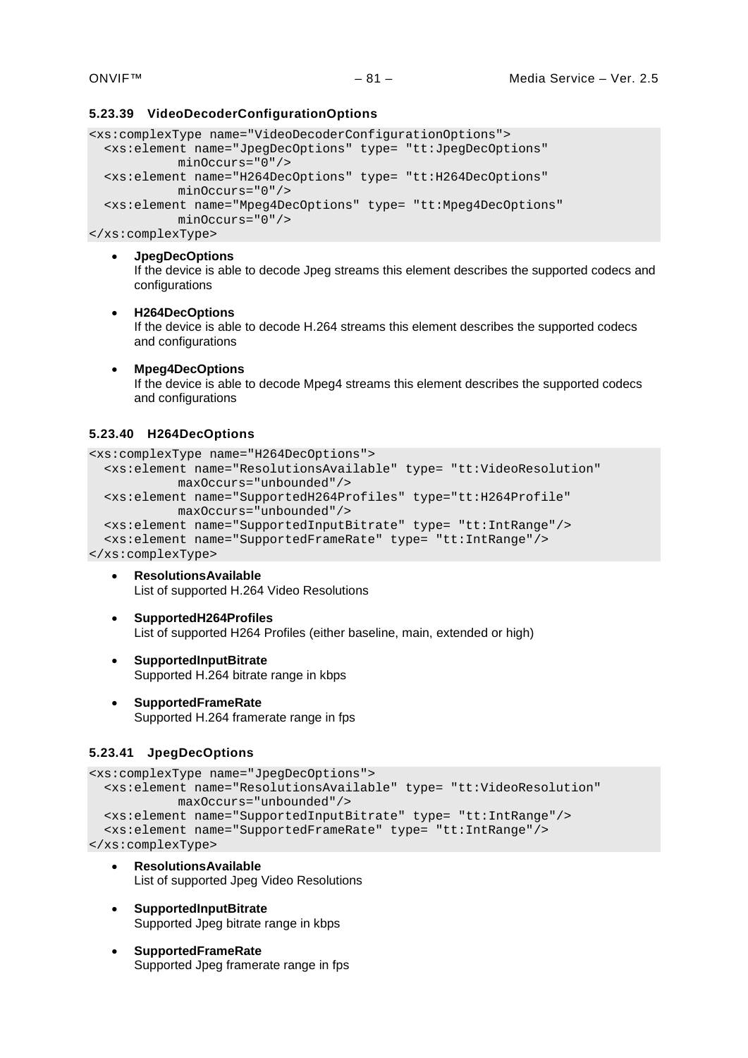### 5.23.39 VideoDecoderConfigurationOptions

```
<xs:complexType name="VideoDecoderConfigurationOptions">
  <xs:element name="JpegDecOptions" type= "tt:JpegDecOptions"
            minOccurs="0"/>
  <xs:element name="H264DecOptions" type= "tt:H264DecOptions"
            minOccurs="0"/>
  <xs:element name="Mpeg4DecOptions" type= "tt:Mpeg4DecOptions"
            minOccurs="0"/>
</xs:complexType>
```

- **JpegDecOptions**
  If the device is able to decode Jpeg streams this element describes the supported codecs and configurations

- **H264DecOptions**
  If the device is able to decode H.264 streams this element describes the supported codecs and configurations

- **Mpeg4DecOptions**
  If the device is able to decode Mpeg4 streams this element describes the supported codecs and configurations

### 5.23.40 H264DecOptions

```
<xs:complexType name="H264DecOptions">
  <xs:element name="ResolutionsAvailable" type= "tt:VideoResolution"
            maxOccurs="unbounded"/>
  <xs:element name="SupportedH264Profiles" type="tt:H264Profile"
            maxOccurs="unbounded"/>
  <xs:element name="SupportedInputBitrate" type= "tt:IntRange"/>
  <xs:element name="SupportedFrameRate" type= "tt:IntRange"/>
</xs:complexType>
```

- **ResolutionsAvailable**
  List of supported H.264 Video Resolutions

- **SupportedH264Profiles**
  List of supported H264 Profiles (either baseline, main, extended or high)

- **SupportedInputBitrate**
  Supported H.264 bitrate range in kbps

- **SupportedFrameRate**
  Supported H.264 framerate range in fps

### 5.23.41 JpegDecOptions

```
<xs:complexType name="JpegDecOptions">
  <xs:element name="ResolutionsAvailable" type= "tt:VideoResolution"
            maxOccurs="unbounded"/>
  <xs:element name="SupportedInputBitrate" type= "tt:IntRange"/>
  <xs:element name="SupportedFrameRate" type= "tt:IntRange"/>
</xs:complexType>
```

- **ResolutionsAvailable**
  List of supported Jpeg Video Resolutions

- **SupportedInputBitrate**
  Supported Jpeg bitrate range in kbps

- **SupportedFrameRate**
  Supported Jpeg framerate range in fps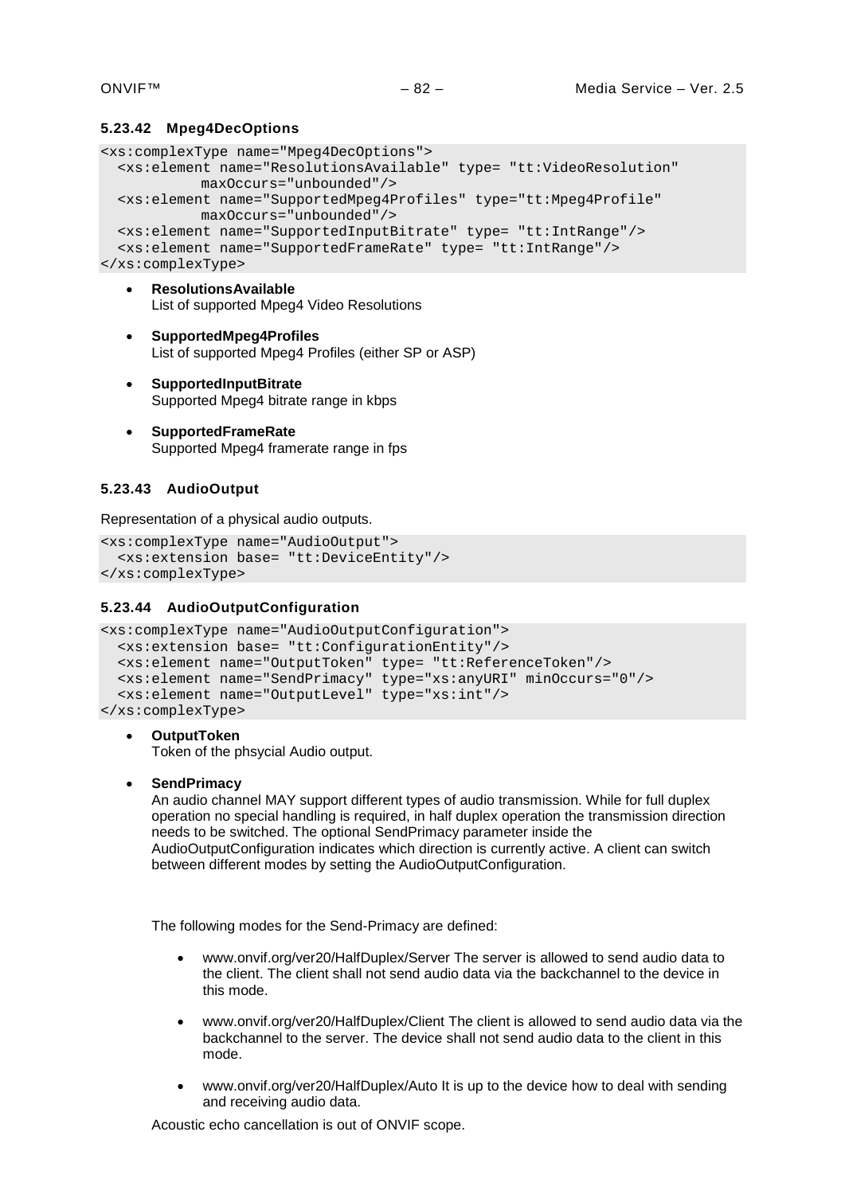### 5.23.42 Mpeg4DecOptions

```
<xs:complexType name="Mpeg4DecOptions">
  <xs:element name="ResolutionsAvailable" type= "tt:VideoResolution"
           maxOccurs="unbounded"/>
  <xs:element name="SupportedMpeg4Profiles" type="tt:Mpeg4Profile"
           maxOccurs="unbounded"/>
  <xs:element name="SupportedInputBitrate" type= "tt:IntRange"/>
  <xs:element name="SupportedFrameRate" type= "tt:IntRange"/>
</xs:complexType>
```

- **ResolutionsAvailable**
  List of supported Mpeg4 Video Resolutions

- **SupportedMpeg4Profiles**
  List of supported Mpeg4 Profiles (either SP or ASP)

- **SupportedInputBitrate**
  Supported Mpeg4 bitrate range in kbps

- **SupportedFrameRate**
  Supported Mpeg4 framerate range in fps

### 5.23.43 AudioOutput

Representation of a physical audio outputs.

```
<xs:complexType name="AudioOutput">
  <xs:extension base= "tt:DeviceEntity"/>
</xs:complexType>
```

### 5.23.44 AudioOutputConfiguration

```
<xs:complexType name="AudioOutputConfiguration">
  <xs:extension base= "tt:ConfigurationEntity"/>
  <xs:element name="OutputToken" type= "tt:ReferenceToken"/>
  <xs:element name="SendPrimacy" type="xs:anyURI" minOccurs="0"/>
  <xs:element name="OutputLevel" type="xs:int"/>
</xs:complexType>
```

- **OutputToken**
  Token of the phsycial Audio output.

- **SendPrimacy**
  An audio channel MAY support different types of audio transmission. While for full duplex operation no special handling is required, in half duplex operation the transmission direction needs to be switched. The optional SendPrimacy parameter inside the AudioOutputConfiguration indicates which direction is currently active. A client can switch between different modes by setting the AudioOutputConfiguration.

  The following modes for the Send-Primacy are defined:

  - www.onvif.org/ver20/HalfDuplex/Server The server is allowed to send audio data to the client. The client shall not send audio data via the backchannel to the device in this mode.

  - www.onvif.org/ver20/HalfDuplex/Client The client is allowed to send audio data via the backchannel to the server. The device shall not send audio data to the client in this mode.

  - www.onvif.org/ver20/HalfDuplex/Auto It is up to the device how to deal with sending and receiving audio data.

  Acoustic echo cancellation is out of ONVIF scope.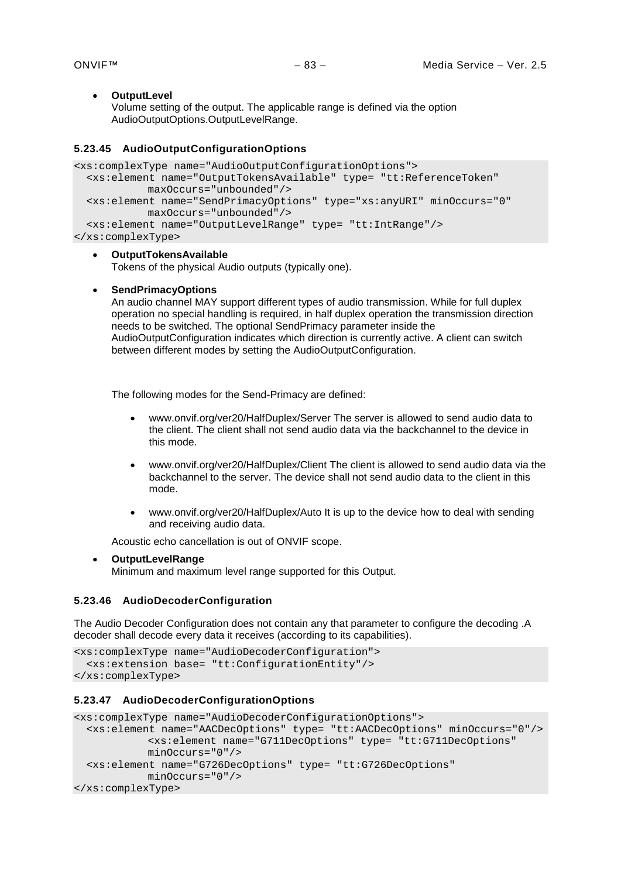- **OutputLevel**
  Volume setting of the output. The applicable range is defined via the option AudioOutputOptions.OutputLevelRange.

### 5.23.45 AudioOutputConfigurationOptions

```
<xs:complexType name="AudioOutputConfigurationOptions">
  <xs:element name="OutputTokensAvailable" type= "tt:ReferenceToken"
          maxOccurs="unbounded"/>
  <xs:element name="SendPrimacyOptions" type="xs:anyURI" minOccurs="0"
          maxOccurs="unbounded"/>
  <xs:element name="OutputLevelRange" type= "tt:IntRange"/>
</xs:complexType>
```

- **OutputTokensAvailable**
  Tokens of the physical Audio outputs (typically one).

- **SendPrimacyOptions**
  An audio channel MAY support different types of audio transmission. While for full duplex operation no special handling is required, in half duplex operation the transmission direction needs to be switched. The optional SendPrimacy parameter inside the AudioOutputConfiguration indicates which direction is currently active. A client can switch between different modes by setting the AudioOutputConfiguration.

  The following modes for the Send-Primacy are defined:

  - www.onvif.org/ver20/HalfDuplex/Server The server is allowed to send audio data to the client. The client shall not send audio data via the backchannel to the device in this mode.

  - www.onvif.org/ver20/HalfDuplex/Client The client is allowed to send audio data via the backchannel to the server. The device shall not send audio data to the client in this mode.

  - www.onvif.org/ver20/HalfDuplex/Auto It is up to the device how to deal with sending and receiving audio data.

  Acoustic echo cancellation is out of ONVIF scope.

- **OutputLevelRange**
  Minimum and maximum level range supported for this Output.

### 5.23.46 AudioDecoderConfiguration

The Audio Decoder Configuration does not contain any that parameter to configure the decoding .A decoder shall decode every data it receives (according to its capabilities).

```
<xs:complexType name="AudioDecoderConfiguration">
  <xs:extension base= "tt:ConfigurationEntity"/>
</xs:complexType>
```

### 5.23.47 AudioDecoderConfigurationOptions

```
<xs:complexType name="AudioDecoderConfigurationOptions">
  <xs:element name="AACDecOptions" type= "tt:AACDecOptions" minOccurs="0"/>
          <xs:element name="G711DecOptions" type= "tt:G711DecOptions"
          minOccurs="0"/>
  <xs:element name="G726DecOptions" type= "tt:G726DecOptions"
          minOccurs="0"/>
</xs:complexType>
```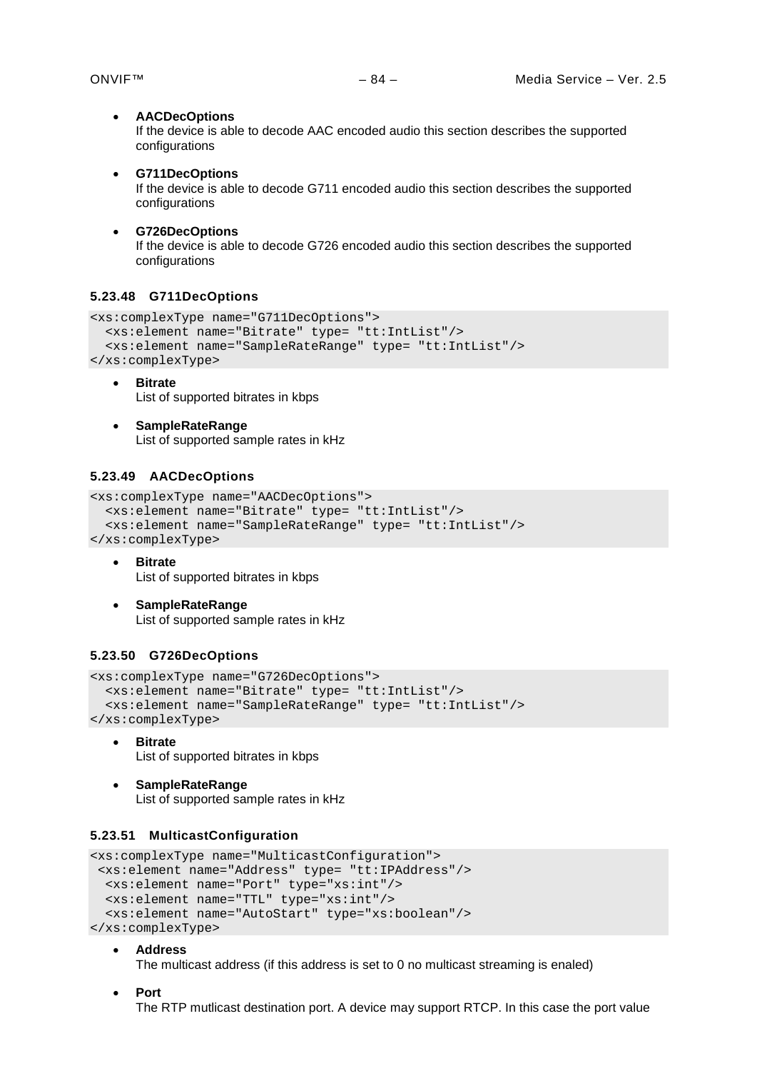- **AACDecOptions**
  If the device is able to decode AAC encoded audio this section describes the supported configurations

- **G711DecOptions**
  If the device is able to decode G711 encoded audio this section describes the supported configurations

- **G726DecOptions**
  If the device is able to decode G726 encoded audio this section describes the supported configurations

### 5.23.48 G711DecOptions

```
<xs:complexType name="G711DecOptions">
  <xs:element name="Bitrate" type= "tt:IntList"/>
  <xs:element name="SampleRateRange" type= "tt:IntList"/>
</xs:complexType>
```

- **Bitrate**
  List of supported bitrates in kbps

- **SampleRateRange**
  List of supported sample rates in kHz

### 5.23.49 AACDecOptions

```
<xs:complexType name="AACDecOptions">
  <xs:element name="Bitrate" type= "tt:IntList"/>
  <xs:element name="SampleRateRange" type= "tt:IntList"/>
</xs:complexType>
```

- **Bitrate**
  List of supported bitrates in kbps

- **SampleRateRange**
  List of supported sample rates in kHz

### 5.23.50 G726DecOptions

```
<xs:complexType name="G726DecOptions">
  <xs:element name="Bitrate" type= "tt:IntList"/>
  <xs:element name="SampleRateRange" type= "tt:IntList"/>
</xs:complexType>
```

- **Bitrate**
  List of supported bitrates in kbps

- **SampleRateRange**
  List of supported sample rates in kHz

### 5.23.51 MulticastConfiguration

```
<xs:complexType name="MulticastConfiguration">
 <xs:element name="Address" type= "tt:IPAddress"/>
  <xs:element name="Port" type="xs:int"/>
  <xs:element name="TTL" type="xs:int"/>
  <xs:element name="AutoStart" type="xs:boolean"/>
</xs:complexType>
```

- **Address**
  The multicast address (if this address is set to 0 no multicast streaming is enaled)

- **Port**
  The RTP mutlicast destination port. A device may support RTCP. In this case the port value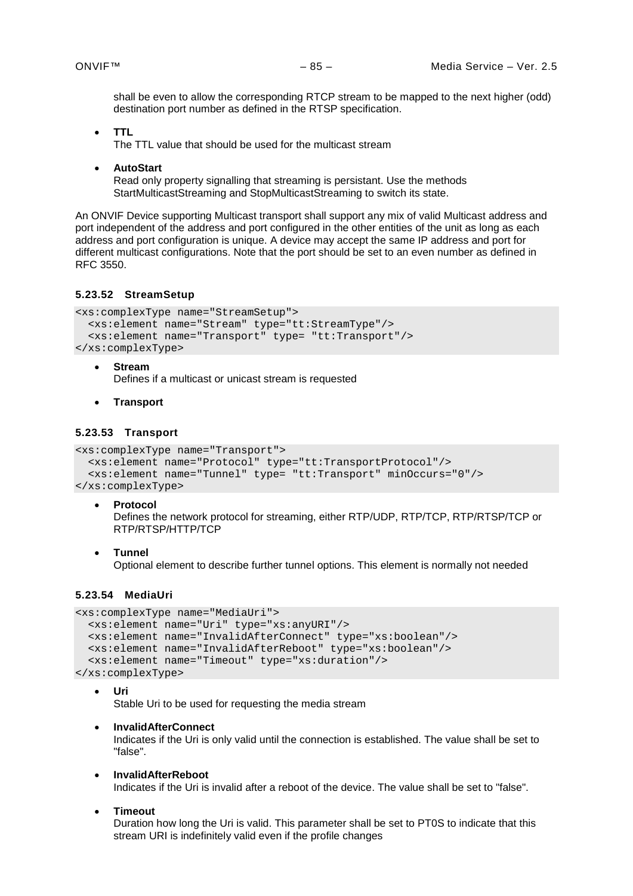shall be even to allow the corresponding RTCP stream to be mapped to the next higher (odd) destination port number as defined in the RTSP specification.

- **TTL**
  The TTL value that should be used for the multicast stream

- **AutoStart**
  Read only property signalling that streaming is persistant. Use the methods StartMulticastStreaming and StopMulticastStreaming to switch its state.

An ONVIF Device supporting Multicast transport shall support any mix of valid Multicast address and port independent of the address and port configured in the other entities of the unit as long as each address and port configuration is unique. A device may accept the same IP address and port for different multicast configurations. Note that the port should be set to an even number as defined in RFC 3550.

### 5.23.52 StreamSetup

```
<xs:complexType name="StreamSetup">
  <xs:element name="Stream" type="tt:StreamType"/>
  <xs:element name="Transport" type= "tt:Transport"/>
</xs:complexType>
```

- **Stream**
  Defines if a multicast or unicast stream is requested

- **Transport**

### 5.23.53 Transport

```
<xs:complexType name="Transport">
  <xs:element name="Protocol" type="tt:TransportProtocol"/>
  <xs:element name="Tunnel" type= "tt:Transport" minOccurs="0"/>
</xs:complexType>
```

- **Protocol**
  Defines the network protocol for streaming, either RTP/UDP, RTP/TCP, RTP/RTSP/TCP or RTP/RTSP/HTTP/TCP

- **Tunnel**
  Optional element to describe further tunnel options. This element is normally not needed

### 5.23.54 MediaUri

```
<xs:complexType name="MediaUri">
  <xs:element name="Uri" type="xs:anyURI"/>
  <xs:element name="InvalidAfterConnect" type="xs:boolean"/>
  <xs:element name="InvalidAfterReboot" type="xs:boolean"/>
  <xs:element name="Timeout" type="xs:duration"/>
</xs:complexType>
```

- **Uri**
  Stable Uri to be used for requesting the media stream

- **InvalidAfterConnect**
  Indicates if the Uri is only valid until the connection is established. The value shall be set to "false".

- **InvalidAfterReboot**
  Indicates if the Uri is invalid after a reboot of the device. The value shall be set to "false".

- **Timeout**
  Duration how long the Uri is valid. This parameter shall be set to PT0S to indicate that this stream URI is indefinitely valid even if the profile changes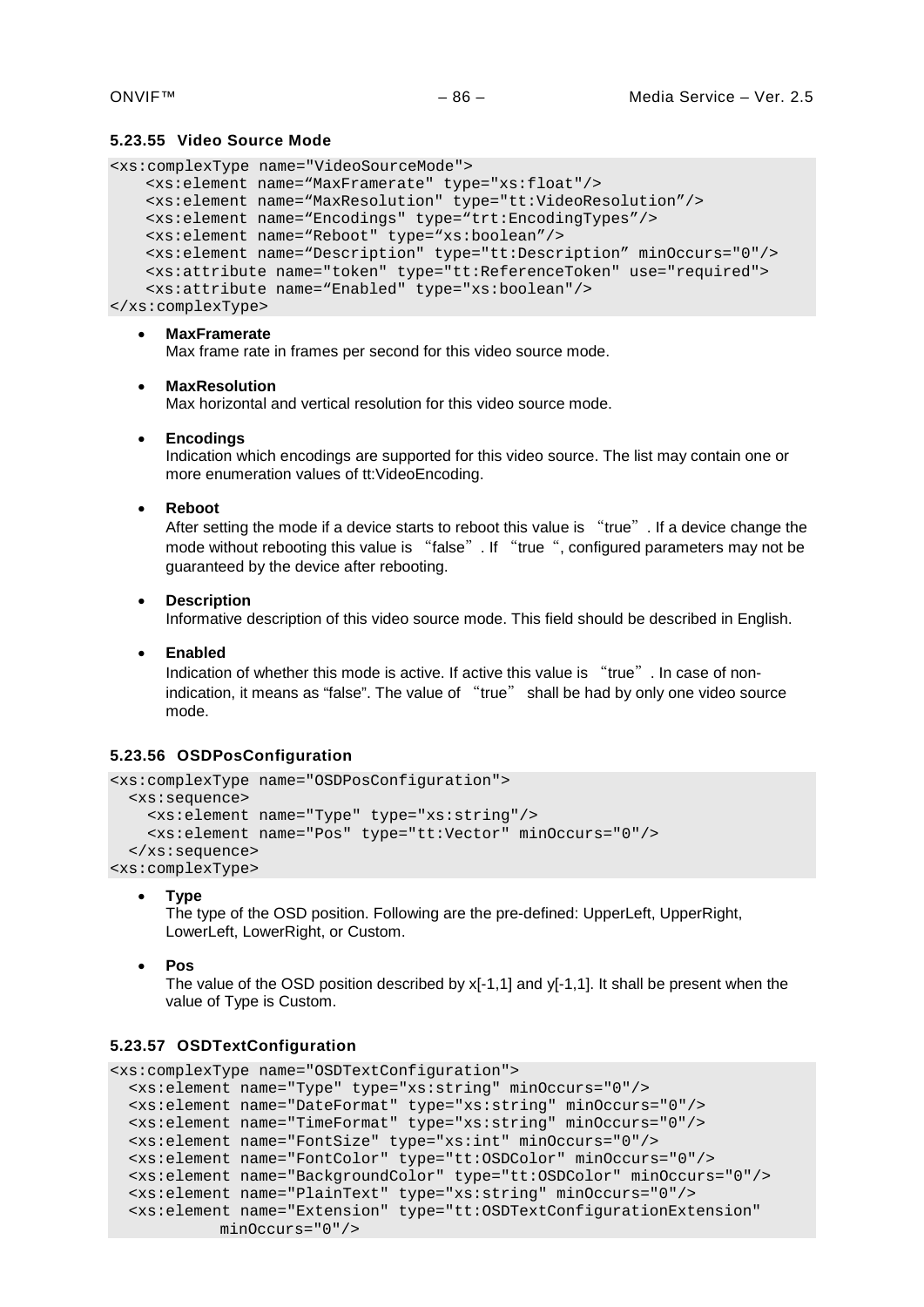#### 5.23.55 Video Source Mode

```
<xs:complexType name="VideoSourceMode">
    <xs:element name="MaxFramerate" type="xs:float"/>
    <xs:element name="MaxResolution" type="tt:VideoResolution"/>
    <xs:element name="Encodings" type="trt:EncodingTypes"/>
    <xs:element name="Reboot" type="xs:boolean"/>
    <xs:element name="Description" type="tt:Description" minOccurs="0"/>
    <xs:attribute name="token" type="tt:ReferenceToken" use="required">
    <xs:attribute name="Enabled" type="xs:boolean"/>
</xs:complexType>
```

- **MaxFramerate**
  Max frame rate in frames per second for this video source mode.

- **MaxResolution**
  Max horizontal and vertical resolution for this video source mode.

- **Encodings**
  Indication which encodings are supported for this video source. The list may contain one or more enumeration values of tt:VideoEncoding.

- **Reboot**
  After setting the mode if a device starts to reboot this value is "true". If a device change the mode without rebooting this value is "false". If "true", configured parameters may not be guaranteed by the device after rebooting.

- **Description**
  Informative description of this video source mode. This field should be described in English.

- **Enabled**
  Indication of whether this mode is active. If active this value is "true". In case of non-indication, it means as "false". The value of "true" shall be had by only one video source mode.

#### 5.23.56 OSDPosConfiguration

```
<xs:complexType name="OSDPosConfiguration">
  <xs:sequence>
    <xs:element name="Type" type="xs:string"/>
    <xs:element name="Pos" type="tt:Vector" minOccurs="0"/>
  </xs:sequence>
<xs:complexType>
```

- **Type**
  The type of the OSD position. Following are the pre-defined: UpperLeft, UpperRight, LowerLeft, LowerRight, or Custom.

- **Pos**
  The value of the OSD position described by x[-1,1] and y[-1,1]. It shall be present when the value of Type is Custom.

#### 5.23.57 OSDTextConfiguration

```
<xs:complexType name="OSDTextConfiguration">
  <xs:element name="Type" type="xs:string" minOccurs="0"/>
  <xs:element name="DateFormat" type="xs:string" minOccurs="0"/>
  <xs:element name="TimeFormat" type="xs:string" minOccurs="0"/>
  <xs:element name="FontSize" type="xs:int" minOccurs="0"/>
  <xs:element name="FontColor" type="tt:OSDColor" minOccurs="0"/>
  <xs:element name="BackgroundColor" type="tt:OSDColor" minOccurs="0"/>
  <xs:element name="PlainText" type="xs:string" minOccurs="0"/>
  <xs:element name="Extension" type="tt:OSDTextConfigurationExtension"
          minOccurs="0"/>
```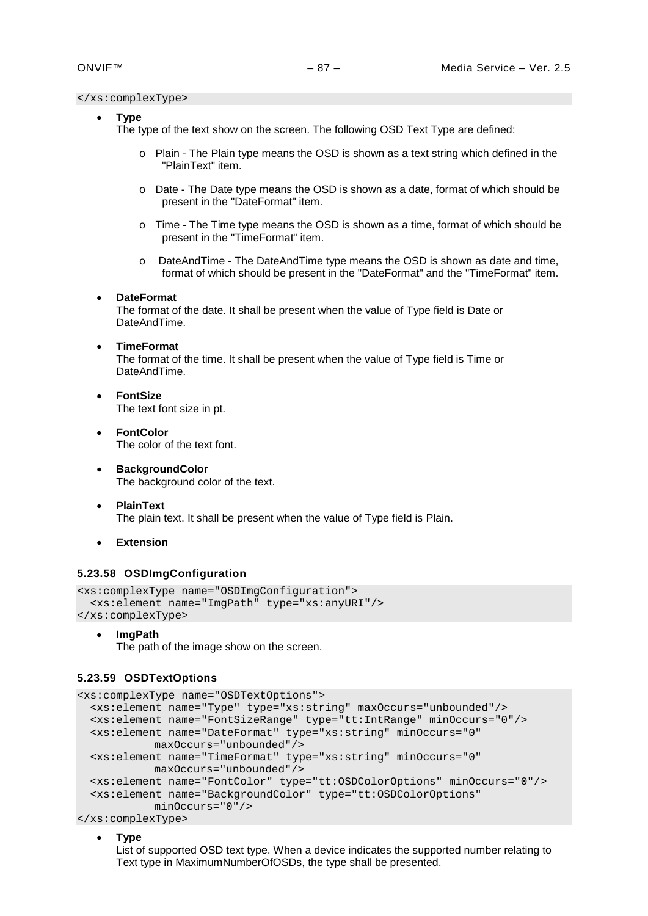```
</xs:complexType>
```

- **Type**
  The type of the text show on the screen. The following OSD Text Type are defined:
  - Plain - The Plain type means the OSD is shown as a text string which defined in the "PlainText" item.
  - Date - The Date type means the OSD is shown as a date, format of which should be present in the "DateFormat" item.
  - Time - The Time type means the OSD is shown as a time, format of which should be present in the "TimeFormat" item.
  - DateAndTime - The DateAndTime type means the OSD is shown as date and time, format of which should be present in the "DateFormat" and the "TimeFormat" item.
- **DateFormat**
  The format of the date. It shall be present when the value of Type field is Date or DateAndTime.
- **TimeFormat**
  The format of the time. It shall be present when the value of Type field is Time or DateAndTime.
- **FontSize**
  The text font size in pt.
- **FontColor**
  The color of the text font.
- **BackgroundColor**
  The background color of the text.
- **PlainText**
  The plain text. It shall be present when the value of Type field is Plain.
- **Extension**

### 5.23.58 OSDImgConfiguration

```
<xs:complexType name="OSDImgConfiguration">
  <xs:element name="ImgPath" type="xs:anyURI"/>
</xs:complexType>
```

- **ImgPath**
  The path of the image show on the screen.

### 5.23.59 OSDTextOptions

```
<xs:complexType name="OSDTextOptions">
  <xs:element name="Type" type="xs:string" maxOccurs="unbounded"/>
  <xs:element name="FontSizeRange" type="tt:IntRange" minOccurs="0"/>
  <xs:element name="DateFormat" type="xs:string" minOccurs="0"
          maxOccurs="unbounded"/>
  <xs:element name="TimeFormat" type="xs:string" minOccurs="0"
          maxOccurs="unbounded"/>
  <xs:element name="FontColor" type="tt:OSDColorOptions" minOccurs="0"/>
  <xs:element name="BackgroundColor" type="tt:OSDColorOptions"
          minOccurs="0"/>
</xs:complexType>
```

- **Type**
  List of supported OSD text type. When a device indicates the supported number relating to Text type in MaximumNumberOfOSDs, the type shall be presented.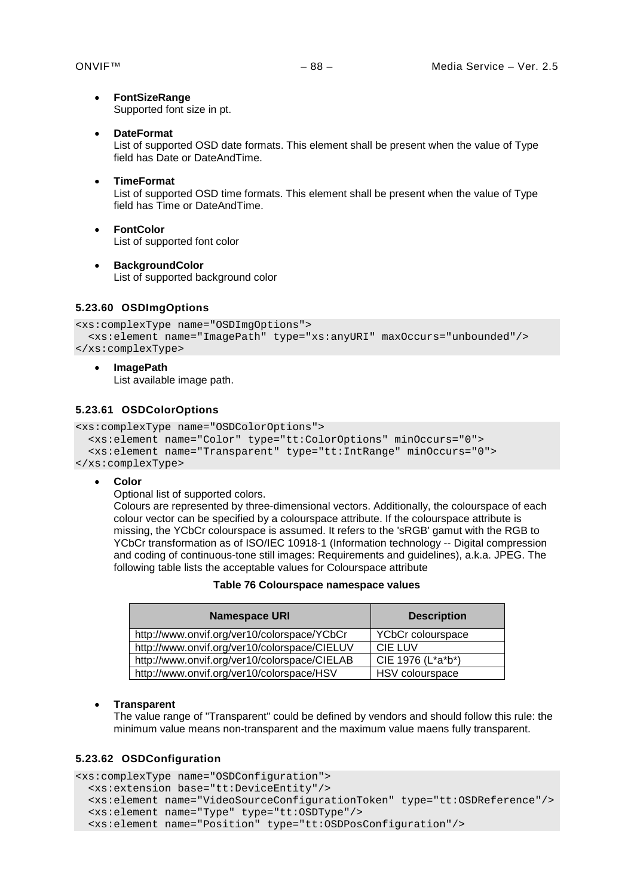- **FontSizeRange**
  Supported font size in pt.

- **DateFormat**
  List of supported OSD date formats. This element shall be present when the value of Type field has Date or DateAndTime.

- **TimeFormat**
  List of supported OSD time formats. This element shall be present when the value of Type field has Time or DateAndTime.

- **FontColor**
  List of supported font color

- **BackgroundColor**
  List of supported background color

### 5.23.60 OSDImgOptions

```
<xs:complexType name="OSDImgOptions">
  <xs:element name="ImagePath" type="xs:anyURI" maxOccurs="unbounded"/>
</xs:complexType>
```

- **ImagePath**
  List available image path.

### 5.23.61 OSDColorOptions

```
<xs:complexType name="OSDColorOptions">
  <xs:element name="Color" type="tt:ColorOptions" minOccurs="0">
  <xs:element name="Transparent" type="tt:IntRange" minOccurs="0">
</xs:complexType>
```

- **Color**
  Optional list of supported colors.
  Colours are represented by three-dimensional vectors. Additionally, the colourspace of each colour vector can be specified by a colourspace attribute. If the colourspace attribute is missing, the YCbCr colourspace is assumed. It refers to the 'sRGB' gamut with the RGB to YCbCr transformation as of ISO/IEC 10918-1 (Information technology -- Digital compression and coding of continuous-tone still images: Requirements and guidelines), a.k.a. JPEG. The following table lists the acceptable values for Colourspace attribute

**Table 76 Colourspace namespace values**

| Namespace URI | Description |
|---|---|
| http://www.onvif.org/ver10/colorspace/YCbCr | YCbCr colourspace |
| http://www.onvif.org/ver10/colorspace/CIELUV | CIE LUV |
| http://www.onvif.org/ver10/colorspace/CIELAB | CIE 1976 (L*a*b*) |
| http://www.onvif.org/ver10/colorspace/HSV | HSV colourspace |

- **Transparent**
  The value range of "Transparent" could be defined by vendors and should follow this rule: the minimum value means non-transparent and the maximum value maens fully transparent.

### 5.23.62 OSDConfiguration

```
<xs:complexType name="OSDConfiguration">
  <xs:extension base="tt:DeviceEntity"/>
  <xs:element name="VideoSourceConfigurationToken" type="tt:OSDReference"/>
  <xs:element name="Type" type="tt:OSDType"/>
  <xs:element name="Position" type="tt:OSDPosConfiguration"/>
```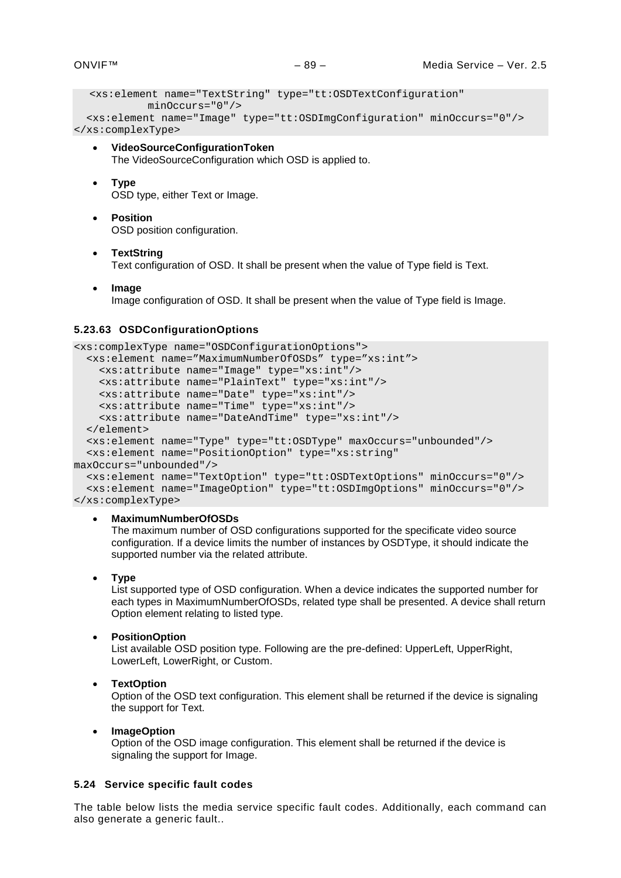```
   <xs:element name="TextString" type="tt:OSDTextConfiguration"
           minOccurs="0"/>
  <xs:element name="Image" type="tt:OSDImgConfiguration" minOccurs="0"/>
</xs:complexType>
```

- **VideoSourceConfigurationToken**
  The VideoSourceConfiguration which OSD is applied to.

- **Type**
  OSD type, either Text or Image.

- **Position**
  OSD position configuration.

- **TextString**
  Text configuration of OSD. It shall be present when the value of Type field is Text.

- **Image**
  Image configuration of OSD. It shall be present when the value of Type field is Image.

### 5.23.63 OSDConfigurationOptions

```
<xs:complexType name="OSDConfigurationOptions">
  <xs:element name="MaximumNumberOfOSDs" type="xs:int">
    <xs:attribute name="Image" type="xs:int"/>
    <xs:attribute name="PlainText" type="xs:int"/>
    <xs:attribute name="Date" type="xs:int"/>
    <xs:attribute name="Time" type="xs:int"/>
    <xs:attribute name="DateAndTime" type="xs:int"/>
  </element>
  <xs:element name="Type" type="tt:OSDType" maxOccurs="unbounded"/>
  <xs:element name="PositionOption" type="xs:string"
maxOccurs="unbounded"/>
  <xs:element name="TextOption" type="tt:OSDTextOptions" minOccurs="0"/>
  <xs:element name="ImageOption" type="tt:OSDImgOptions" minOccurs="0"/>
</xs:complexType>
```

- **MaximumNumberOfOSDs**
  The maximum number of OSD configurations supported for the specificate video source configuration. If a device limits the number of instances by OSDType, it should indicate the supported number via the related attribute.

- **Type**
  List supported type of OSD configuration. When a device indicates the supported number for each types in MaximumNumberOfOSDs, related type shall be presented. A device shall return Option element relating to listed type.

- **PositionOption**
  List available OSD position type. Following are the pre-defined: UpperLeft, UpperRight, LowerLeft, LowerRight, or Custom.

- **TextOption**
  Option of the OSD text configuration. This element shall be returned if the device is signaling the support for Text.

- **ImageOption**
  Option of the OSD image configuration. This element shall be returned if the device is signaling the support for Image.

## 5.24 Service specific fault codes

The table below lists the media service specific fault codes. Additionally, each command can also generate a generic fault..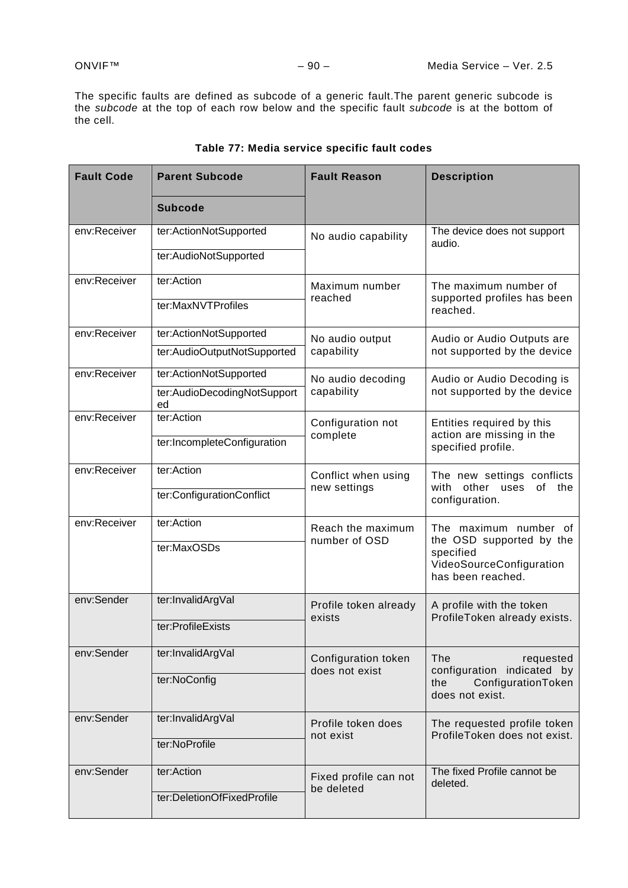The specific faults are defined as subcode of a generic fault.The parent generic subcode is the *subcode* at the top of each row below and the specific fault *subcode* is at the bottom of the cell.

**Table 77: Media service specific fault codes**

| Fault Code | Parent Subcode<br>Subcode | Fault Reason | Description |
|---|---|---|---|
| env:Receiver | ter:ActionNotSupported<br>ter:AudioNotSupported | No audio capability | The device does not support audio. |
| env:Receiver | ter:Action<br>ter:MaxNVTProfiles | Maximum number reached | The maximum number of supported profiles has been reached. |
| env:Receiver | ter:ActionNotSupported<br>ter:AudioOutputNotSupported | No audio output capability | Audio or Audio Outputs are not supported by the device |
| env:Receiver | ter:ActionNotSupported<br>ter:AudioDecodingNotSupported | No audio decoding capability | Audio or Audio Decoding is not supported by the device |
| env:Receiver | ter:Action<br>ter:IncompleteConfiguration | Configuration not complete | Entities required by this action are missing in the specified profile. |
| env:Receiver | ter:Action<br>ter:ConfigurationConflict | Conflict when using new settings | The new settings conflicts with other uses of the configuration. |
| env:Receiver | ter:Action<br>ter:MaxOSDs | Reach the maximum number of OSD | The maximum number of the OSD supported by the specified VideoSourceConfiguration has been reached. |
| env:Sender | ter:InvalidArgVal<br>ter:ProfileExists | Profile token already exists | A profile with the token ProfileToken already exists. |
| env:Sender | ter:InvalidArgVal<br>ter:NoConfig | Configuration token does not exist | The requested configuration indicated by the ConfigurationToken does not exist. |
| env:Sender | ter:InvalidArgVal<br>ter:NoProfile | Profile token does not exist | The requested profile token ProfileToken does not exist. |
| env:Sender | ter:Action<br>ter:DeletionOfFixedProfile | Fixed profile can not be deleted | The fixed Profile cannot be deleted. |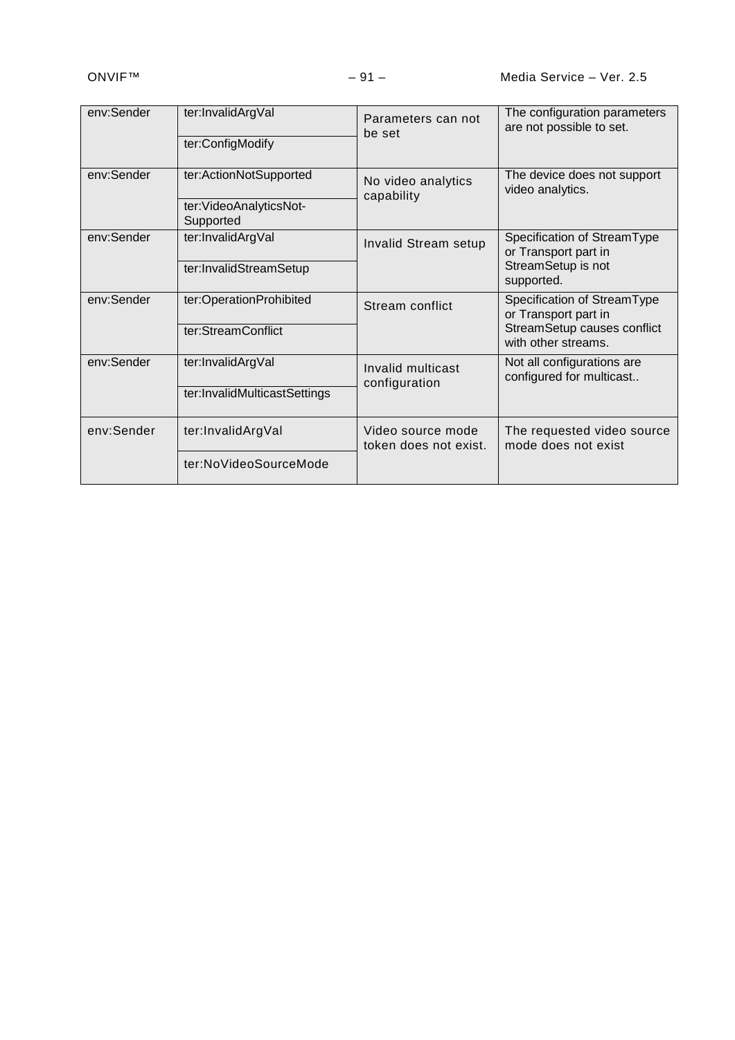| | | | |
|---|---|---|---|
| env:Sender | ter:InvalidArgVal<br>ter:ConfigModify | Parameters can not be set | The configuration parameters are not possible to set. |
| env:Sender | ter:ActionNotSupported<br>ter:VideoAnalyticsNot-Supported | No video analytics capability | The device does not support video analytics. |
| env:Sender | ter:InvalidArgVal<br>ter:InvalidStreamSetup | Invalid Stream setup | Specification of StreamType or Transport part in StreamSetup is not supported. |
| env:Sender | ter:OperationProhibited<br>ter:StreamConflict | Stream conflict | Specification of StreamType or Transport part in StreamSetup causes conflict with other streams. |
| env:Sender | ter:InvalidArgVal<br>ter:InvalidMulticastSettings | Invalid multicast configuration | Not all configurations are configured for multicast.. |
| env:Sender | ter:InvalidArgVal<br>ter:NoVideoSourceMode | Video source mode token does not exist. | The requested video source mode does not exist |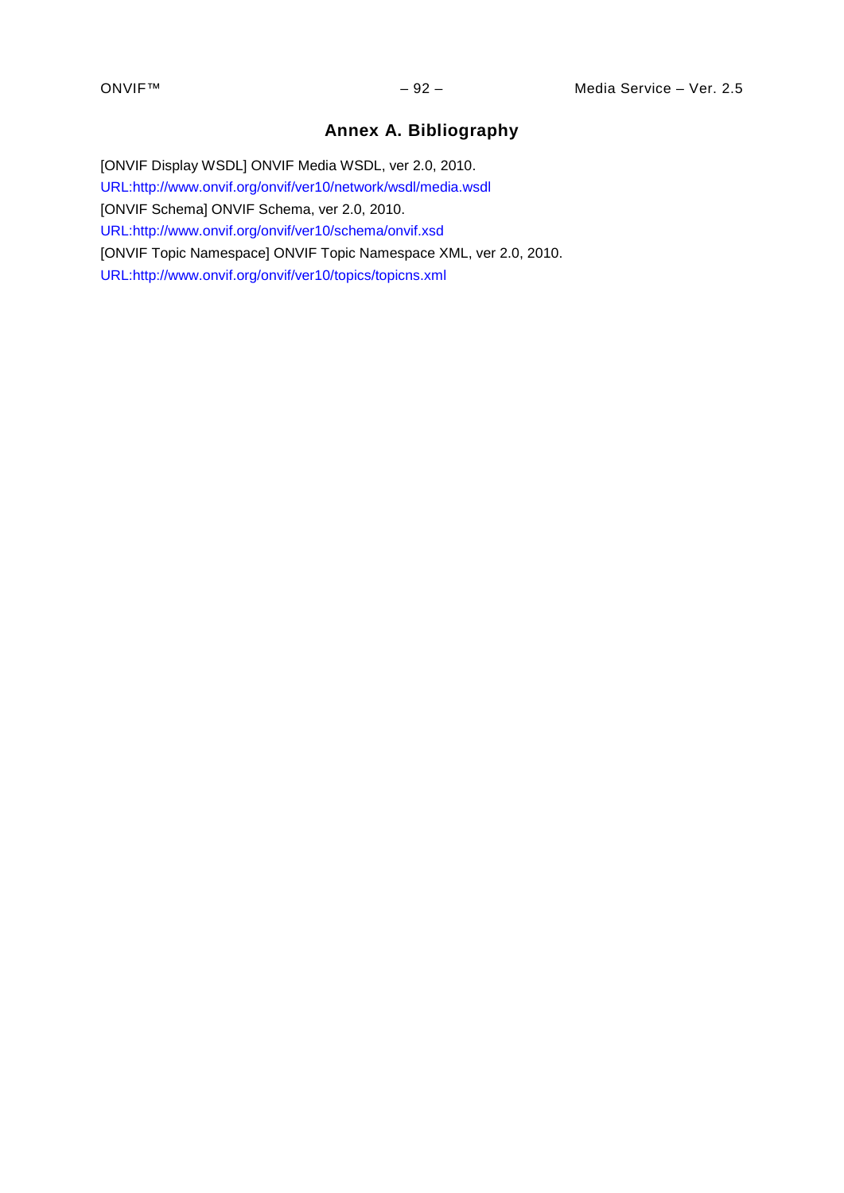# Annex A. Bibliography

[ONVIF Display WSDL] ONVIF Media WSDL, ver 2.0, 2010.
URL:http://www.onvif.org/onvif/ver10/network/wsdl/media.wsdl
[ONVIF Schema] ONVIF Schema, ver 2.0, 2010.
URL:http://www.onvif.org/onvif/ver10/schema/onvif.xsd
[ONVIF Topic Namespace] ONVIF Topic Namespace XML, ver 2.0, 2010.
URL:http://www.onvif.org/onvif/ver10/topics/topicns.xml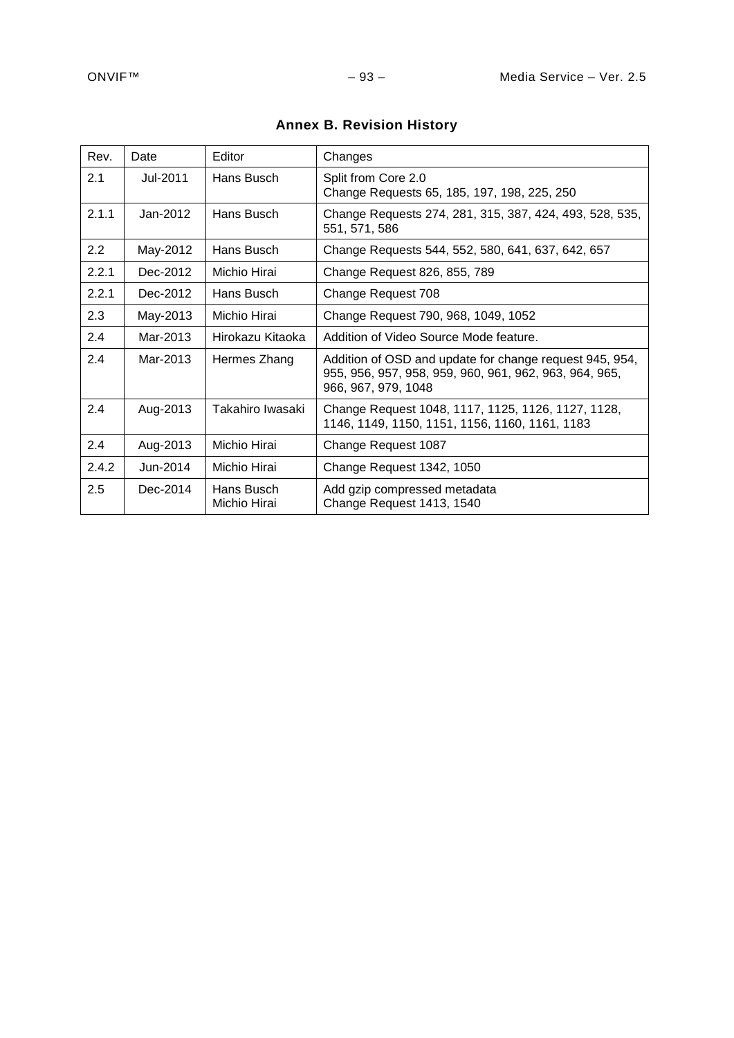# Annex B. Revision History

| Rev. | Date | Editor | Changes |
| --- | --- | --- | --- |
| 2.1 | Jul-2011 | Hans Busch | Split from Core 2.0<br>Change Requests 65, 185, 197, 198, 225, 250 |
| 2.1.1 | Jan-2012 | Hans Busch | Change Requests 274, 281, 315, 387, 424, 493, 528, 535, 551, 571, 586 |
| 2.2 | May-2012 | Hans Busch | Change Requests 544, 552, 580, 641, 637, 642, 657 |
| 2.2.1 | Dec-2012 | Michio Hirai | Change Request 826, 855, 789 |
| 2.2.1 | Dec-2012 | Hans Busch | Change Request 708 |
| 2.3 | May-2013 | Michio Hirai | Change Request 790, 968, 1049, 1052 |
| 2.4 | Mar-2013 | Hirokazu Kitaoka | Addition of Video Source Mode feature. |
| 2.4 | Mar-2013 | Hermes Zhang | Addition of OSD and update for change request 945, 954, 955, 956, 957, 958, 959, 960, 961, 962, 963, 964, 965, 966, 967, 979, 1048 |
| 2.4 | Aug-2013 | Takahiro Iwasaki | Change Request 1048, 1117, 1125, 1126, 1127, 1128, 1146, 1149, 1150, 1151, 1156, 1160, 1161, 1183 |
| 2.4 | Aug-2013 | Michio Hirai | Change Request 1087 |
| 2.4.2 | Jun-2014 | Michio Hirai | Change Request 1342, 1050 |
| 2.5 | Dec-2014 | Hans Busch<br>Michio Hirai | Add gzip compressed metadata<br>Change Request 1413, 1540 |